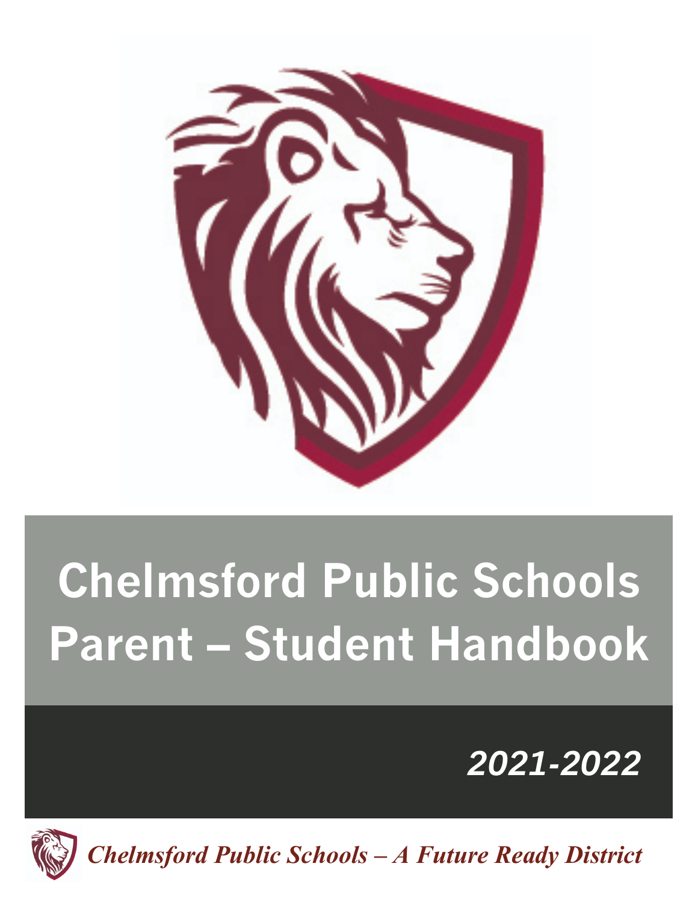# Chelmsford Public Schools Parent – Student Handbook

***2021-2022***

***Chelmsford Public Schools – A Future Ready District***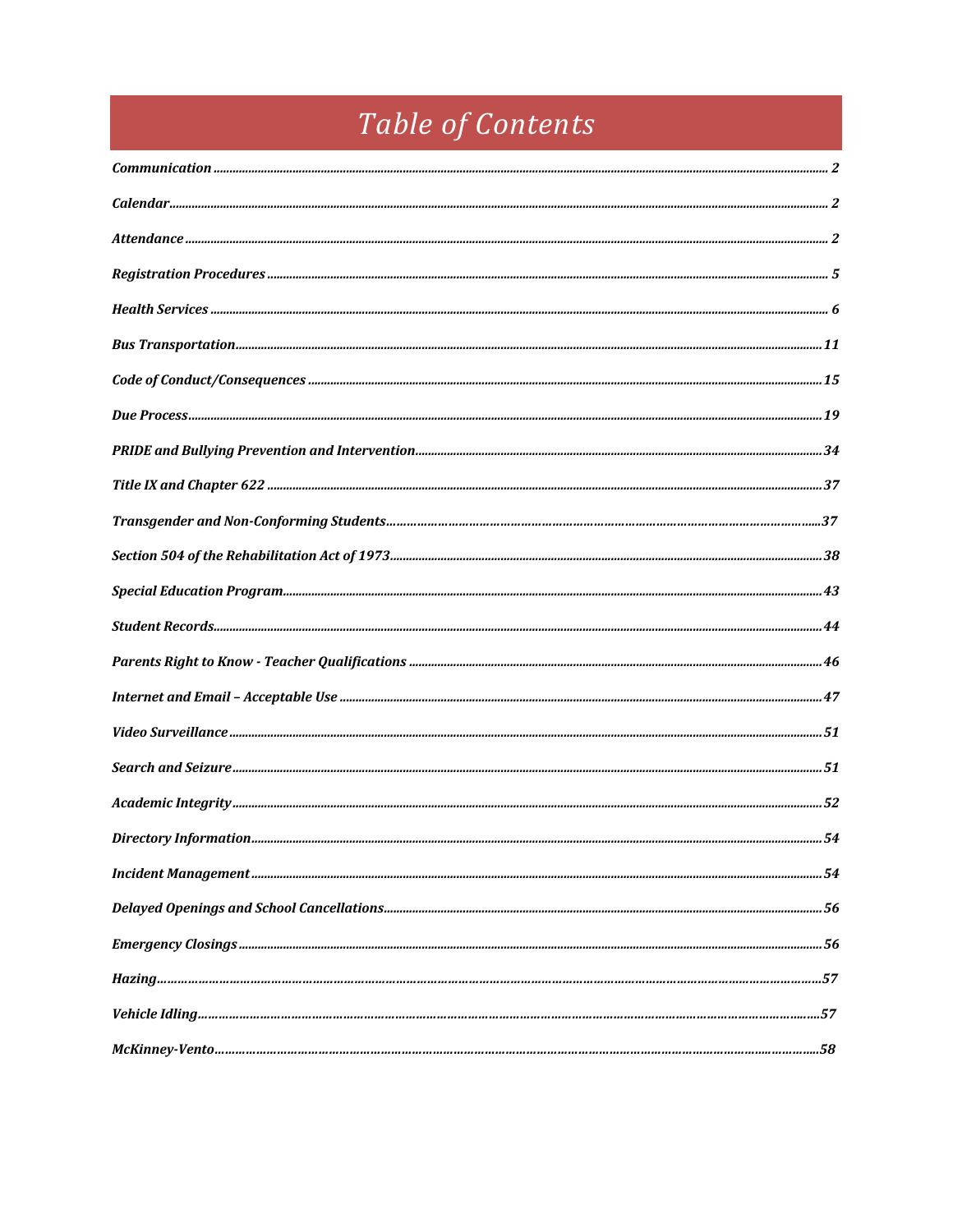# Table of Contents

| | |
|---|---|
| *Communication* | 2 |
| *Calendar* | 2 |
| *Attendance* | 2 |
| *Registration Procedures* | 5 |
| *Health Services* | 6 |
| *Bus Transportation* | 11 |
| *Code of Conduct/Consequences* | 15 |
| *Due Process* | 19 |
| *PRIDE and Bullying Prevention and Intervention* | 34 |
| *Title IX and Chapter 622* | 37 |
| *Transgender and Non-Conforming Students* | 37 |
| *Section 504 of the Rehabilitation Act of 1973* | 38 |
| *Special Education Program* | 43 |
| *Student Records* | 44 |
| *Parents Right to Know - Teacher Qualifications* | 46 |
| *Internet and Email – Acceptable Use* | 47 |
| *Video Surveillance* | 51 |
| *Search and Seizure* | 51 |
| *Academic Integrity* | 52 |
| *Directory Information* | 54 |
| *Incident Management* | 54 |
| *Delayed Openings and School Cancellations* | 56 |
| *Emergency Closings* | 56 |
| *Hazing* | 57 |
| *Vehicle Idling* | 57 |
| *McKinney-Vento* | 58 |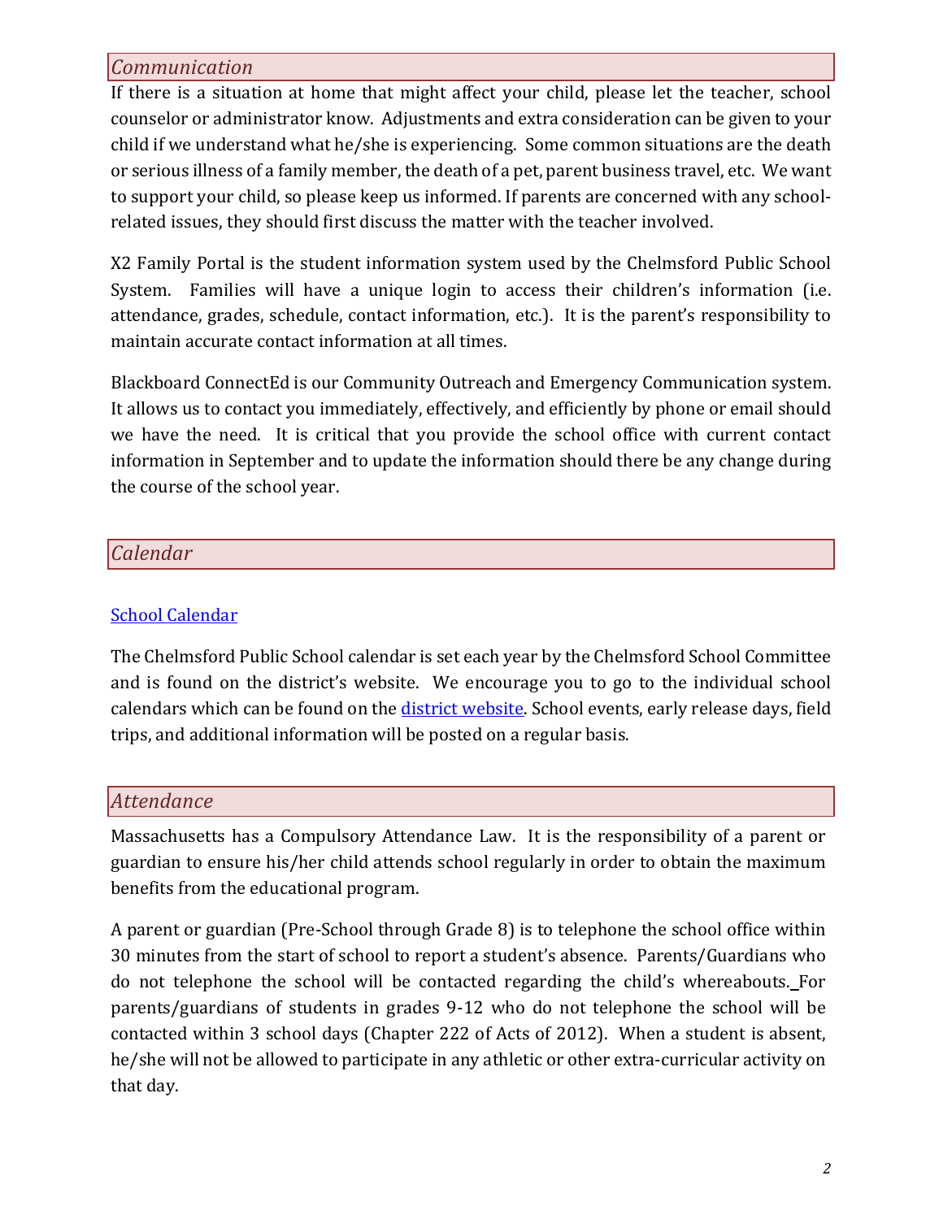## Communication

If there is a situation at home that might affect your child, please let the teacher, school counselor or administrator know. Adjustments and extra consideration can be given to your child if we understand what he/she is experiencing. Some common situations are the death or serious illness of a family member, the death of a pet, parent business travel, etc. We want to support your child, so please keep us informed. If parents are concerned with any school-related issues, they should first discuss the matter with the teacher involved.

X2 Family Portal is the student information system used by the Chelmsford Public School System. Families will have a unique login to access their children's information (i.e. attendance, grades, schedule, contact information, etc.). It is the parent's responsibility to maintain accurate contact information at all times.

Blackboard ConnectEd is our Community Outreach and Emergency Communication system. It allows us to contact you immediately, effectively, and efficiently by phone or email should we have the need. It is critical that you provide the school office with current contact information in September and to update the information should there be any change during the course of the school year.

## Calendar

School Calendar

The Chelmsford Public School calendar is set each year by the Chelmsford School Committee and is found on the district's website. We encourage you to go to the individual school calendars which can be found on the district website. School events, early release days, field trips, and additional information will be posted on a regular basis.

## Attendance

Massachusetts has a Compulsory Attendance Law. It is the responsibility of a parent or guardian to ensure his/her child attends school regularly in order to obtain the maximum benefits from the educational program.

A parent or guardian (Pre-School through Grade 8) is to telephone the school office within 30 minutes from the start of school to report a student's absence. Parents/Guardians who do not telephone the school will be contacted regarding the child's whereabouts. For parents/guardians of students in grades 9-12 who do not telephone the school will be contacted within 3 school days (Chapter 222 of Acts of 2012). When a student is absent, he/she will not be allowed to participate in any athletic or other extra-curricular activity on that day.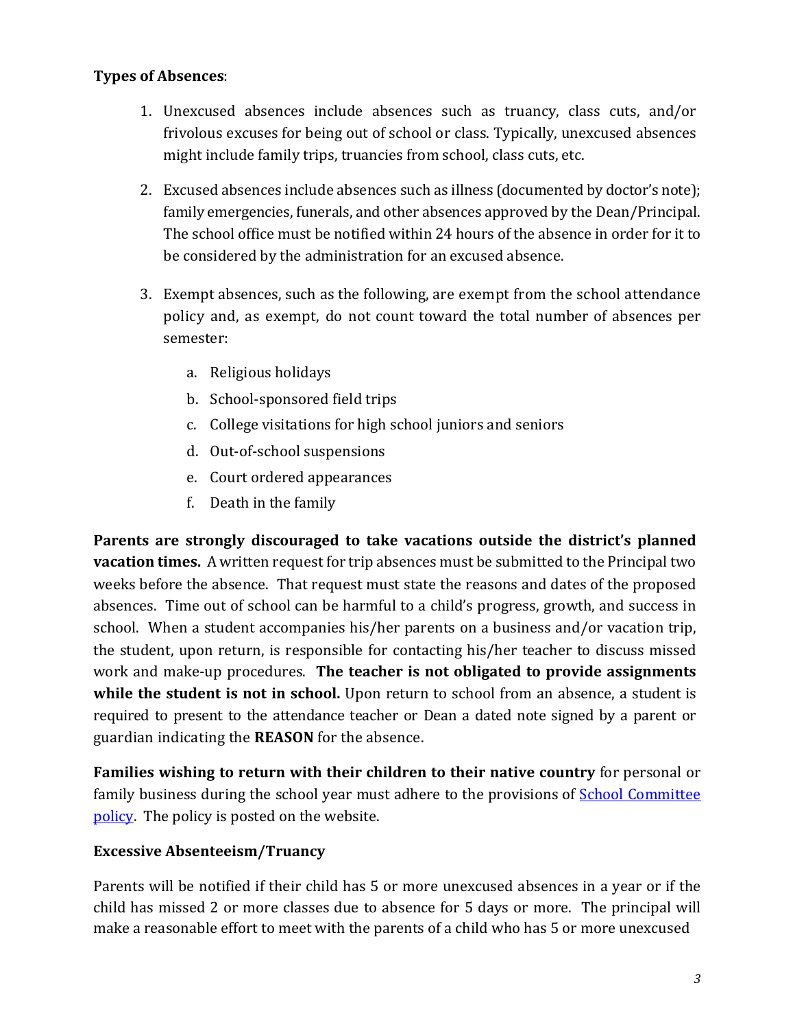**Types of Absences**:

1. Unexcused absences include absences such as truancy, class cuts, and/or frivolous excuses for being out of school or class. Typically, unexcused absences might include family trips, truancies from school, class cuts, etc.

2. Excused absences include absences such as illness (documented by doctor's note); family emergencies, funerals, and other absences approved by the Dean/Principal. The school office must be notified within 24 hours of the absence in order for it to be considered by the administration for an excused absence.

3. Exempt absences, such as the following, are exempt from the school attendance policy and, as exempt, do not count toward the total number of absences per semester:

   a. Religious holidays
   b. School-sponsored field trips
   c. College visitations for high school juniors and seniors
   d. Out-of-school suspensions
   e. Court ordered appearances
   f. Death in the family

**Parents are strongly discouraged to take vacations outside the district's planned vacation times.** A written request for trip absences must be submitted to the Principal two weeks before the absence. That request must state the reasons and dates of the proposed absences. Time out of school can be harmful to a child's progress, growth, and success in school. When a student accompanies his/her parents on a business and/or vacation trip, the student, upon return, is responsible for contacting his/her teacher to discuss missed work and make-up procedures. **The teacher is not obligated to provide assignments while the student is not in school.** Upon return to school from an absence, a student is required to present to the attendance teacher or Dean a dated note signed by a parent or guardian indicating the **REASON** for the absence.

**Families wishing to return with their children to their native country** for personal or family business during the school year must adhere to the provisions of School Committee policy. The policy is posted on the website.

**Excessive Absenteeism/Truancy**

Parents will be notified if their child has 5 or more unexcused absences in a year or if the child has missed 2 or more classes due to absence for 5 days or more. The principal will make a reasonable effort to meet with the parents of a child who has 5 or more unexcused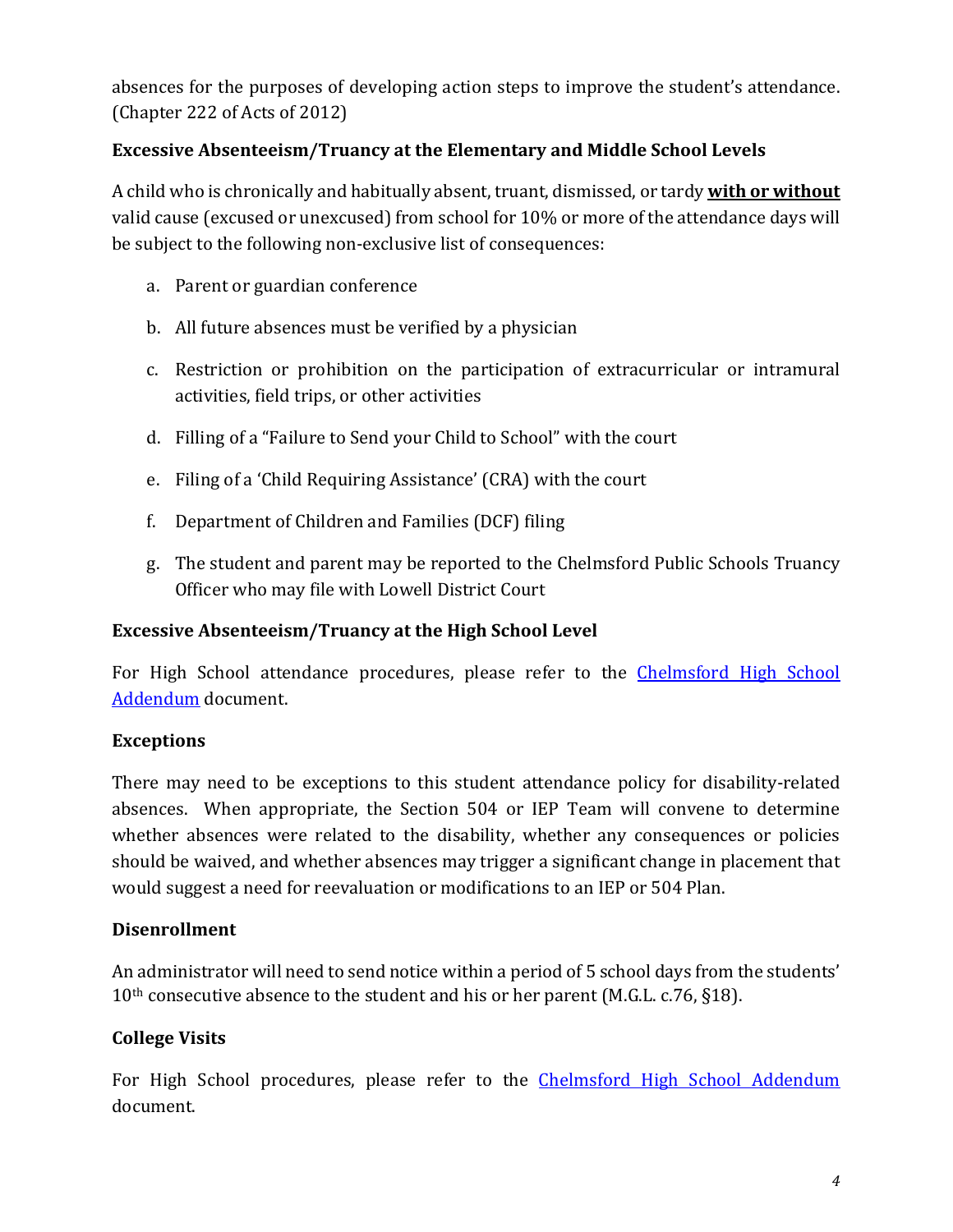absences for the purposes of developing action steps to improve the student's attendance. (Chapter 222 of Acts of 2012)

**Excessive Absenteeism/Truancy at the Elementary and Middle School Levels**

A child who is chronically and habitually absent, truant, dismissed, or tardy **with or without** valid cause (excused or unexcused) from school for 10% or more of the attendance days will be subject to the following non-exclusive list of consequences:

a. Parent or guardian conference

b. All future absences must be verified by a physician

c. Restriction or prohibition on the participation of extracurricular or intramural activities, field trips, or other activities

d. Filling of a "Failure to Send your Child to School" with the court

e. Filing of a 'Child Requiring Assistance' (CRA) with the court

f. Department of Children and Families (DCF) filing

g. The student and parent may be reported to the Chelmsford Public Schools Truancy Officer who may file with Lowell District Court

**Excessive Absenteeism/Truancy at the High School Level**

For High School attendance procedures, please refer to the Chelmsford High School Addendum document.

**Exceptions**

There may need to be exceptions to this student attendance policy for disability-related absences. When appropriate, the Section 504 or IEP Team will convene to determine whether absences were related to the disability, whether any consequences or policies should be waived, and whether absences may trigger a significant change in placement that would suggest a need for reevaluation or modifications to an IEP or 504 Plan.

**Disenrollment**

An administrator will need to send notice within a period of 5 school days from the students' 10th consecutive absence to the student and his or her parent (M.G.L. c.76, §18).

**College Visits**

For High School procedures, please refer to the Chelmsford High School Addendum document.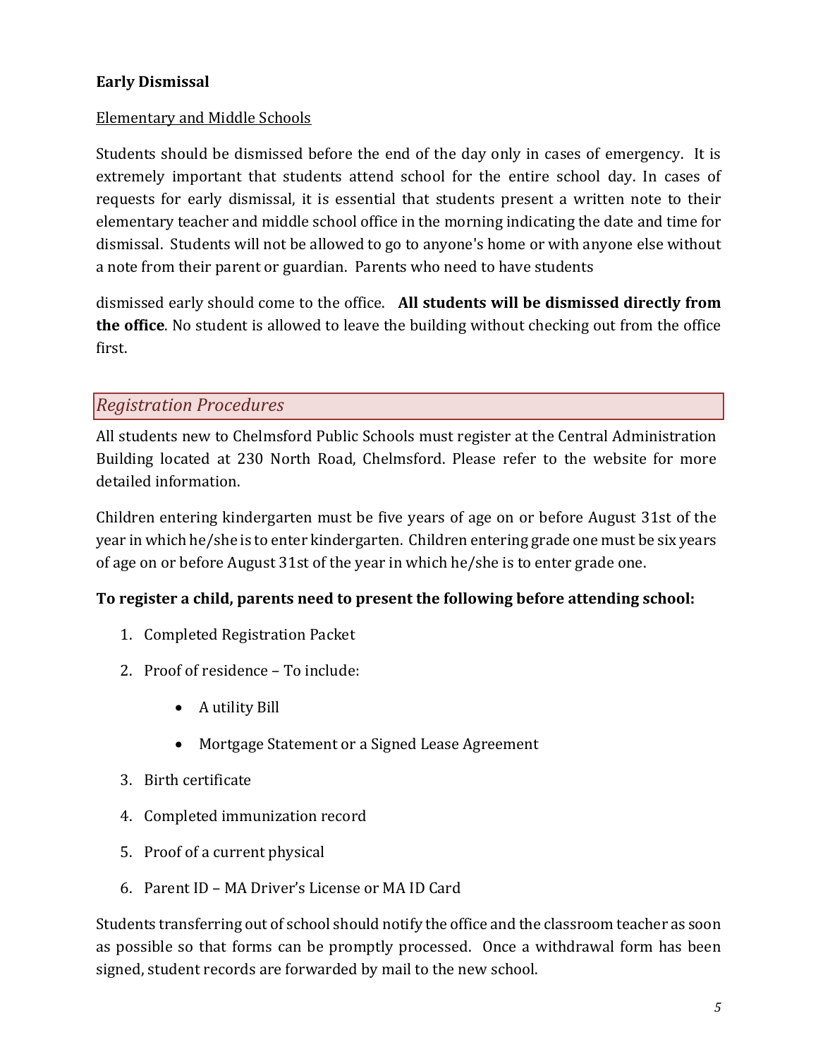**Early Dismissal**

Elementary and Middle Schools

Students should be dismissed before the end of the day only in cases of emergency. It is extremely important that students attend school for the entire school day. In cases of requests for early dismissal, it is essential that students present a written note to their elementary teacher and middle school office in the morning indicating the date and time for dismissal. Students will not be allowed to go to anyone's home or with anyone else without a note from their parent or guardian. Parents who need to have students dismissed early should come to the office. **All students will be dismissed directly from the office**. No student is allowed to leave the building without checking out from the office first.

## *Registration Procedures*

All students new to Chelmsford Public Schools must register at the Central Administration Building located at 230 North Road, Chelmsford. Please refer to the website for more detailed information.

Children entering kindergarten must be five years of age on or before August 31st of the year in which he/she is to enter kindergarten. Children entering grade one must be six years of age on or before August 31st of the year in which he/she is to enter grade one.

**To register a child, parents need to present the following before attending school:**

1. Completed Registration Packet
2. Proof of residence – To include:
    - A utility Bill
    - Mortgage Statement or a Signed Lease Agreement
3. Birth certificate
4. Completed immunization record
5. Proof of a current physical
6. Parent ID – MA Driver's License or MA ID Card

Students transferring out of school should notify the office and the classroom teacher as soon as possible so that forms can be promptly processed. Once a withdrawal form has been signed, student records are forwarded by mail to the new school.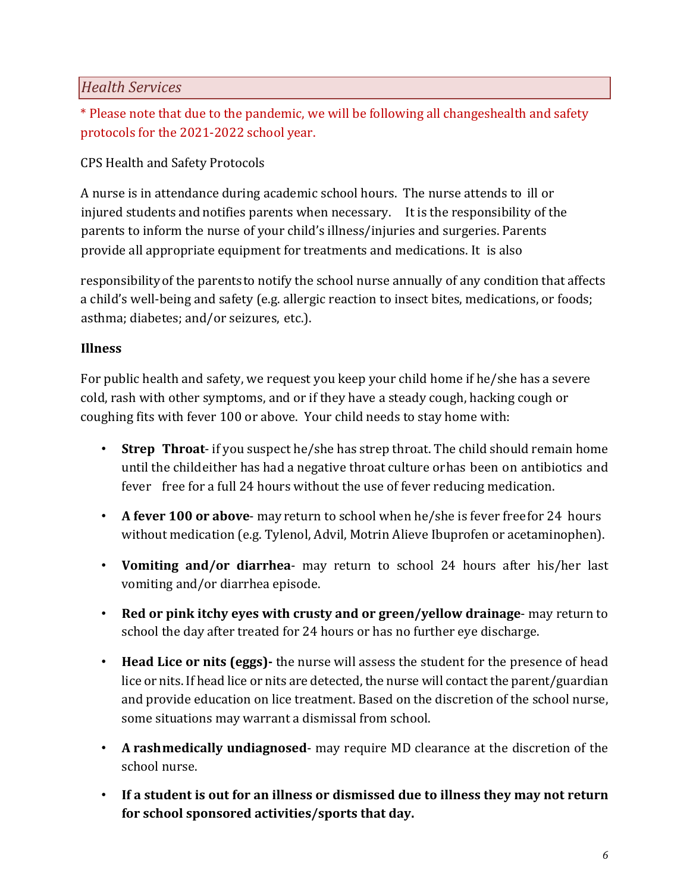## *Health Services*

* Please note that due to the pandemic, we will be following all changeshealth and safety protocols for the 2021-2022 school year.

CPS Health and Safety Protocols

A nurse is in attendance during academic school hours. The nurse attends to ill or injured students and notifies parents when necessary. It is the responsibility of the parents to inform the nurse of your child's illness/injuries and surgeries. Parents provide all appropriate equipment for treatments and medications. It is also

responsibility of the parents to notify the school nurse annually of any condition that affects a child's well-being and safety (e.g. allergic reaction to insect bites, medications, or foods; asthma; diabetes; and/or seizures, etc.).

### Illness

For public health and safety, we request you keep your child home if he/she has a severe cold, rash with other symptoms, and or if they have a steady cough, hacking cough or coughing fits with fever 100 or above. Your child needs to stay home with:

- **Strep Throat**- if you suspect he/she has strep throat. The child should remain home until the child either has had a negative throat culture or has been on antibiotics and fever free for a full 24 hours without the use of fever reducing medication.
- **A fever 100 or above**- may return to school when he/she is fever free for 24 hours without medication (e.g. Tylenol, Advil, Motrin Alieve Ibuprofen or acetaminophen).
- **Vomiting and/or diarrhea**- may return to school 24 hours after his/her last vomiting and/or diarrhea episode.
- **Red or pink itchy eyes with crusty and or green/yellow drainage**- may return to school the day after treated for 24 hours or has no further eye discharge.
- **Head Lice or nits (eggs)-** the nurse will assess the student for the presence of head lice or nits. If head lice or nits are detected, the nurse will contact the parent/guardian and provide education on lice treatment. Based on the discretion of the school nurse, some situations may warrant a dismissal from school.
- **A rash medically undiagnosed**- may require MD clearance at the discretion of the school nurse.
- **If a student is out for an illness or dismissed due to illness they may not return for school sponsored activities/sports that day.**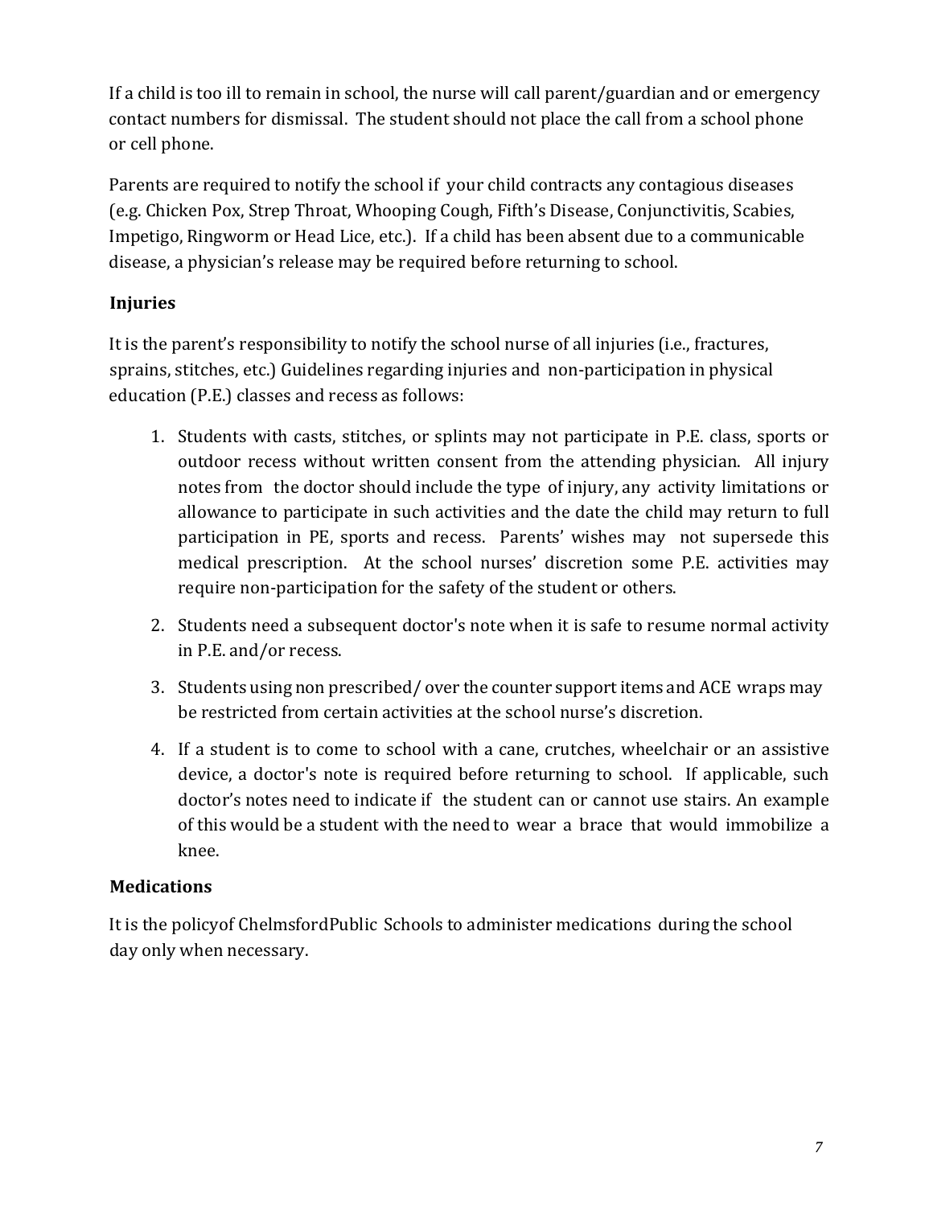If a child is too ill to remain in school, the nurse will call parent/guardian and or emergency contact numbers for dismissal. The student should not place the call from a school phone or cell phone.

Parents are required to notify the school if your child contracts any contagious diseases (e.g. Chicken Pox, Strep Throat, Whooping Cough, Fifth's Disease, Conjunctivitis, Scabies, Impetigo, Ringworm or Head Lice, etc.). If a child has been absent due to a communicable disease, a physician's release may be required before returning to school.

### Injuries

It is the parent's responsibility to notify the school nurse of all injuries (i.e., fractures, sprains, stitches, etc.) Guidelines regarding injuries and non-participation in physical education (P.E.) classes and recess as follows:

1. Students with casts, stitches, or splints may not participate in P.E. class, sports or outdoor recess without written consent from the attending physician. All injury notes from the doctor should include the type of injury, any activity limitations or allowance to participate in such activities and the date the child may return to full participation in PE, sports and recess. Parents' wishes may not supersede this medical prescription. At the school nurses' discretion some P.E. activities may require non-participation for the safety of the student or others.
2. Students need a subsequent doctor's note when it is safe to resume normal activity in P.E. and/or recess.
3. Students using non prescribed/ over the counter support items and ACE wraps may be restricted from certain activities at the school nurse's discretion.
4. If a student is to come to school with a cane, crutches, wheelchair or an assistive device, a doctor's note is required before returning to school. If applicable, such doctor's notes need to indicate if the student can or cannot use stairs. An example of this would be a student with the need to wear a brace that would immobilize a knee.

### Medications

It is the policyof ChelmsfordPublic Schools to administer medications during the school day only when necessary.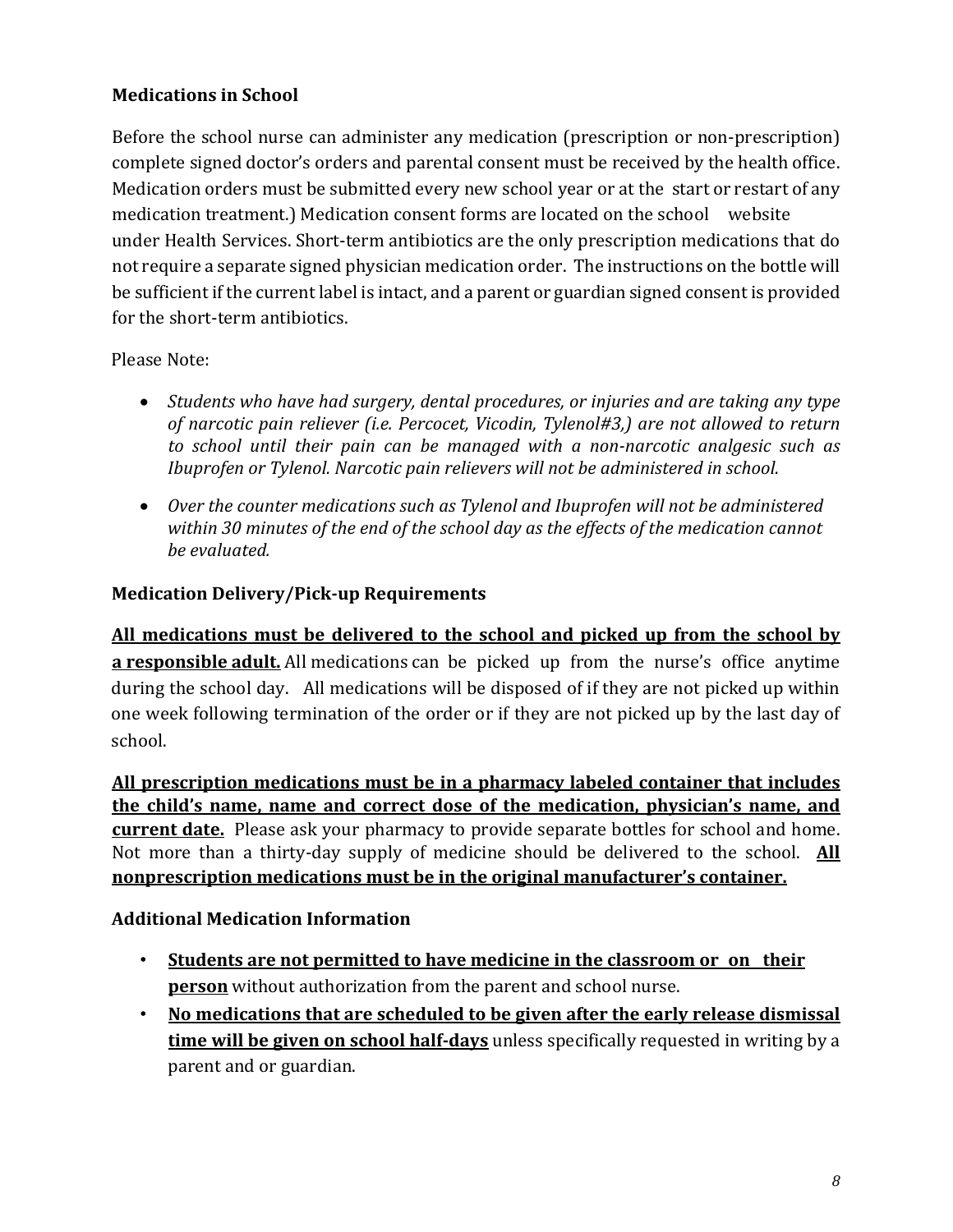### Medications in School

Before the school nurse can administer any medication (prescription or non-prescription) complete signed doctor's orders and parental consent must be received by the health office. Medication orders must be submitted every new school year or at the start or restart of any medication treatment.) Medication consent forms are located on the school website under Health Services. Short-term antibiotics are the only prescription medications that do not require a separate signed physician medication order. The instructions on the bottle will be sufficient if the current label is intact, and a parent or guardian signed consent is provided for the short-term antibiotics.

Please Note:

- *Students who have had surgery, dental procedures, or injuries and are taking any type of narcotic pain reliever (i.e. Percocet, Vicodin, Tylenol#3,) are not allowed to return to school until their pain can be managed with a non-narcotic analgesic such as Ibuprofen or Tylenol. Narcotic pain relievers will not be administered in school.*
- *Over the counter medications such as Tylenol and Ibuprofen will not be administered within 30 minutes of the end of the school day as the effects of the medication cannot be evaluated.*

### Medication Delivery/Pick-up Requirements

<u>**All medications must be delivered to the school and picked up from the school by a responsible adult.**</u> All medications can be picked up from the nurse's office anytime during the school day. All medications will be disposed of if they are not picked up within one week following termination of the order or if they are not picked up by the last day of school.

<u>**All prescription medications must be in a pharmacy labeled container that includes the child's name, name and correct dose of the medication, physician's name, and current date.**</u> Please ask your pharmacy to provide separate bottles for school and home. Not more than a thirty-day supply of medicine should be delivered to the school. <u>**All nonprescription medications must be in the original manufacturer's container.**</u>

### Additional Medication Information

- <u>**Students are not permitted to have medicine in the classroom or on their person**</u> without authorization from the parent and school nurse.
- <u>**No medications that are scheduled to be given after the early release dismissal time will be given on school half-days**</u> unless specifically requested in writing by a parent and or guardian.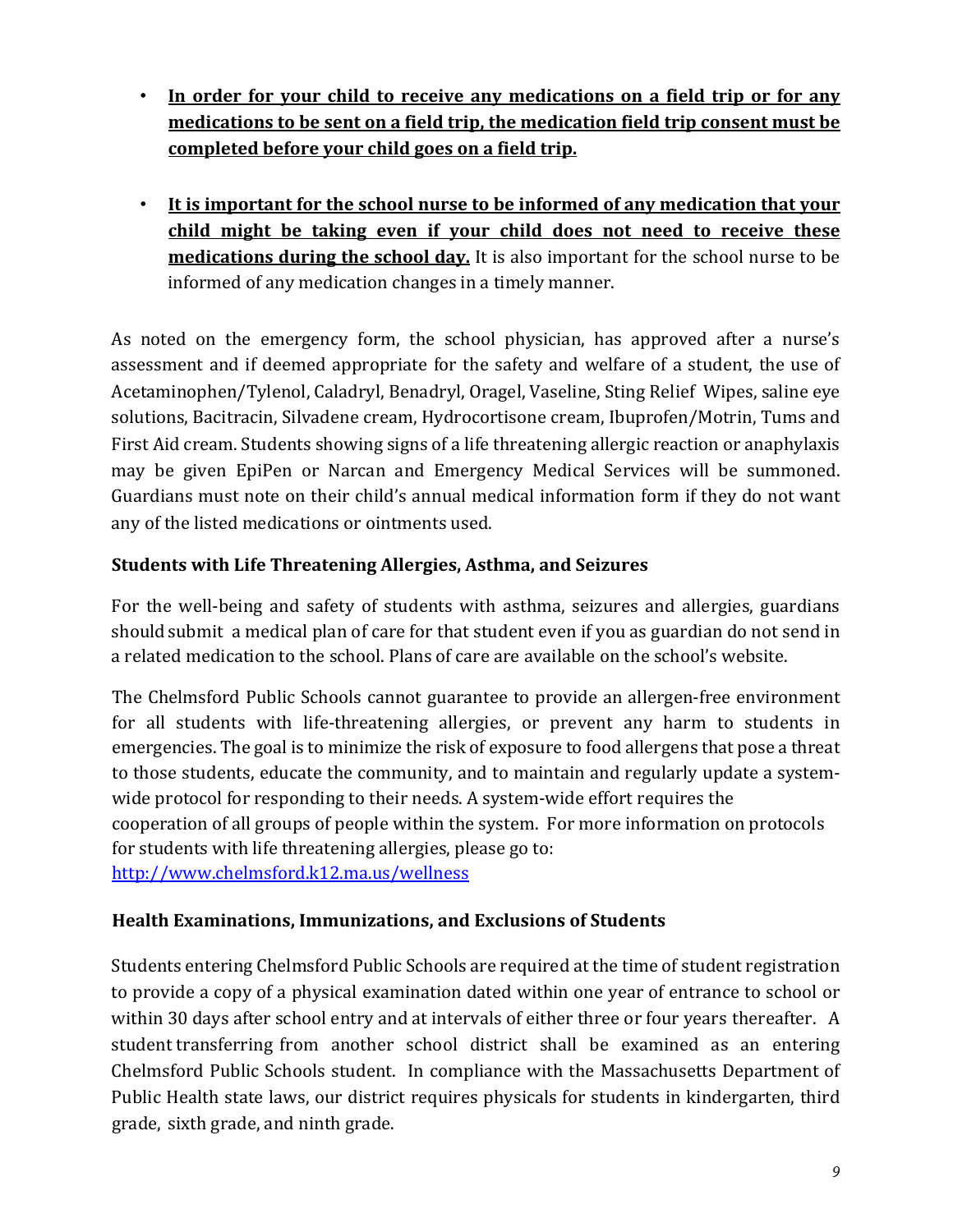- **In order for your child to receive any medications on a field trip or for any medications to be sent on a field trip, the medication field trip consent must be completed before your child goes on a field trip.**

- **It is important for the school nurse to be informed of any medication that your child might be taking even if your child does not need to receive these medications during the school day.** It is also important for the school nurse to be informed of any medication changes in a timely manner.

As noted on the emergency form, the school physician, has approved after a nurse's assessment and if deemed appropriate for the safety and welfare of a student, the use of Acetaminophen/Tylenol, Caladryl, Benadryl, Oragel, Vaseline, Sting Relief Wipes, saline eye solutions, Bacitracin, Silvadene cream, Hydrocortisone cream, Ibuprofen/Motrin, Tums and First Aid cream. Students showing signs of a life threatening allergic reaction or anaphylaxis may be given EpiPen or Narcan and Emergency Medical Services will be summoned. Guardians must note on their child's annual medical information form if they do not want any of the listed medications or ointments used.

### Students with Life Threatening Allergies, Asthma, and Seizures

For the well-being and safety of students with asthma, seizures and allergies, guardians should submit a medical plan of care for that student even if you as guardian do not send in a related medication to the school. Plans of care are available on the school's website.

The Chelmsford Public Schools cannot guarantee to provide an allergen-free environment for all students with life-threatening allergies, or prevent any harm to students in emergencies. The goal is to minimize the risk of exposure to food allergens that pose a threat to those students, educate the community, and to maintain and regularly update a system-wide protocol for responding to their needs. A system-wide effort requires the cooperation of all groups of people within the system. For more information on protocols for students with life threatening allergies, please go to: http://www.chelmsford.k12.ma.us/wellness

### Health Examinations, Immunizations, and Exclusions of Students

Students entering Chelmsford Public Schools are required at the time of student registration to provide a copy of a physical examination dated within one year of entrance to school or within 30 days after school entry and at intervals of either three or four years thereafter. A student transferring from another school district shall be examined as an entering Chelmsford Public Schools student. In compliance with the Massachusetts Department of Public Health state laws, our district requires physicals for students in kindergarten, third grade, sixth grade, and ninth grade.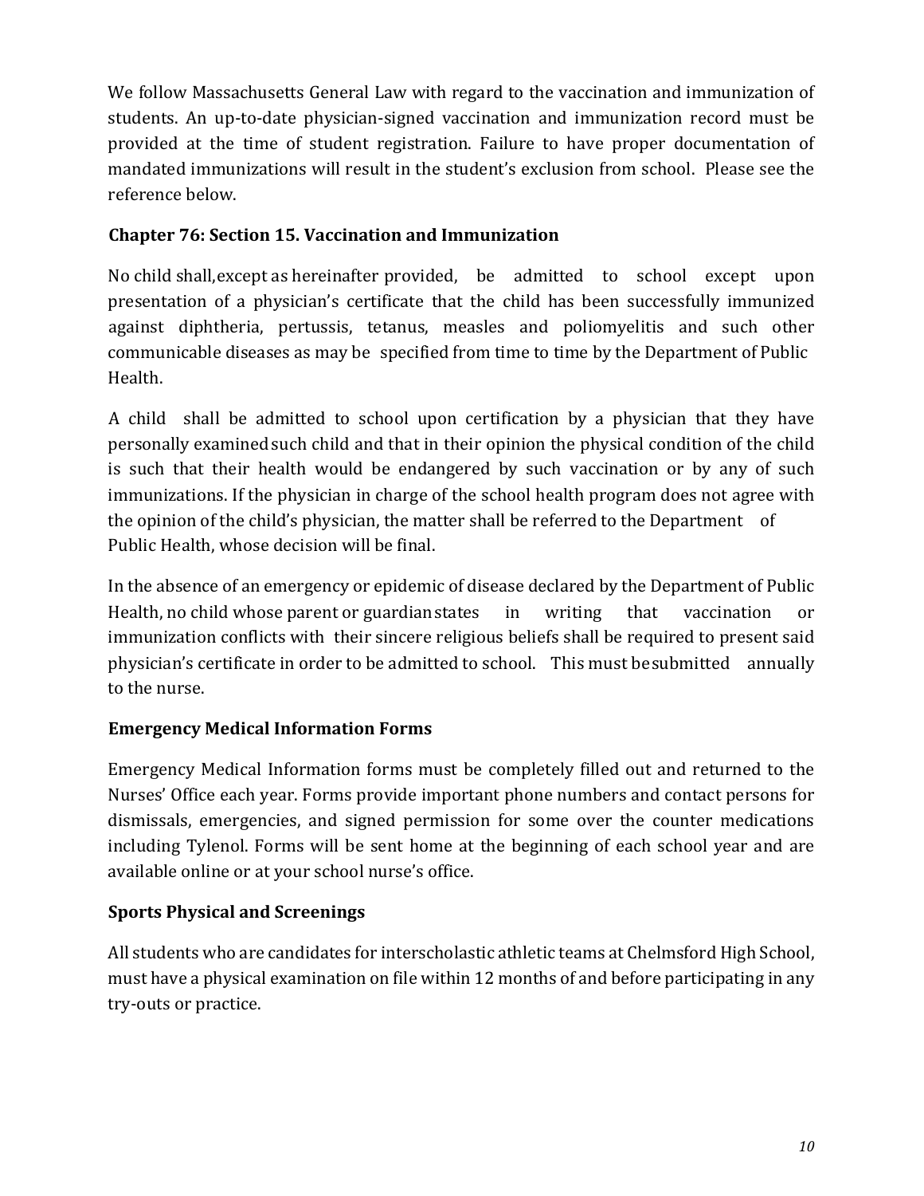We follow Massachusetts General Law with regard to the vaccination and immunization of students. An up-to-date physician-signed vaccination and immunization record must be provided at the time of student registration. Failure to have proper documentation of mandated immunizations will result in the student's exclusion from school. Please see the reference below.

### Chapter 76: Section 15. Vaccination and Immunization

No child shall, except as hereinafter provided, be admitted to school except upon presentation of a physician's certificate that the child has been successfully immunized against diphtheria, pertussis, tetanus, measles and poliomyelitis and such other communicable diseases as may be specified from time to time by the Department of Public Health.

A child shall be admitted to school upon certification by a physician that they have personally examined such child and that in their opinion the physical condition of the child is such that their health would be endangered by such vaccination or by any of such immunizations. If the physician in charge of the school health program does not agree with the opinion of the child's physician, the matter shall be referred to the Department of Public Health, whose decision will be final.

In the absence of an emergency or epidemic of disease declared by the Department of Public Health, no child whose parent or guardian states in writing that vaccination or immunization conflicts with their sincere religious beliefs shall be required to present said physician's certificate in order to be admitted to school. This must be submitted annually to the nurse.

### Emergency Medical Information Forms

Emergency Medical Information forms must be completely filled out and returned to the Nurses' Office each year. Forms provide important phone numbers and contact persons for dismissals, emergencies, and signed permission for some over the counter medications including Tylenol. Forms will be sent home at the beginning of each school year and are available online or at your school nurse's office.

### Sports Physical and Screenings

All students who are candidates for interscholastic athletic teams at Chelmsford High School, must have a physical examination on file within 12 months of and before participating in any try-outs or practice.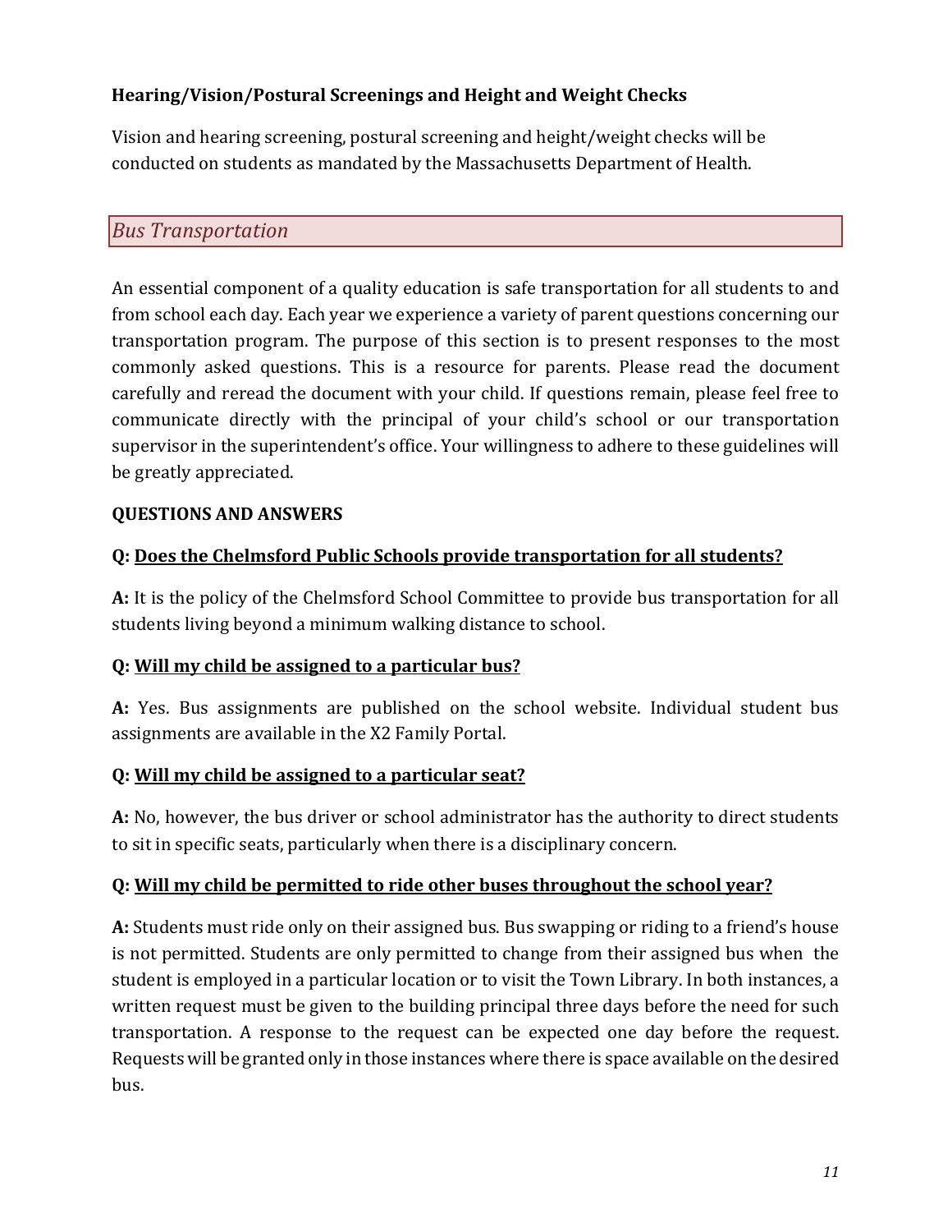**Hearing/Vision/Postural Screenings and Height and Weight Checks**

Vision and hearing screening, postural screening and height/weight checks will be conducted on students as mandated by the Massachusetts Department of Health.

## *Bus Transportation*

An essential component of a quality education is safe transportation for all students to and from school each day. Each year we experience a variety of parent questions concerning our transportation program. The purpose of this section is to present responses to the most commonly asked questions. This is a resource for parents. Please read the document carefully and reread the document with your child. If questions remain, please feel free to communicate directly with the principal of your child's school or our transportation supervisor in the superintendent's office. Your willingness to adhere to these guidelines will be greatly appreciated.

**QUESTIONS AND ANSWERS**

**Q: <u>Does the Chelmsford Public Schools provide transportation for all students?</u>**

**A:** It is the policy of the Chelmsford School Committee to provide bus transportation for all students living beyond a minimum walking distance to school.

**Q: <u>Will my child be assigned to a particular bus?</u>**

**A:** Yes. Bus assignments are published on the school website. Individual student bus assignments are available in the X2 Family Portal.

**Q: <u>Will my child be assigned to a particular seat?</u>**

**A:** No, however, the bus driver or school administrator has the authority to direct students to sit in specific seats, particularly when there is a disciplinary concern.

**Q: <u>Will my child be permitted to ride other buses throughout the school year?</u>**

**A:** Students must ride only on their assigned bus. Bus swapping or riding to a friend's house is not permitted. Students are only permitted to change from their assigned bus when the student is employed in a particular location or to visit the Town Library. In both instances, a written request must be given to the building principal three days before the need for such transportation. A response to the request can be expected one day before the request. Requests will be granted only in those instances where there is space available on the desired bus.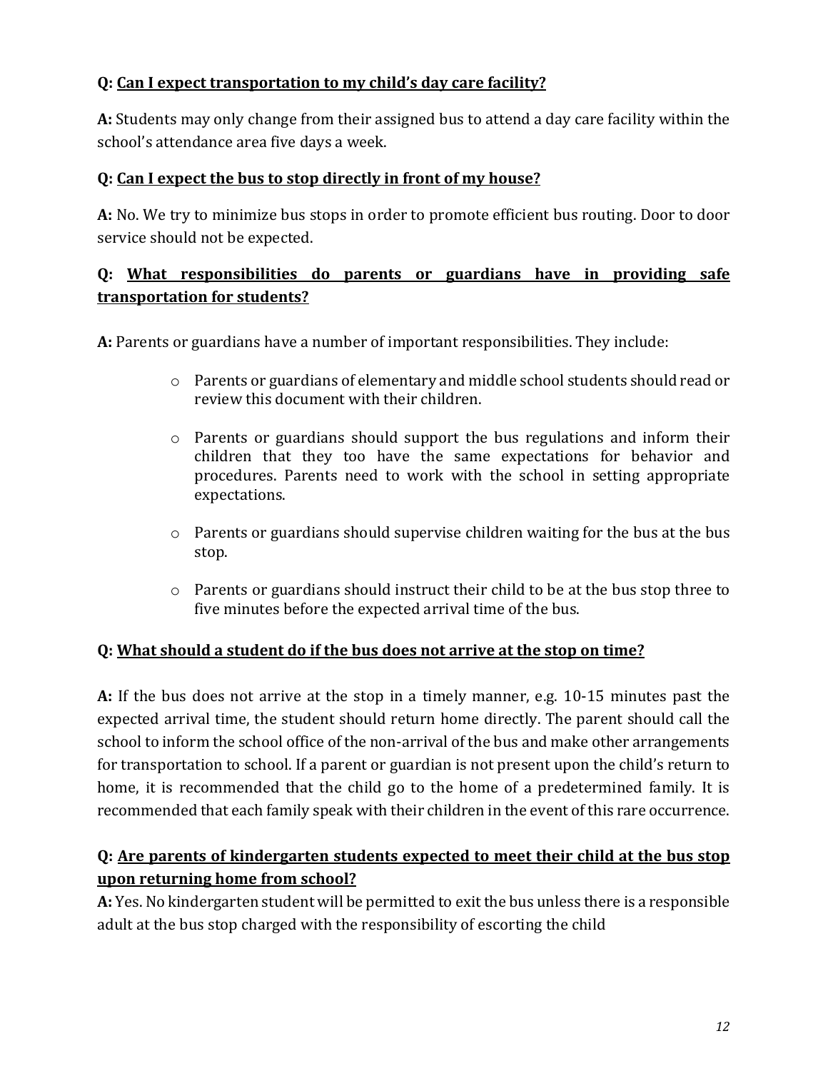**Q: <u>Can I expect transportation to my child's day care facility?</u>**

**A:** Students may only change from their assigned bus to attend a day care facility within the school's attendance area five days a week.

**Q: <u>Can I expect the bus to stop directly in front of my house?</u>**

**A:** No. We try to minimize bus stops in order to promote efficient bus routing. Door to door service should not be expected.

**Q: <u>What responsibilities do parents or guardians have in providing safe transportation for students?</u>**

**A:** Parents or guardians have a number of important responsibilities. They include:

- Parents or guardians of elementary and middle school students should read or review this document with their children.
- Parents or guardians should support the bus regulations and inform their children that they too have the same expectations for behavior and procedures. Parents need to work with the school in setting appropriate expectations.
- Parents or guardians should supervise children waiting for the bus at the bus stop.
- Parents or guardians should instruct their child to be at the bus stop three to five minutes before the expected arrival time of the bus.

**Q: <u>What should a student do if the bus does not arrive at the stop on time?</u>**

**A:** If the bus does not arrive at the stop in a timely manner, e.g. 10-15 minutes past the expected arrival time, the student should return home directly. The parent should call the school to inform the school office of the non-arrival of the bus and make other arrangements for transportation to school. If a parent or guardian is not present upon the child's return to home, it is recommended that the child go to the home of a predetermined family. It is recommended that each family speak with their children in the event of this rare occurrence.

**Q: <u>Are parents of kindergarten students expected to meet their child at the bus stop upon returning home from school?</u>**

**A:** Yes. No kindergarten student will be permitted to exit the bus unless there is a responsible adult at the bus stop charged with the responsibility of escorting the child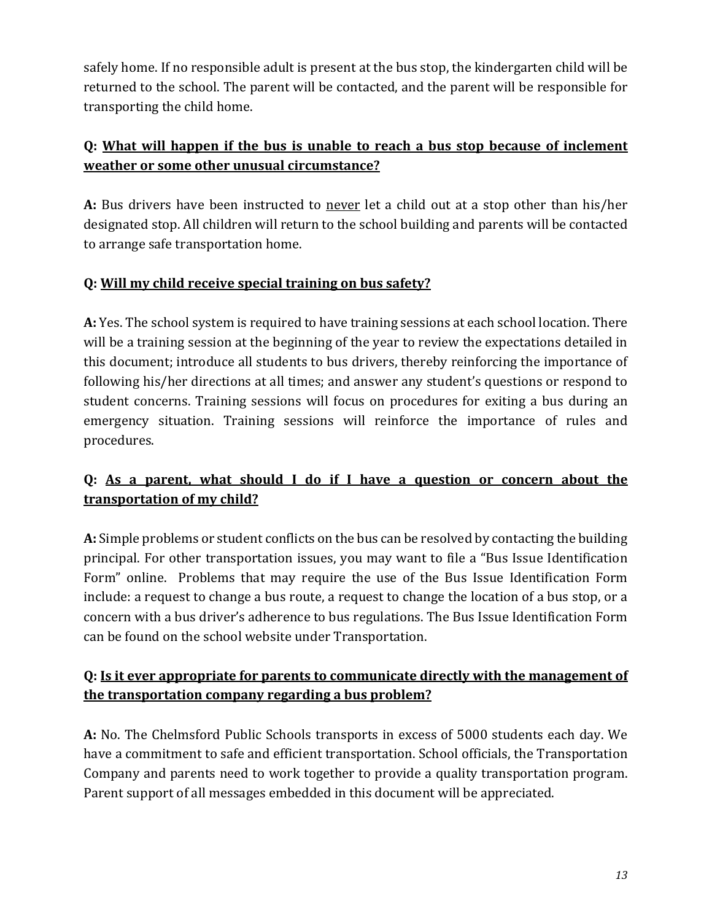safely home. If no responsible adult is present at the bus stop, the kindergarten child will be returned to the school. The parent will be contacted, and the parent will be responsible for transporting the child home.

**Q: <u>What will happen if the bus is unable to reach a bus stop because of inclement weather or some other unusual circumstance?</u>**

**A:** Bus drivers have been instructed to <u>never</u> let a child out at a stop other than his/her designated stop. All children will return to the school building and parents will be contacted to arrange safe transportation home.

**Q: <u>Will my child receive special training on bus safety?</u>**

**A:** Yes. The school system is required to have training sessions at each school location. There will be a training session at the beginning of the year to review the expectations detailed in this document; introduce all students to bus drivers, thereby reinforcing the importance of following his/her directions at all times; and answer any student's questions or respond to student concerns. Training sessions will focus on procedures for exiting a bus during an emergency situation. Training sessions will reinforce the importance of rules and procedures.

**Q: <u>As a parent, what should I do if I have a question or concern about the transportation of my child?</u>**

**A:** Simple problems or student conflicts on the bus can be resolved by contacting the building principal. For other transportation issues, you may want to file a "Bus Issue Identification Form" online. Problems that may require the use of the Bus Issue Identification Form include: a request to change a bus route, a request to change the location of a bus stop, or a concern with a bus driver's adherence to bus regulations. The Bus Issue Identification Form can be found on the school website under Transportation.

**Q: <u>Is it ever appropriate for parents to communicate directly with the management of the transportation company regarding a bus problem?</u>**

**A:** No. The Chelmsford Public Schools transports in excess of 5000 students each day. We have a commitment to safe and efficient transportation. School officials, the Transportation Company and parents need to work together to provide a quality transportation program. Parent support of all messages embedded in this document will be appreciated.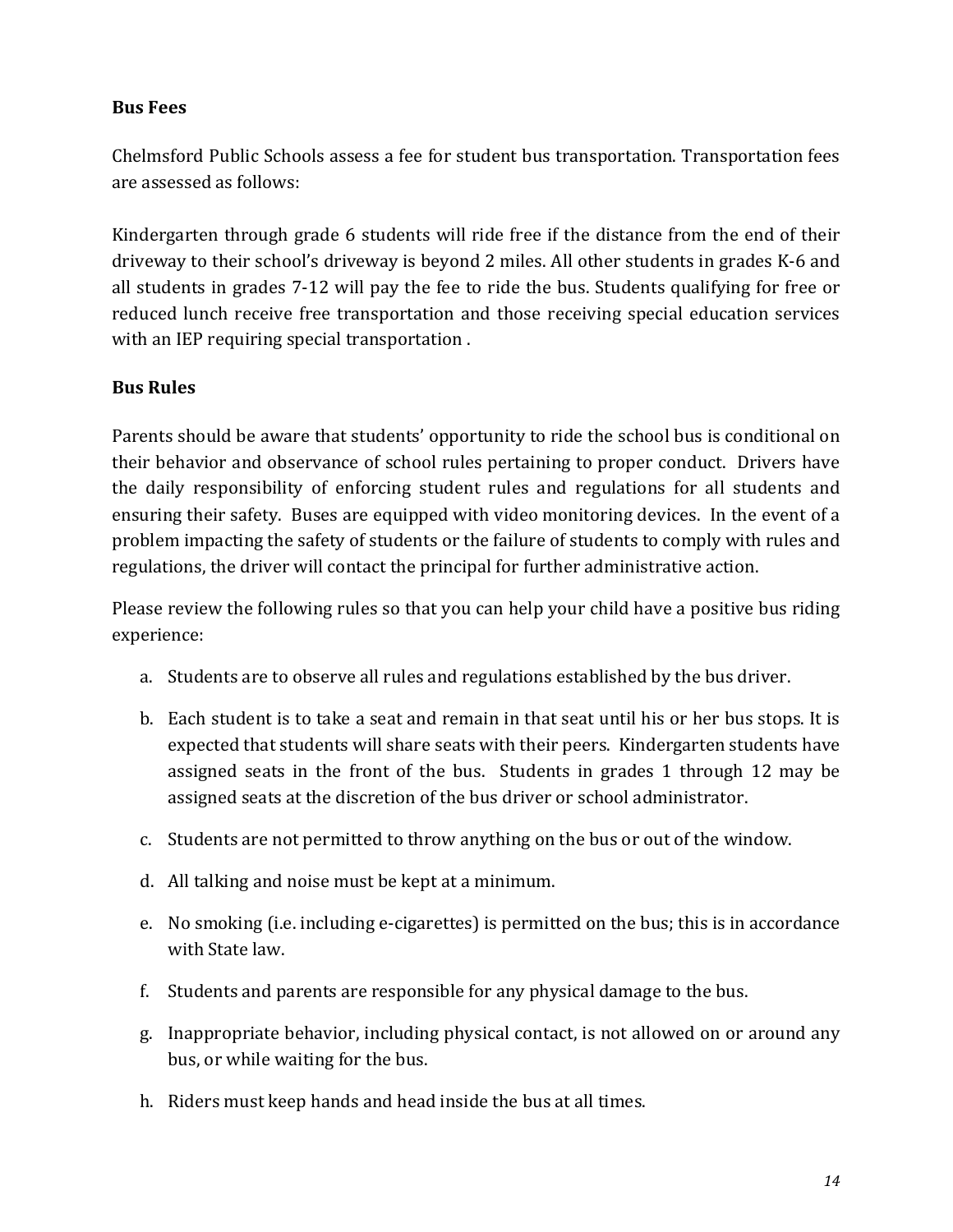**Bus Fees**

Chelmsford Public Schools assess a fee for student bus transportation. Transportation fees are assessed as follows:

Kindergarten through grade 6 students will ride free if the distance from the end of their driveway to their school's driveway is beyond 2 miles. All other students in grades K-6 and all students in grades 7-12 will pay the fee to ride the bus. Students qualifying for free or reduced lunch receive free transportation and those receiving special education services with an IEP requiring special transportation .

**Bus Rules**

Parents should be aware that students' opportunity to ride the school bus is conditional on their behavior and observance of school rules pertaining to proper conduct. Drivers have the daily responsibility of enforcing student rules and regulations for all students and ensuring their safety. Buses are equipped with video monitoring devices. In the event of a problem impacting the safety of students or the failure of students to comply with rules and regulations, the driver will contact the principal for further administrative action.

Please review the following rules so that you can help your child have a positive bus riding experience:

a. Students are to observe all rules and regulations established by the bus driver.

b. Each student is to take a seat and remain in that seat until his or her bus stops. It is expected that students will share seats with their peers. Kindergarten students have assigned seats in the front of the bus. Students in grades 1 through 12 may be assigned seats at the discretion of the bus driver or school administrator.

c. Students are not permitted to throw anything on the bus or out of the window.

d. All talking and noise must be kept at a minimum.

e. No smoking (i.e. including e-cigarettes) is permitted on the bus; this is in accordance with State law.

f. Students and parents are responsible for any physical damage to the bus.

g. Inappropriate behavior, including physical contact, is not allowed on or around any bus, or while waiting for the bus.

h. Riders must keep hands and head inside the bus at all times.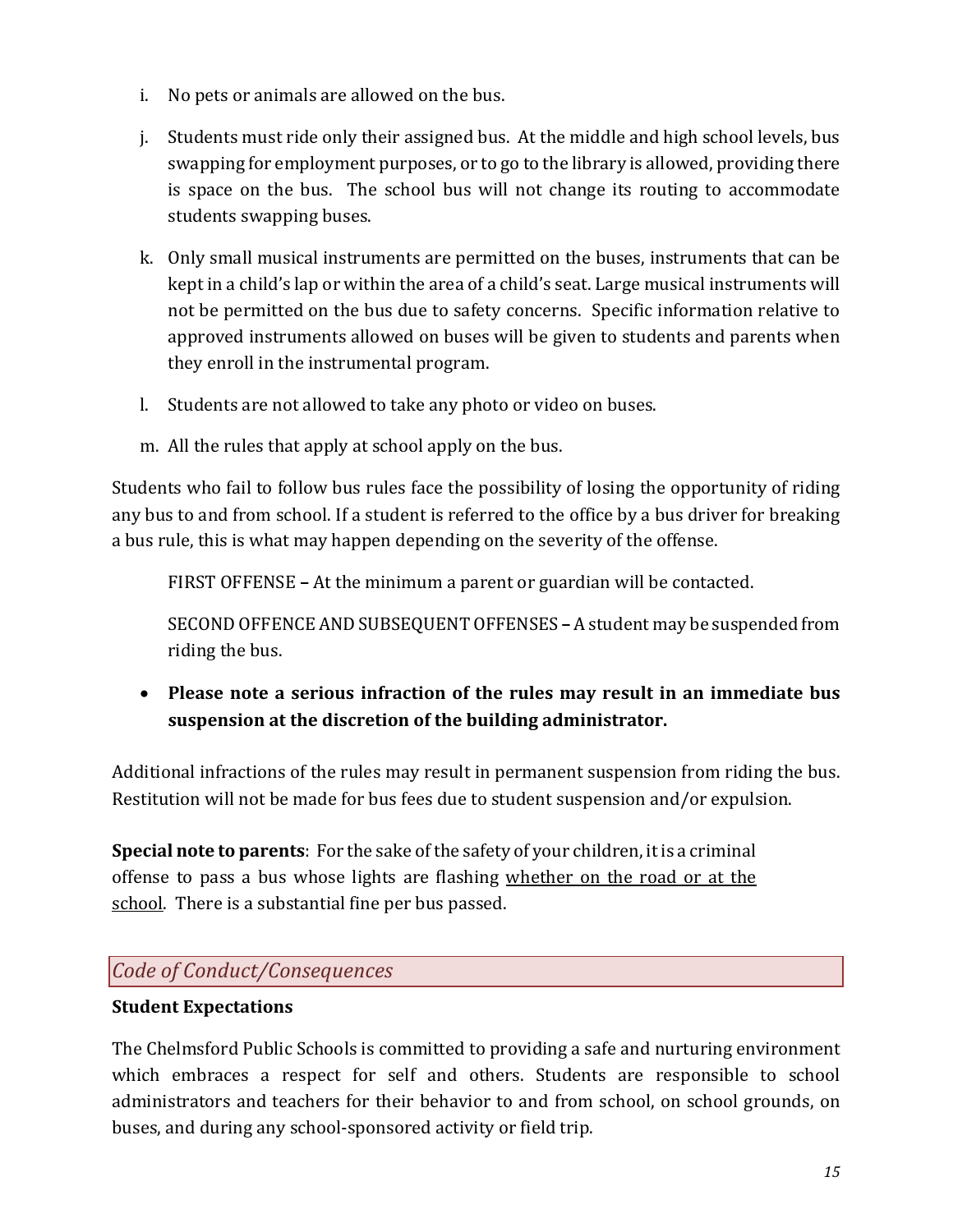i. No pets or animals are allowed on the bus.

j. Students must ride only their assigned bus. At the middle and high school levels, bus swapping for employment purposes, or to go to the library is allowed, providing there is space on the bus. The school bus will not change its routing to accommodate students swapping buses.

k. Only small musical instruments are permitted on the buses, instruments that can be kept in a child's lap or within the area of a child's seat. Large musical instruments will not be permitted on the bus due to safety concerns. Specific information relative to approved instruments allowed on buses will be given to students and parents when they enroll in the instrumental program.

l. Students are not allowed to take any photo or video on buses.

m. All the rules that apply at school apply on the bus.

Students who fail to follow bus rules face the possibility of losing the opportunity of riding any bus to and from school. If a student is referred to the office by a bus driver for breaking a bus rule, this is what may happen depending on the severity of the offense.

FIRST OFFENSE – At the minimum a parent or guardian will be contacted.

SECOND OFFENCE AND SUBSEQUENT OFFENSES – A student may be suspended from riding the bus.

- **Please note a serious infraction of the rules may result in an immediate bus suspension at the discretion of the building administrator.**

Additional infractions of the rules may result in permanent suspension from riding the bus. Restitution will not be made for bus fees due to student suspension and/or expulsion.

**Special note to parents**: For the sake of the safety of your children, it is a criminal offense to pass a bus whose lights are flashing <u>whether on the road or at the school</u>. There is a substantial fine per bus passed.

## *Code of Conduct/Consequences*

**Student Expectations**

The Chelmsford Public Schools is committed to providing a safe and nurturing environment which embraces a respect for self and others. Students are responsible to school administrators and teachers for their behavior to and from school, on school grounds, on buses, and during any school-sponsored activity or field trip.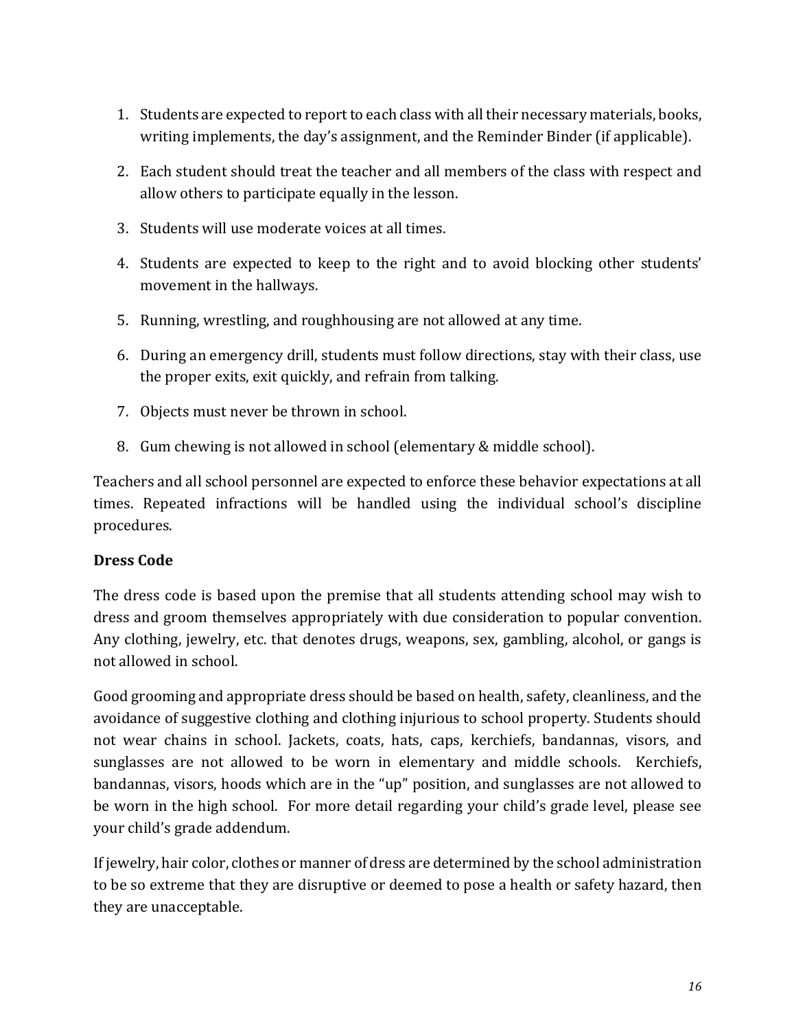1. Students are expected to report to each class with all their necessary materials, books, writing implements, the day's assignment, and the Reminder Binder (if applicable).
2. Each student should treat the teacher and all members of the class with respect and allow others to participate equally in the lesson.
3. Students will use moderate voices at all times.
4. Students are expected to keep to the right and to avoid blocking other students' movement in the hallways.
5. Running, wrestling, and roughhousing are not allowed at any time.
6. During an emergency drill, students must follow directions, stay with their class, use the proper exits, exit quickly, and refrain from talking.
7. Objects must never be thrown in school.
8. Gum chewing is not allowed in school (elementary & middle school).

Teachers and all school personnel are expected to enforce these behavior expectations at all times. Repeated infractions will be handled using the individual school's discipline procedures.

**Dress Code**

The dress code is based upon the premise that all students attending school may wish to dress and groom themselves appropriately with due consideration to popular convention. Any clothing, jewelry, etc. that denotes drugs, weapons, sex, gambling, alcohol, or gangs is not allowed in school.

Good grooming and appropriate dress should be based on health, safety, cleanliness, and the avoidance of suggestive clothing and clothing injurious to school property. Students should not wear chains in school. Jackets, coats, hats, caps, kerchiefs, bandannas, visors, and sunglasses are not allowed to be worn in elementary and middle schools. Kerchiefs, bandannas, visors, hoods which are in the "up" position, and sunglasses are not allowed to be worn in the high school. For more detail regarding your child's grade level, please see your child's grade addendum.

If jewelry, hair color, clothes or manner of dress are determined by the school administration to be so extreme that they are disruptive or deemed to pose a health or safety hazard, then they are unacceptable.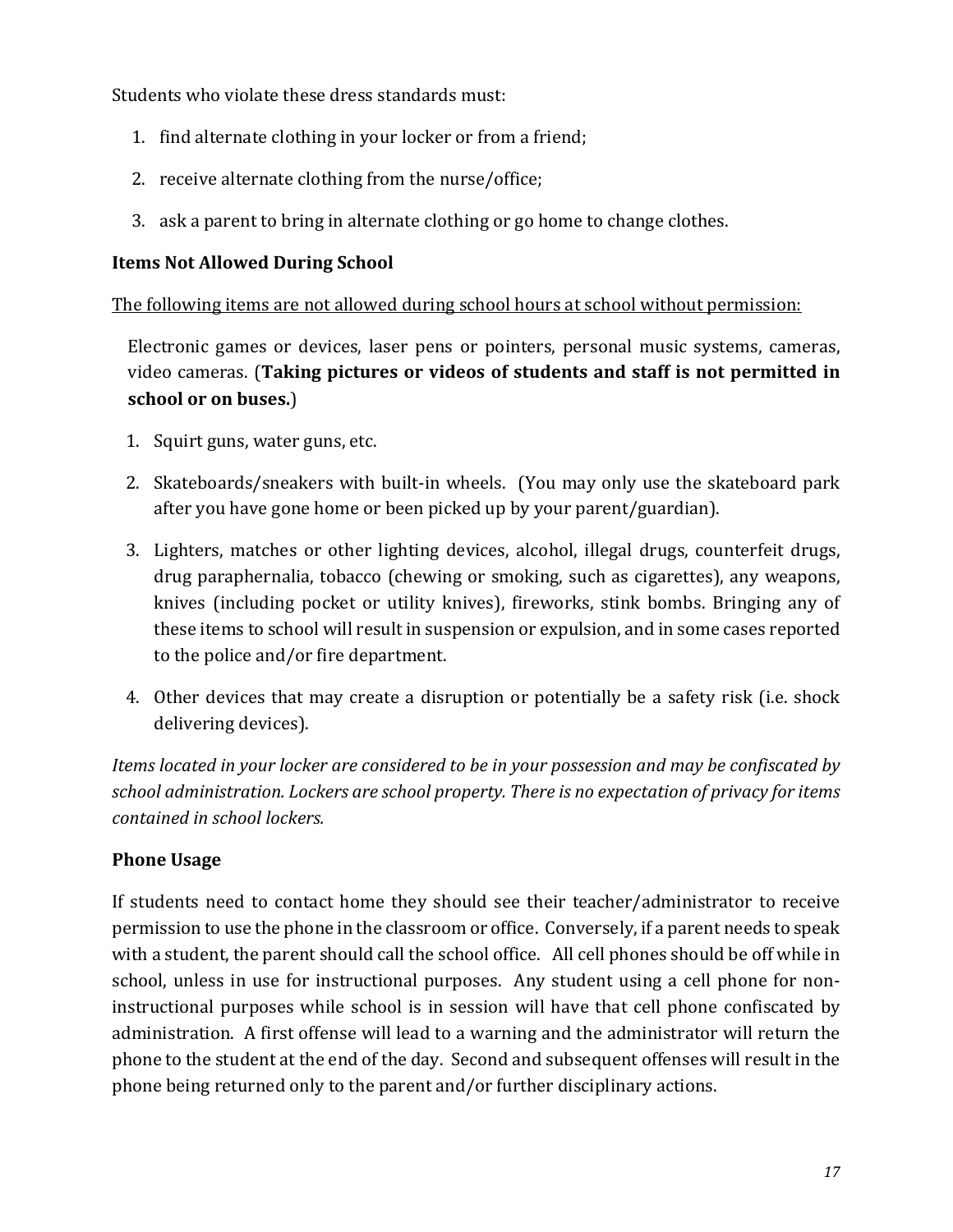Students who violate these dress standards must:

1. find alternate clothing in your locker or from a friend;
2. receive alternate clothing from the nurse/office;
3. ask a parent to bring in alternate clothing or go home to change clothes.

### Items Not Allowed During School

<u>The following items are not allowed during school hours at school without permission:</u>

Electronic games or devices, laser pens or pointers, personal music systems, cameras, video cameras. (**Taking pictures or videos of students and staff is not permitted in school or on buses.**)

1. Squirt guns, water guns, etc.
2. Skateboards/sneakers with built-in wheels. (You may only use the skateboard park after you have gone home or been picked up by your parent/guardian).
3. Lighters, matches or other lighting devices, alcohol, illegal drugs, counterfeit drugs, drug paraphernalia, tobacco (chewing or smoking, such as cigarettes), any weapons, knives (including pocket or utility knives), fireworks, stink bombs. Bringing any of these items to school will result in suspension or expulsion, and in some cases reported to the police and/or fire department.
4. Other devices that may create a disruption or potentially be a safety risk (i.e. shock delivering devices).

*Items located in your locker are considered to be in your possession and may be confiscated by school administration. Lockers are school property. There is no expectation of privacy for items contained in school lockers.*

### Phone Usage

If students need to contact home they should see their teacher/administrator to receive permission to use the phone in the classroom or office. Conversely, if a parent needs to speak with a student, the parent should call the school office. All cell phones should be off while in school, unless in use for instructional purposes. Any student using a cell phone for non-instructional purposes while school is in session will have that cell phone confiscated by administration. A first offense will lead to a warning and the administrator will return the phone to the student at the end of the day. Second and subsequent offenses will result in the phone being returned only to the parent and/or further disciplinary actions.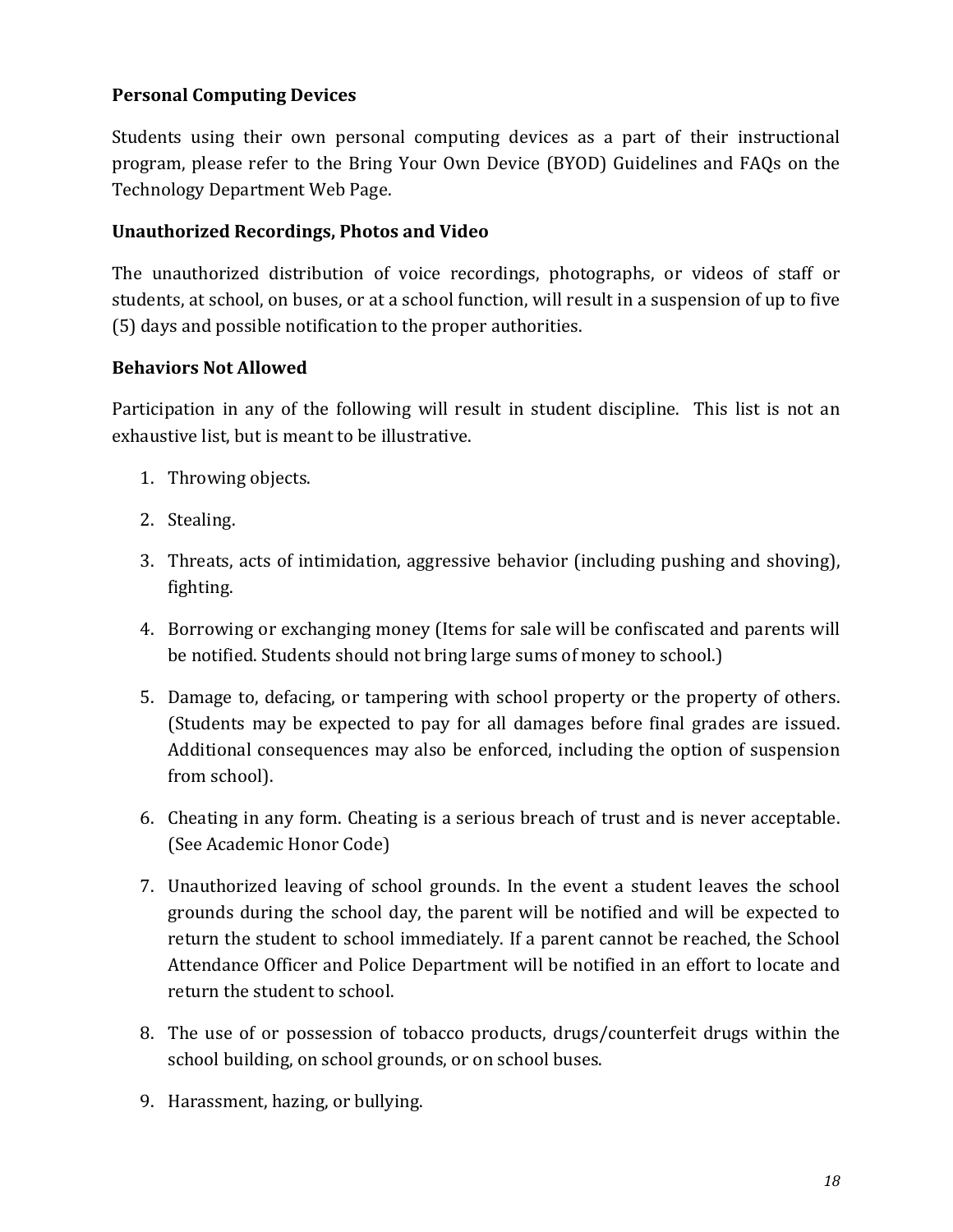**Personal Computing Devices**

Students using their own personal computing devices as a part of their instructional program, please refer to the Bring Your Own Device (BYOD) Guidelines and FAQs on the Technology Department Web Page.

**Unauthorized Recordings, Photos and Video**

The unauthorized distribution of voice recordings, photographs, or videos of staff or students, at school, on buses, or at a school function, will result in a suspension of up to five (5) days and possible notification to the proper authorities.

**Behaviors Not Allowed**

Participation in any of the following will result in student discipline. This list is not an exhaustive list, but is meant to be illustrative.

1. Throwing objects.
2. Stealing.
3. Threats, acts of intimidation, aggressive behavior (including pushing and shoving), fighting.
4. Borrowing or exchanging money (Items for sale will be confiscated and parents will be notified. Students should not bring large sums of money to school.)
5. Damage to, defacing, or tampering with school property or the property of others. (Students may be expected to pay for all damages before final grades are issued. Additional consequences may also be enforced, including the option of suspension from school).
6. Cheating in any form. Cheating is a serious breach of trust and is never acceptable. (See Academic Honor Code)
7. Unauthorized leaving of school grounds. In the event a student leaves the school grounds during the school day, the parent will be notified and will be expected to return the student to school immediately. If a parent cannot be reached, the School Attendance Officer and Police Department will be notified in an effort to locate and return the student to school.
8. The use of or possession of tobacco products, drugs/counterfeit drugs within the school building, on school grounds, or on school buses.
9. Harassment, hazing, or bullying.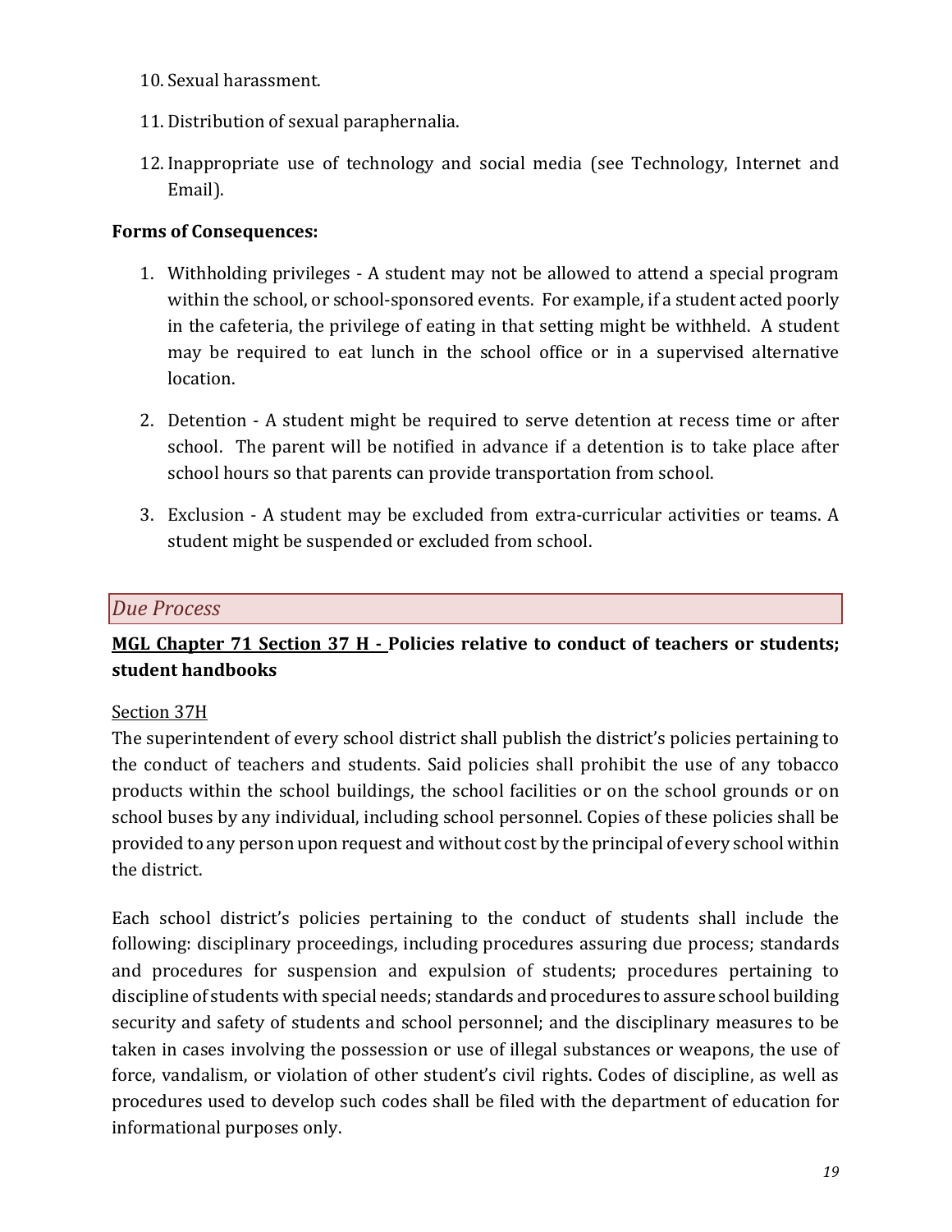10. Sexual harassment.

11. Distribution of sexual paraphernalia.

12. Inappropriate use of technology and social media (see Technology, Internet and Email).

**Forms of Consequences:**

1. Withholding privileges - A student may not be allowed to attend a special program within the school, or school-sponsored events. For example, if a student acted poorly in the cafeteria, the privilege of eating in that setting might be withheld. A student may be required to eat lunch in the school office or in a supervised alternative location.

2. Detention - A student might be required to serve detention at recess time or after school. The parent will be notified in advance if a detention is to take place after school hours so that parents can provide transportation from school.

3. Exclusion - A student may be excluded from extra-curricular activities or teams. A student might be suspended or excluded from school.

## *Due Process*

**MGL Chapter 71 Section 37 H - Policies relative to conduct of teachers or students; student handbooks**

Section 37H

The superintendent of every school district shall publish the district's policies pertaining to the conduct of teachers and students. Said policies shall prohibit the use of any tobacco products within the school buildings, the school facilities or on the school grounds or on school buses by any individual, including school personnel. Copies of these policies shall be provided to any person upon request and without cost by the principal of every school within the district.

Each school district's policies pertaining to the conduct of students shall include the following: disciplinary proceedings, including procedures assuring due process; standards and procedures for suspension and expulsion of students; procedures pertaining to discipline of students with special needs; standards and procedures to assure school building security and safety of students and school personnel; and the disciplinary measures to be taken in cases involving the possession or use of illegal substances or weapons, the use of force, vandalism, or violation of other student's civil rights. Codes of discipline, as well as procedures used to develop such codes shall be filed with the department of education for informational purposes only.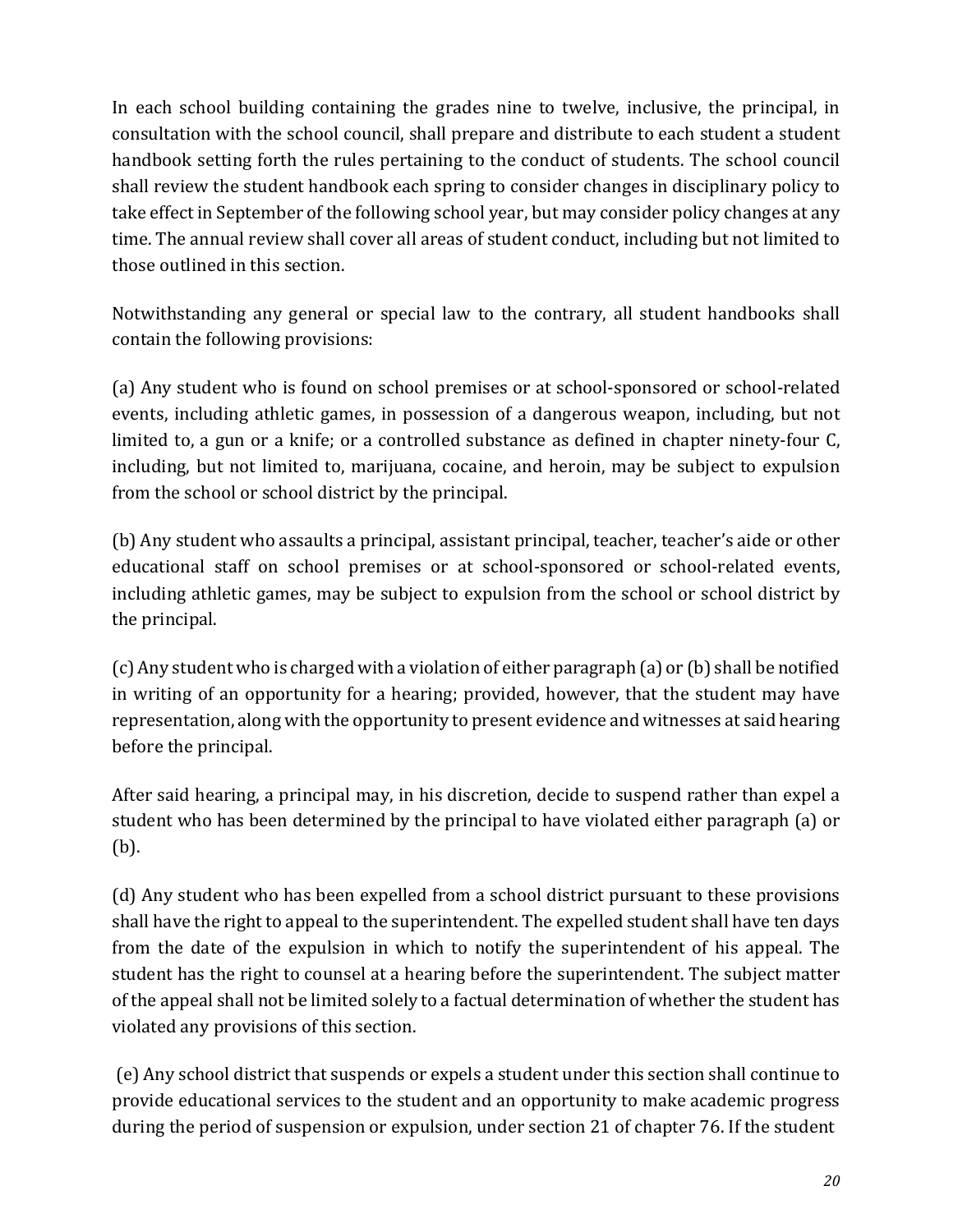In each school building containing the grades nine to twelve, inclusive, the principal, in consultation with the school council, shall prepare and distribute to each student a student handbook setting forth the rules pertaining to the conduct of students. The school council shall review the student handbook each spring to consider changes in disciplinary policy to take effect in September of the following school year, but may consider policy changes at any time. The annual review shall cover all areas of student conduct, including but not limited to those outlined in this section.

Notwithstanding any general or special law to the contrary, all student handbooks shall contain the following provisions:

(a) Any student who is found on school premises or at school-sponsored or school-related events, including athletic games, in possession of a dangerous weapon, including, but not limited to, a gun or a knife; or a controlled substance as defined in chapter ninety-four C, including, but not limited to, marijuana, cocaine, and heroin, may be subject to expulsion from the school or school district by the principal.

(b) Any student who assaults a principal, assistant principal, teacher, teacher's aide or other educational staff on school premises or at school-sponsored or school-related events, including athletic games, may be subject to expulsion from the school or school district by the principal.

(c) Any student who is charged with a violation of either paragraph (a) or (b) shall be notified in writing of an opportunity for a hearing; provided, however, that the student may have representation, along with the opportunity to present evidence and witnesses at said hearing before the principal.

After said hearing, a principal may, in his discretion, decide to suspend rather than expel a student who has been determined by the principal to have violated either paragraph (a) or (b).

(d) Any student who has been expelled from a school district pursuant to these provisions shall have the right to appeal to the superintendent. The expelled student shall have ten days from the date of the expulsion in which to notify the superintendent of his appeal. The student has the right to counsel at a hearing before the superintendent. The subject matter of the appeal shall not be limited solely to a factual determination of whether the student has violated any provisions of this section.

(e) Any school district that suspends or expels a student under this section shall continue to provide educational services to the student and an opportunity to make academic progress during the period of suspension or expulsion, under section 21 of chapter 76. If the student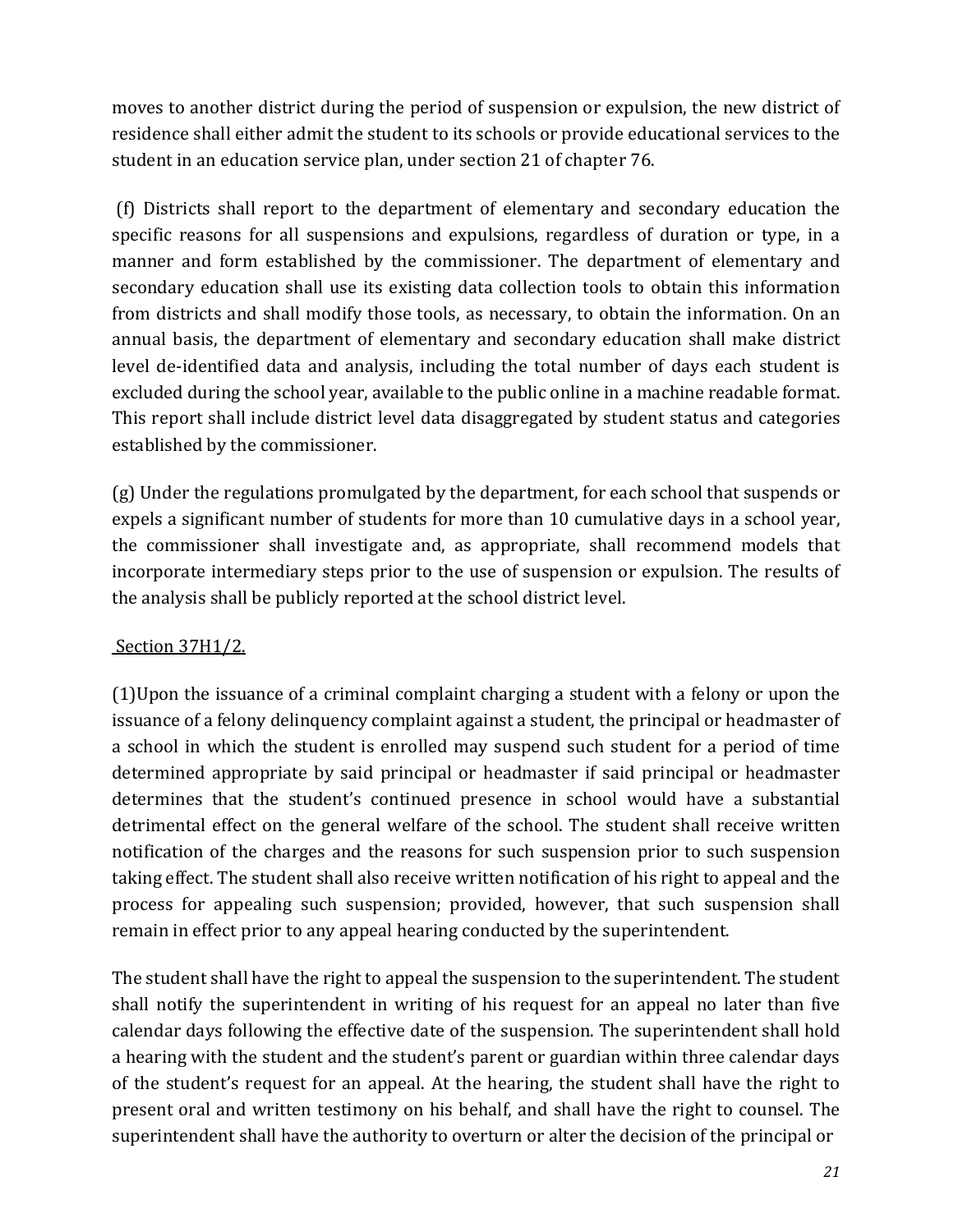moves to another district during the period of suspension or expulsion, the new district of residence shall either admit the student to its schools or provide educational services to the student in an education service plan, under section 21 of chapter 76.

(f) Districts shall report to the department of elementary and secondary education the specific reasons for all suspensions and expulsions, regardless of duration or type, in a manner and form established by the commissioner. The department of elementary and secondary education shall use its existing data collection tools to obtain this information from districts and shall modify those tools, as necessary, to obtain the information. On an annual basis, the department of elementary and secondary education shall make district level de-identified data and analysis, including the total number of days each student is excluded during the school year, available to the public online in a machine readable format. This report shall include district level data disaggregated by student status and categories established by the commissioner.

(g) Under the regulations promulgated by the department, for each school that suspends or expels a significant number of students for more than 10 cumulative days in a school year, the commissioner shall investigate and, as appropriate, shall recommend models that incorporate intermediary steps prior to the use of suspension or expulsion. The results of the analysis shall be publicly reported at the school district level.

Section 37H1/2.

(1)Upon the issuance of a criminal complaint charging a student with a felony or upon the issuance of a felony delinquency complaint against a student, the principal or headmaster of a school in which the student is enrolled may suspend such student for a period of time determined appropriate by said principal or headmaster if said principal or headmaster determines that the student's continued presence in school would have a substantial detrimental effect on the general welfare of the school. The student shall receive written notification of the charges and the reasons for such suspension prior to such suspension taking effect. The student shall also receive written notification of his right to appeal and the process for appealing such suspension; provided, however, that such suspension shall remain in effect prior to any appeal hearing conducted by the superintendent.

The student shall have the right to appeal the suspension to the superintendent. The student shall notify the superintendent in writing of his request for an appeal no later than five calendar days following the effective date of the suspension. The superintendent shall hold a hearing with the student and the student's parent or guardian within three calendar days of the student's request for an appeal. At the hearing, the student shall have the right to present oral and written testimony on his behalf, and shall have the right to counsel. The superintendent shall have the authority to overturn or alter the decision of the principal or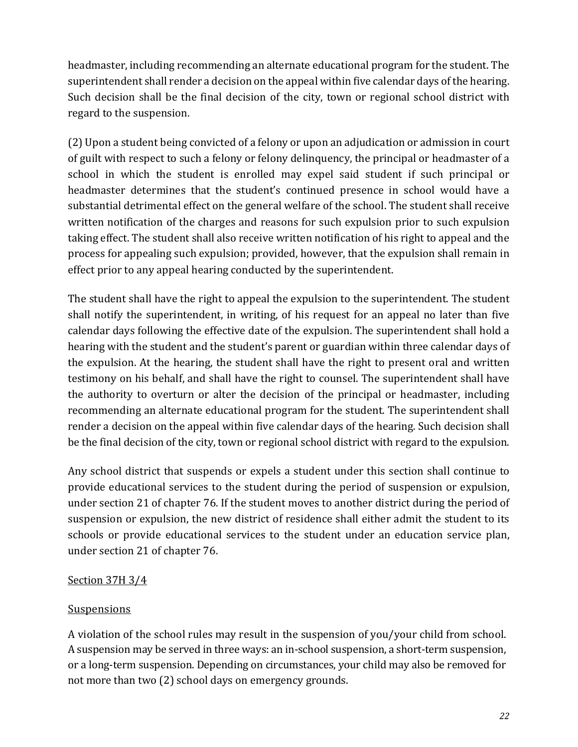headmaster, including recommending an alternate educational program for the student. The superintendent shall render a decision on the appeal within five calendar days of the hearing. Such decision shall be the final decision of the city, town or regional school district with regard to the suspension.

(2) Upon a student being convicted of a felony or upon an adjudication or admission in court of guilt with respect to such a felony or felony delinquency, the principal or headmaster of a school in which the student is enrolled may expel said student if such principal or headmaster determines that the student's continued presence in school would have a substantial detrimental effect on the general welfare of the school. The student shall receive written notification of the charges and reasons for such expulsion prior to such expulsion taking effect. The student shall also receive written notification of his right to appeal and the process for appealing such expulsion; provided, however, that the expulsion shall remain in effect prior to any appeal hearing conducted by the superintendent.

The student shall have the right to appeal the expulsion to the superintendent. The student shall notify the superintendent, in writing, of his request for an appeal no later than five calendar days following the effective date of the expulsion. The superintendent shall hold a hearing with the student and the student's parent or guardian within three calendar days of the expulsion. At the hearing, the student shall have the right to present oral and written testimony on his behalf, and shall have the right to counsel. The superintendent shall have the authority to overturn or alter the decision of the principal or headmaster, including recommending an alternate educational program for the student. The superintendent shall render a decision on the appeal within five calendar days of the hearing. Such decision shall be the final decision of the city, town or regional school district with regard to the expulsion.

Any school district that suspends or expels a student under this section shall continue to provide educational services to the student during the period of suspension or expulsion, under section 21 of chapter 76. If the student moves to another district during the period of suspension or expulsion, the new district of residence shall either admit the student to its schools or provide educational services to the student under an education service plan, under section 21 of chapter 76.

<u>Section 37H 3/4</u>

<u>Suspensions</u>

A violation of the school rules may result in the suspension of you/your child from school. A suspension may be served in three ways: an in-school suspension, a short-term suspension, or a long-term suspension. Depending on circumstances, your child may also be removed for not more than two (2) school days on emergency grounds.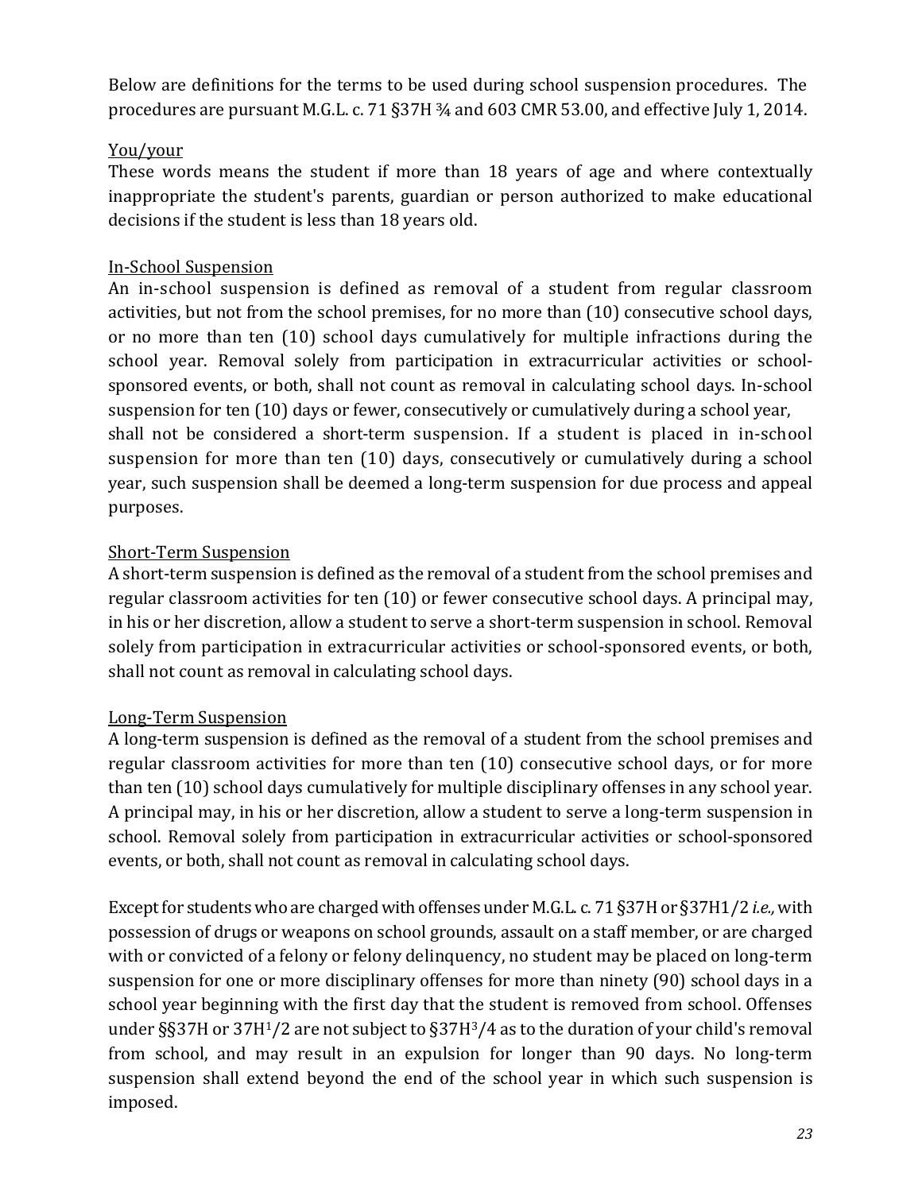Below are definitions for the terms to be used during school suspension procedures. The procedures are pursuant M.G.L. c. 71 §37H ¾ and 603 CMR 53.00, and effective July 1, 2014.

<u>You/your</u>
These words means the student if more than 18 years of age and where contextually inappropriate the student's parents, guardian or person authorized to make educational decisions if the student is less than 18 years old.

<u>In-School Suspension</u>
An in-school suspension is defined as removal of a student from regular classroom activities, but not from the school premises, for no more than (10) consecutive school days, or no more than ten (10) school days cumulatively for multiple infractions during the school year. Removal solely from participation in extracurricular activities or school-sponsored events, or both, shall not count as removal in calculating school days. In-school suspension for ten (10) days or fewer, consecutively or cumulatively during a school year, shall not be considered a short-term suspension. If a student is placed in in-school suspension for more than ten (10) days, consecutively or cumulatively during a school year, such suspension shall be deemed a long-term suspension for due process and appeal purposes.

<u>Short-Term Suspension</u>
A short-term suspension is defined as the removal of a student from the school premises and regular classroom activities for ten (10) or fewer consecutive school days. A principal may, in his or her discretion, allow a student to serve a short-term suspension in school. Removal solely from participation in extracurricular activities or school-sponsored events, or both, shall not count as removal in calculating school days.

<u>Long-Term Suspension</u>
A long-term suspension is defined as the removal of a student from the school premises and regular classroom activities for more than ten (10) consecutive school days, or for more than ten (10) school days cumulatively for multiple disciplinary offenses in any school year. A principal may, in his or her discretion, allow a student to serve a long-term suspension in school. Removal solely from participation in extracurricular activities or school-sponsored events, or both, shall not count as removal in calculating school days.

Except for students who are charged with offenses under M.G.L. c. 71 §37H or §37H1/2 *i.e.,* with possession of drugs or weapons on school grounds, assault on a staff member, or are charged with or convicted of a felony or felony delinquency, no student may be placed on long-term suspension for one or more disciplinary offenses for more than ninety (90) school days in a school year beginning with the first day that the student is removed from school. Offenses under §§37H or 37H1/2 are not subject to §37H3/4 as to the duration of your child's removal from school, and may result in an expulsion for longer than 90 days. No long-term suspension shall extend beyond the end of the school year in which such suspension is imposed.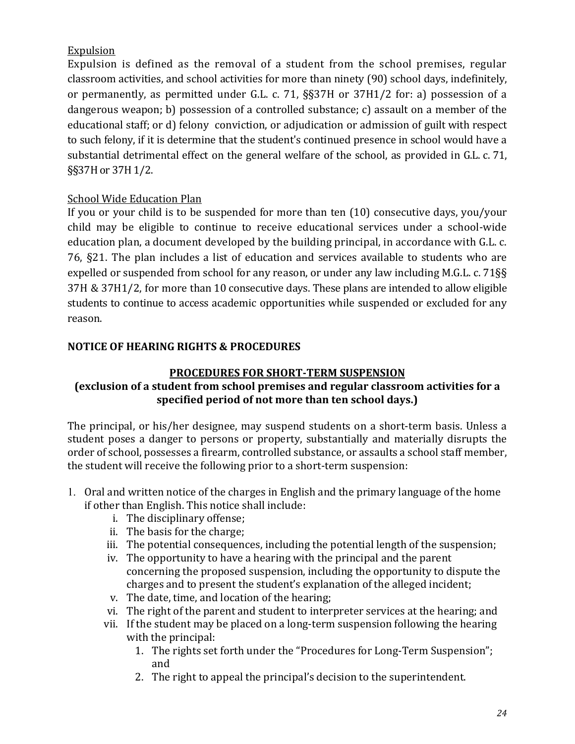Expulsion

Expulsion is defined as the removal of a student from the school premises, regular classroom activities, and school activities for more than ninety (90) school days, indefinitely, or permanently, as permitted under G.L. c. 71, §§37H or 37H1/2 for: a) possession of a dangerous weapon; b) possession of a controlled substance; c) assault on a member of the educational staff; or d) felony conviction, or adjudication or admission of guilt with respect to such felony, if it is determine that the student's continued presence in school would have a substantial detrimental effect on the general welfare of the school, as provided in G.L. c. 71, §§37H or 37H 1/2.

School Wide Education Plan

If you or your child is to be suspended for more than ten (10) consecutive days, you/your child may be eligible to continue to receive educational services under a school-wide education plan, a document developed by the building principal, in accordance with G.L. c. 76, §21. The plan includes a list of education and services available to students who are expelled or suspended from school for any reason, or under any law including M.G.L. c. 71§§ 37H & 37H1/2, for more than 10 consecutive days. These plans are intended to allow eligible students to continue to access academic opportunities while suspended or excluded for any reason.

**NOTICE OF HEARING RIGHTS & PROCEDURES**

**PROCEDURES FOR SHORT-TERM SUSPENSION**

**(exclusion of a student from school premises and regular classroom activities for a specified period of not more than ten school days.)**

The principal, or his/her designee, may suspend students on a short-term basis. Unless a student poses a danger to persons or property, substantially and materially disrupts the order of school, possesses a firearm, controlled substance, or assaults a school staff member, the student will receive the following prior to a short-term suspension:

1. Oral and written notice of the charges in English and the primary language of the home if other than English. This notice shall include:
   i. The disciplinary offense;
   ii. The basis for the charge;
   iii. The potential consequences, including the potential length of the suspension;
   iv. The opportunity to have a hearing with the principal and the parent concerning the proposed suspension, including the opportunity to dispute the charges and to present the student's explanation of the alleged incident;
   v. The date, time, and location of the hearing;
   vi. The right of the parent and student to interpreter services at the hearing; and
   vii. If the student may be placed on a long-term suspension following the hearing with the principal:
      1. The rights set forth under the "Procedures for Long-Term Suspension"; and
      2. The right to appeal the principal's decision to the superintendent.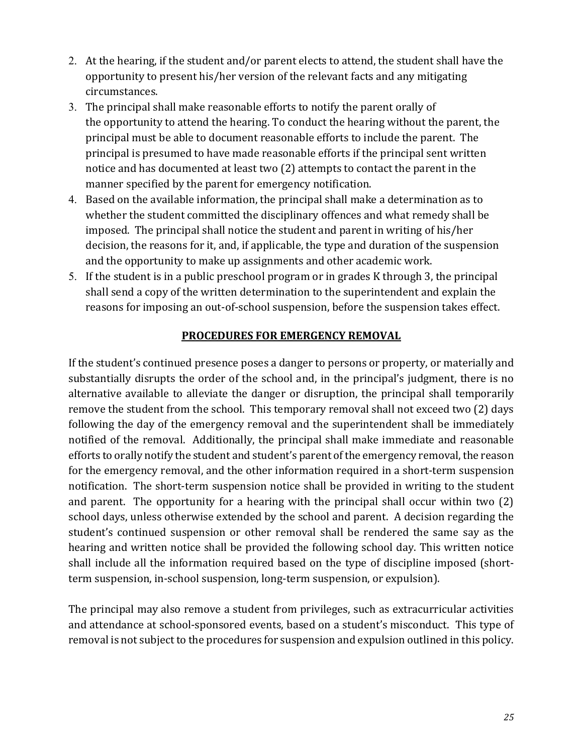2. At the hearing, if the student and/or parent elects to attend, the student shall have the opportunity to present his/her version of the relevant facts and any mitigating circumstances.
3. The principal shall make reasonable efforts to notify the parent orally of the opportunity to attend the hearing. To conduct the hearing without the parent, the principal must be able to document reasonable efforts to include the parent. The principal is presumed to have made reasonable efforts if the principal sent written notice and has documented at least two (2) attempts to contact the parent in the manner specified by the parent for emergency notification.
4. Based on the available information, the principal shall make a determination as to whether the student committed the disciplinary offences and what remedy shall be imposed. The principal shall notice the student and parent in writing of his/her decision, the reasons for it, and, if applicable, the type and duration of the suspension and the opportunity to make up assignments and other academic work.
5. If the student is in a public preschool program or in grades K through 3, the principal shall send a copy of the written determination to the superintendent and explain the reasons for imposing an out-of-school suspension, before the suspension takes effect.

## PROCEDURES FOR EMERGENCY REMOVAL

If the student's continued presence poses a danger to persons or property, or materially and substantially disrupts the order of the school and, in the principal's judgment, there is no alternative available to alleviate the danger or disruption, the principal shall temporarily remove the student from the school. This temporary removal shall not exceed two (2) days following the day of the emergency removal and the superintendent shall be immediately notified of the removal. Additionally, the principal shall make immediate and reasonable efforts to orally notify the student and student's parent of the emergency removal, the reason for the emergency removal, and the other information required in a short-term suspension notification. The short-term suspension notice shall be provided in writing to the student and parent. The opportunity for a hearing with the principal shall occur within two (2) school days, unless otherwise extended by the school and parent. A decision regarding the student's continued suspension or other removal shall be rendered the same say as the hearing and written notice shall be provided the following school day. This written notice shall include all the information required based on the type of discipline imposed (short-term suspension, in-school suspension, long-term suspension, or expulsion).

The principal may also remove a student from privileges, such as extracurricular activities and attendance at school-sponsored events, based on a student's misconduct. This type of removal is not subject to the procedures for suspension and expulsion outlined in this policy.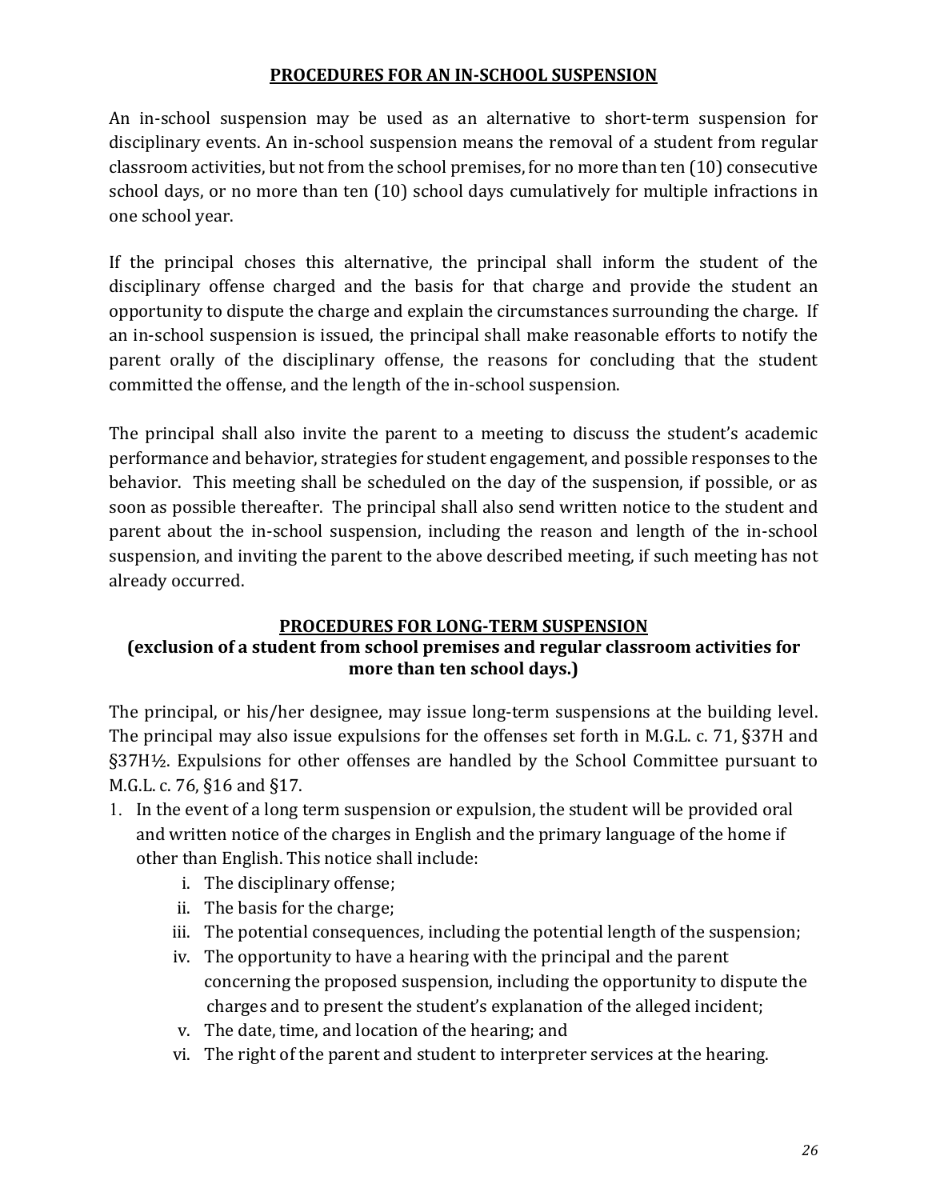## PROCEDURES FOR AN IN-SCHOOL SUSPENSION

An in-school suspension may be used as an alternative to short-term suspension for disciplinary events. An in-school suspension means the removal of a student from regular classroom activities, but not from the school premises, for no more than ten (10) consecutive school days, or no more than ten (10) school days cumulatively for multiple infractions in one school year.

If the principal choses this alternative, the principal shall inform the student of the disciplinary offense charged and the basis for that charge and provide the student an opportunity to dispute the charge and explain the circumstances surrounding the charge. If an in-school suspension is issued, the principal shall make reasonable efforts to notify the parent orally of the disciplinary offense, the reasons for concluding that the student committed the offense, and the length of the in-school suspension.

The principal shall also invite the parent to a meeting to discuss the student's academic performance and behavior, strategies for student engagement, and possible responses to the behavior. This meeting shall be scheduled on the day of the suspension, if possible, or as soon as possible thereafter. The principal shall also send written notice to the student and parent about the in-school suspension, including the reason and length of the in-school suspension, and inviting the parent to the above described meeting, if such meeting has not already occurred.

## PROCEDURES FOR LONG-TERM SUSPENSION

**(exclusion of a student from school premises and regular classroom activities for more than ten school days.)**

The principal, or his/her designee, may issue long-term suspensions at the building level. The principal may also issue expulsions for the offenses set forth in M.G.L. c. 71, §37H and §37H½. Expulsions for other offenses are handled by the School Committee pursuant to M.G.L. c. 76, §16 and §17.

1. In the event of a long term suspension or expulsion, the student will be provided oral and written notice of the charges in English and the primary language of the home if other than English. This notice shall include:
   i. The disciplinary offense;
   ii. The basis for the charge;
   iii. The potential consequences, including the potential length of the suspension;
   iv. The opportunity to have a hearing with the principal and the parent concerning the proposed suspension, including the opportunity to dispute the charges and to present the student's explanation of the alleged incident;
   v. The date, time, and location of the hearing; and
   vi. The right of the parent and student to interpreter services at the hearing.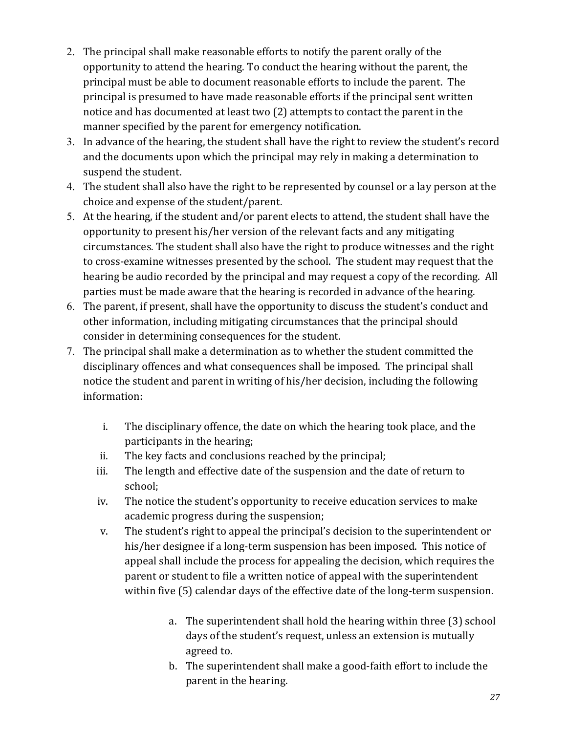2. The principal shall make reasonable efforts to notify the parent orally of the opportunity to attend the hearing. To conduct the hearing without the parent, the principal must be able to document reasonable efforts to include the parent. The principal is presumed to have made reasonable efforts if the principal sent written notice and has documented at least two (2) attempts to contact the parent in the manner specified by the parent for emergency notification.
3. In advance of the hearing, the student shall have the right to review the student's record and the documents upon which the principal may rely in making a determination to suspend the student.
4. The student shall also have the right to be represented by counsel or a lay person at the choice and expense of the student/parent.
5. At the hearing, if the student and/or parent elects to attend, the student shall have the opportunity to present his/her version of the relevant facts and any mitigating circumstances. The student shall also have the right to produce witnesses and the right to cross-examine witnesses presented by the school. The student may request that the hearing be audio recorded by the principal and may request a copy of the recording. All parties must be made aware that the hearing is recorded in advance of the hearing.
6. The parent, if present, shall have the opportunity to discuss the student's conduct and other information, including mitigating circumstances that the principal should consider in determining consequences for the student.
7. The principal shall make a determination as to whether the student committed the disciplinary offences and what consequences shall be imposed. The principal shall notice the student and parent in writing of his/her decision, including the following information:

   i. The disciplinary offence, the date on which the hearing took place, and the participants in the hearing;
   ii. The key facts and conclusions reached by the principal;
   iii. The length and effective date of the suspension and the date of return to school;
   iv. The notice the student's opportunity to receive education services to make academic progress during the suspension;
   v. The student's right to appeal the principal's decision to the superintendent or his/her designee if a long-term suspension has been imposed. This notice of appeal shall include the process for appealing the decision, which requires the parent or student to file a written notice of appeal with the superintendent within five (5) calendar days of the effective date of the long-term suspension.

      a. The superintendent shall hold the hearing within three (3) school days of the student's request, unless an extension is mutually agreed to.
      b. The superintendent shall make a good-faith effort to include the parent in the hearing.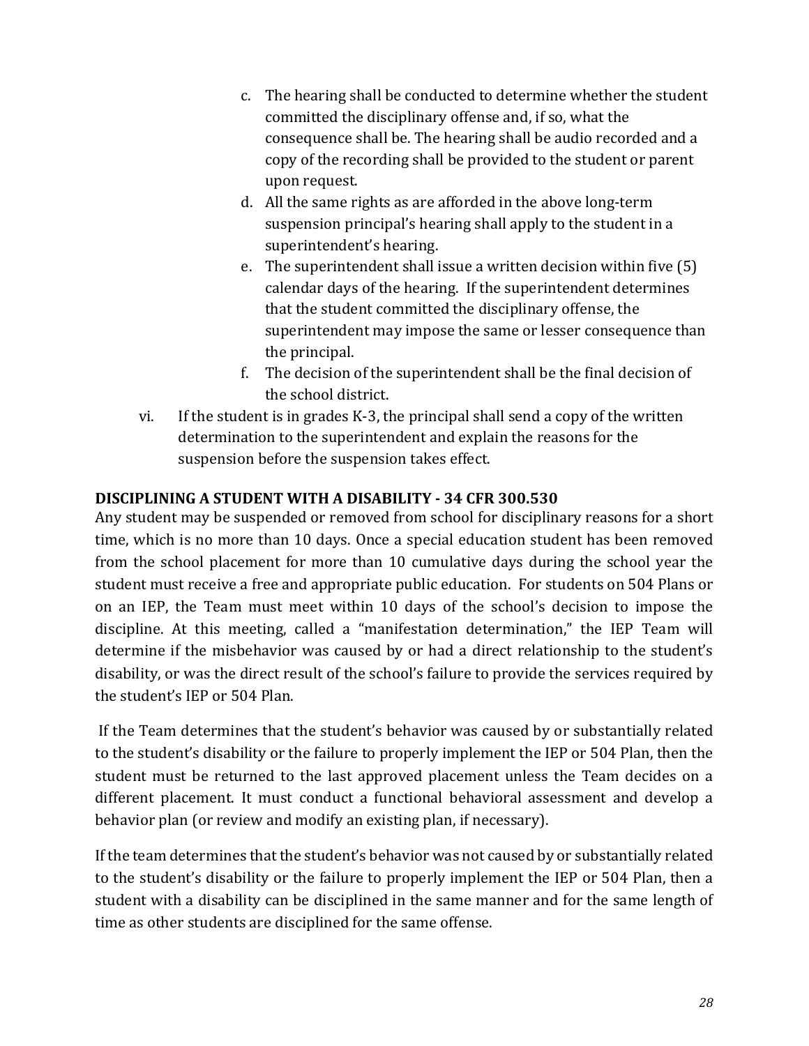c. The hearing shall be conducted to determine whether the student committed the disciplinary offense and, if so, what the consequence shall be. The hearing shall be audio recorded and a copy of the recording shall be provided to the student or parent upon request.
   d. All the same rights as are afforded in the above long-term suspension principal's hearing shall apply to the student in a superintendent's hearing.
   e. The superintendent shall issue a written decision within five (5) calendar days of the hearing. If the superintendent determines that the student committed the disciplinary offense, the superintendent may impose the same or lesser consequence than the principal.
   f. The decision of the superintendent shall be the final decision of the school district.

vi. If the student is in grades K-3, the principal shall send a copy of the written determination to the superintendent and explain the reasons for the suspension before the suspension takes effect.

**DISCIPLINING A STUDENT WITH A DISABILITY - 34 CFR 300.530**

Any student may be suspended or removed from school for disciplinary reasons for a short time, which is no more than 10 days. Once a special education student has been removed from the school placement for more than 10 cumulative days during the school year the student must receive a free and appropriate public education. For students on 504 Plans or on an IEP, the Team must meet within 10 days of the school's decision to impose the discipline. At this meeting, called a "manifestation determination," the IEP Team will determine if the misbehavior was caused by or had a direct relationship to the student's disability, or was the direct result of the school's failure to provide the services required by the student's IEP or 504 Plan.

If the Team determines that the student's behavior was caused by or substantially related to the student's disability or the failure to properly implement the IEP or 504 Plan, then the student must be returned to the last approved placement unless the Team decides on a different placement. It must conduct a functional behavioral assessment and develop a behavior plan (or review and modify an existing plan, if necessary).

If the team determines that the student's behavior was not caused by or substantially related to the student's disability or the failure to properly implement the IEP or 504 Plan, then a student with a disability can be disciplined in the same manner and for the same length of time as other students are disciplined for the same offense.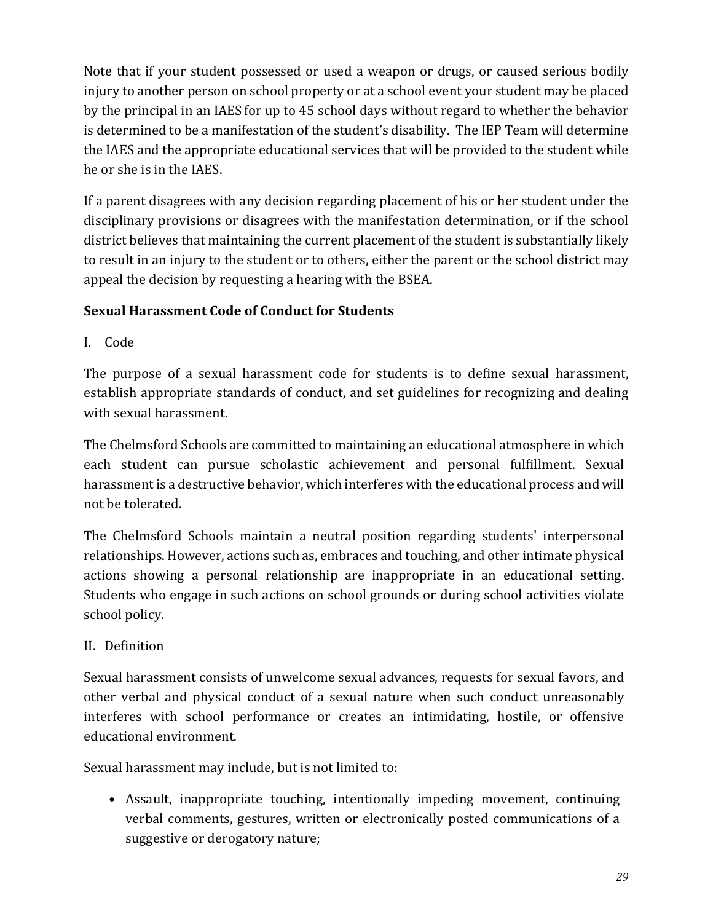Note that if your student possessed or used a weapon or drugs, or caused serious bodily injury to another person on school property or at a school event your student may be placed by the principal in an IAES for up to 45 school days without regard to whether the behavior is determined to be a manifestation of the student's disability. The IEP Team will determine the IAES and the appropriate educational services that will be provided to the student while he or she is in the IAES.

If a parent disagrees with any decision regarding placement of his or her student under the disciplinary provisions or disagrees with the manifestation determination, or if the school district believes that maintaining the current placement of the student is substantially likely to result in an injury to the student or to others, either the parent or the school district may appeal the decision by requesting a hearing with the BSEA.

**Sexual Harassment Code of Conduct for Students**

I. Code

The purpose of a sexual harassment code for students is to define sexual harassment, establish appropriate standards of conduct, and set guidelines for recognizing and dealing with sexual harassment.

The Chelmsford Schools are committed to maintaining an educational atmosphere in which each student can pursue scholastic achievement and personal fulfillment. Sexual harassment is a destructive behavior, which interferes with the educational process and will not be tolerated.

The Chelmsford Schools maintain a neutral position regarding students' interpersonal relationships. However, actions such as, embraces and touching, and other intimate physical actions showing a personal relationship are inappropriate in an educational setting. Students who engage in such actions on school grounds or during school activities violate school policy.

II. Definition

Sexual harassment consists of unwelcome sexual advances, requests for sexual favors, and other verbal and physical conduct of a sexual nature when such conduct unreasonably interferes with school performance or creates an intimidating, hostile, or offensive educational environment.

Sexual harassment may include, but is not limited to:

- Assault, inappropriate touching, intentionally impeding movement, continuing verbal comments, gestures, written or electronically posted communications of a suggestive or derogatory nature;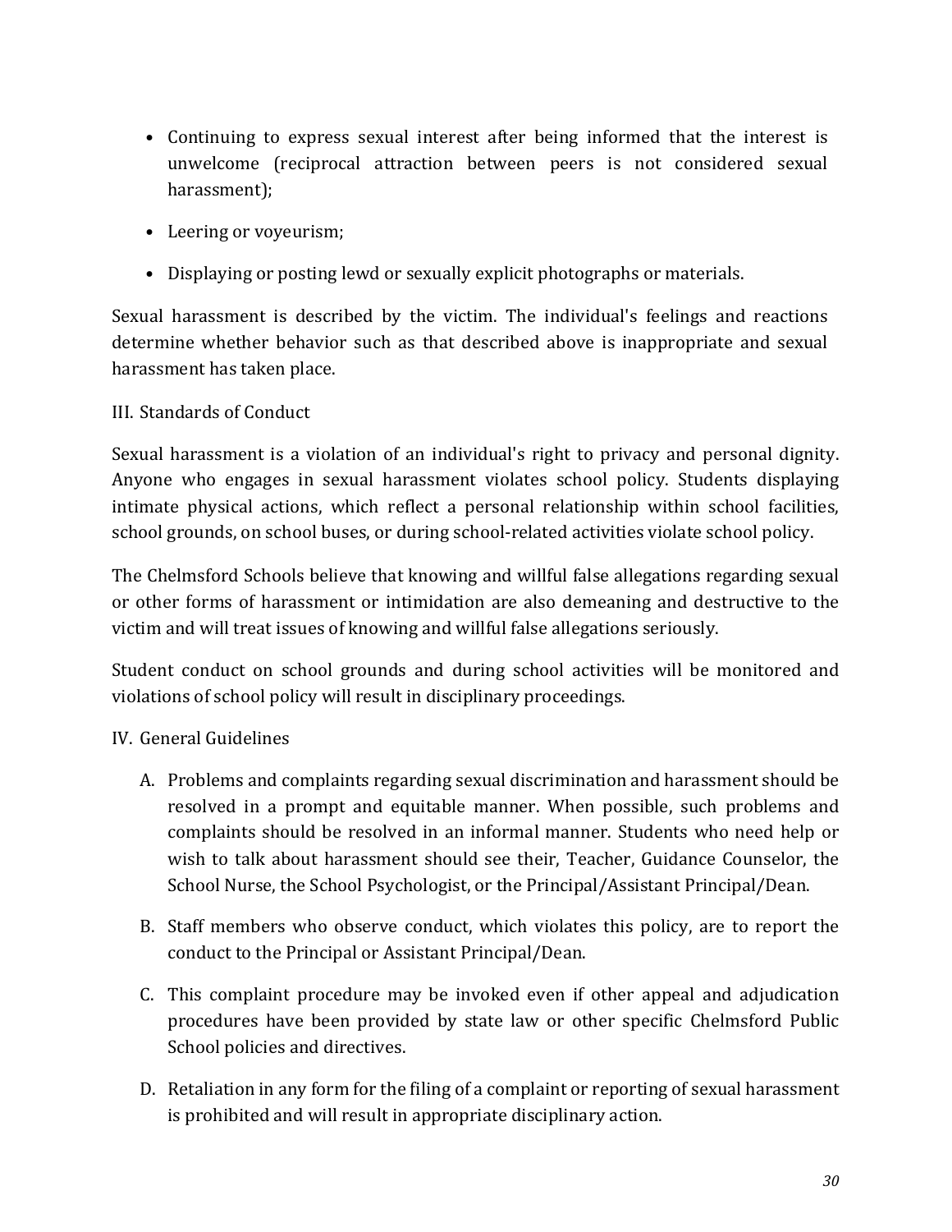- Continuing to express sexual interest after being informed that the interest is unwelcome (reciprocal attraction between peers is not considered sexual harassment);
- Leering or voyeurism;
- Displaying or posting lewd or sexually explicit photographs or materials.

Sexual harassment is described by the victim. The individual's feelings and reactions determine whether behavior such as that described above is inappropriate and sexual harassment has taken place.

III. Standards of Conduct

Sexual harassment is a violation of an individual's right to privacy and personal dignity. Anyone who engages in sexual harassment violates school policy. Students displaying intimate physical actions, which reflect a personal relationship within school facilities, school grounds, on school buses, or during school-related activities violate school policy.

The Chelmsford Schools believe that knowing and willful false allegations regarding sexual or other forms of harassment or intimidation are also demeaning and destructive to the victim and will treat issues of knowing and willful false allegations seriously.

Student conduct on school grounds and during school activities will be monitored and violations of school policy will result in disciplinary proceedings.

IV. General Guidelines

A. Problems and complaints regarding sexual discrimination and harassment should be resolved in a prompt and equitable manner. When possible, such problems and complaints should be resolved in an informal manner. Students who need help or wish to talk about harassment should see their, Teacher, Guidance Counselor, the School Nurse, the School Psychologist, or the Principal/Assistant Principal/Dean.

B. Staff members who observe conduct, which violates this policy, are to report the conduct to the Principal or Assistant Principal/Dean.

C. This complaint procedure may be invoked even if other appeal and adjudication procedures have been provided by state law or other specific Chelmsford Public School policies and directives.

D. Retaliation in any form for the filing of a complaint or reporting of sexual harassment is prohibited and will result in appropriate disciplinary action.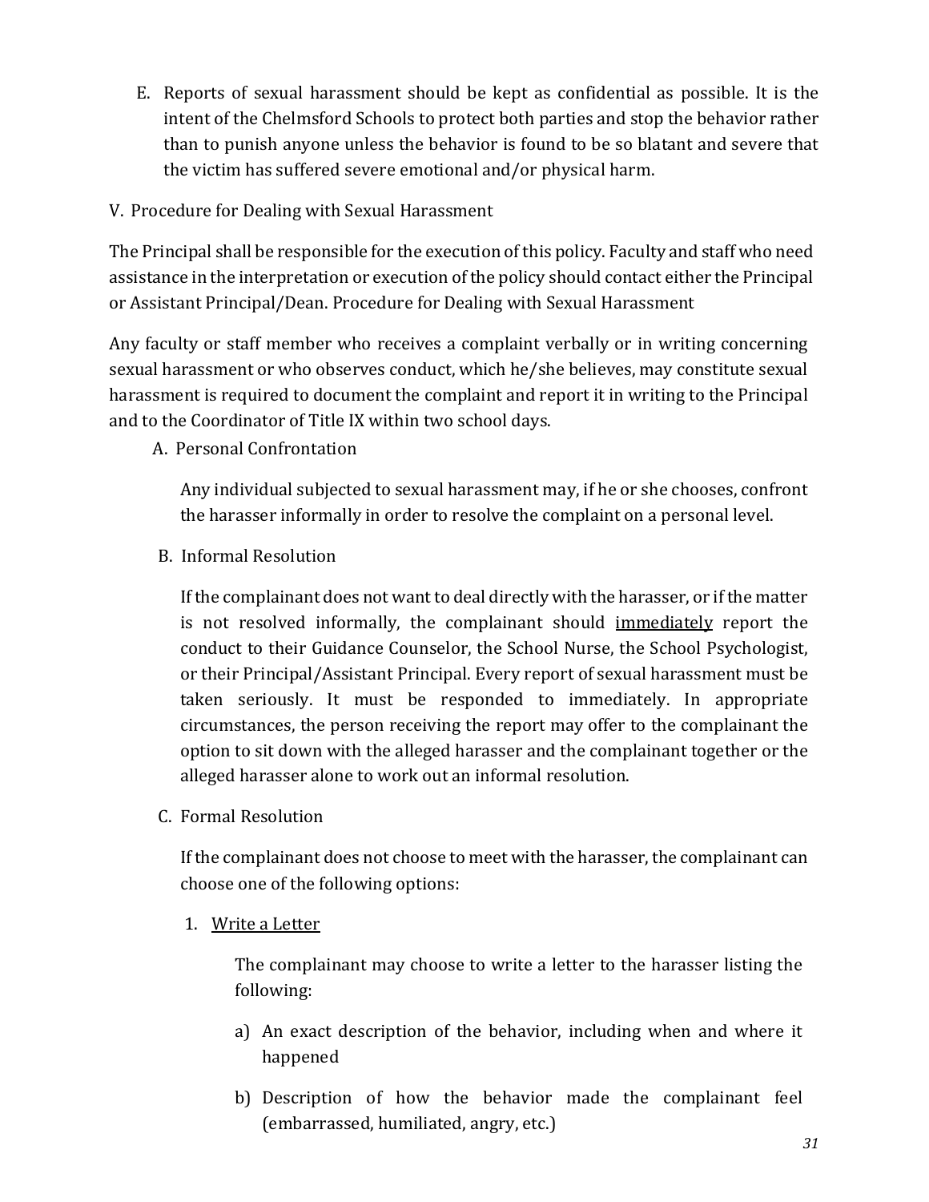E. Reports of sexual harassment should be kept as confidential as possible. It is the intent of the Chelmsford Schools to protect both parties and stop the behavior rather than to punish anyone unless the behavior is found to be so blatant and severe that the victim has suffered severe emotional and/or physical harm.

V. Procedure for Dealing with Sexual Harassment

The Principal shall be responsible for the execution of this policy. Faculty and staff who need assistance in the interpretation or execution of the policy should contact either the Principal or Assistant Principal/Dean. Procedure for Dealing with Sexual Harassment

Any faculty or staff member who receives a complaint verbally or in writing concerning sexual harassment or who observes conduct, which he/she believes, may constitute sexual harassment is required to document the complaint and report it in writing to the Principal and to the Coordinator of Title IX within two school days.

A. Personal Confrontation

Any individual subjected to sexual harassment may, if he or she chooses, confront the harasser informally in order to resolve the complaint on a personal level.

B. Informal Resolution

If the complainant does not want to deal directly with the harasser, or if the matter is not resolved informally, the complainant should <u>immediately</u> report the conduct to their Guidance Counselor, the School Nurse, the School Psychologist, or their Principal/Assistant Principal. Every report of sexual harassment must be taken seriously. It must be responded to immediately. In appropriate circumstances, the person receiving the report may offer to the complainant the option to sit down with the alleged harasser and the complainant together or the alleged harasser alone to work out an informal resolution.

C. Formal Resolution

If the complainant does not choose to meet with the harasser, the complainant can choose one of the following options:

1. <u>Write a Letter</u>

   The complainant may choose to write a letter to the harasser listing the following:

   a) An exact description of the behavior, including when and where it happened

   b) Description of how the behavior made the complainant feel (embarrassed, humiliated, angry, etc.)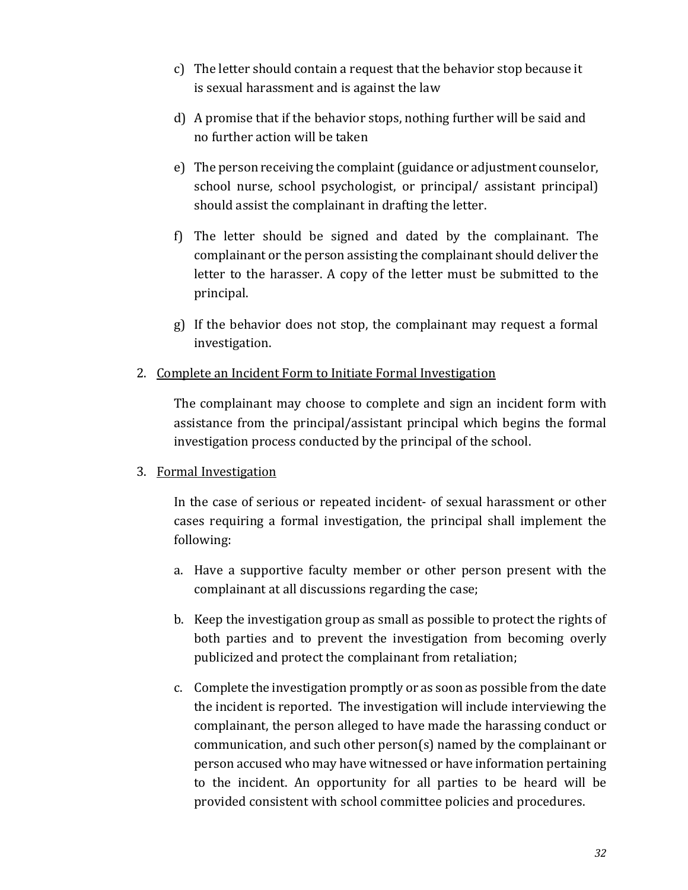c) The letter should contain a request that the behavior stop because it is sexual harassment and is against the law

d) A promise that if the behavior stops, nothing further will be said and no further action will be taken

e) The person receiving the complaint (guidance or adjustment counselor, school nurse, school psychologist, or principal/ assistant principal) should assist the complainant in drafting the letter.

f) The letter should be signed and dated by the complainant. The complainant or the person assisting the complainant should deliver the letter to the harasser. A copy of the letter must be submitted to the principal.

g) If the behavior does not stop, the complainant may request a formal investigation.

2. <u>Complete an Incident Form to Initiate Formal Investigation</u>

   The complainant may choose to complete and sign an incident form with assistance from the principal/assistant principal which begins the formal investigation process conducted by the principal of the school.

3. <u>Formal Investigation</u>

   In the case of serious or repeated incident- of sexual harassment or other cases requiring a formal investigation, the principal shall implement the following:

   a. Have a supportive faculty member or other person present with the complainant at all discussions regarding the case;

   b. Keep the investigation group as small as possible to protect the rights of both parties and to prevent the investigation from becoming overly publicized and protect the complainant from retaliation;

   c. Complete the investigation promptly or as soon as possible from the date the incident is reported. The investigation will include interviewing the complainant, the person alleged to have made the harassing conduct or communication, and such other person(s) named by the complainant or person accused who may have witnessed or have information pertaining to the incident. An opportunity for all parties to be heard will be provided consistent with school committee policies and procedures.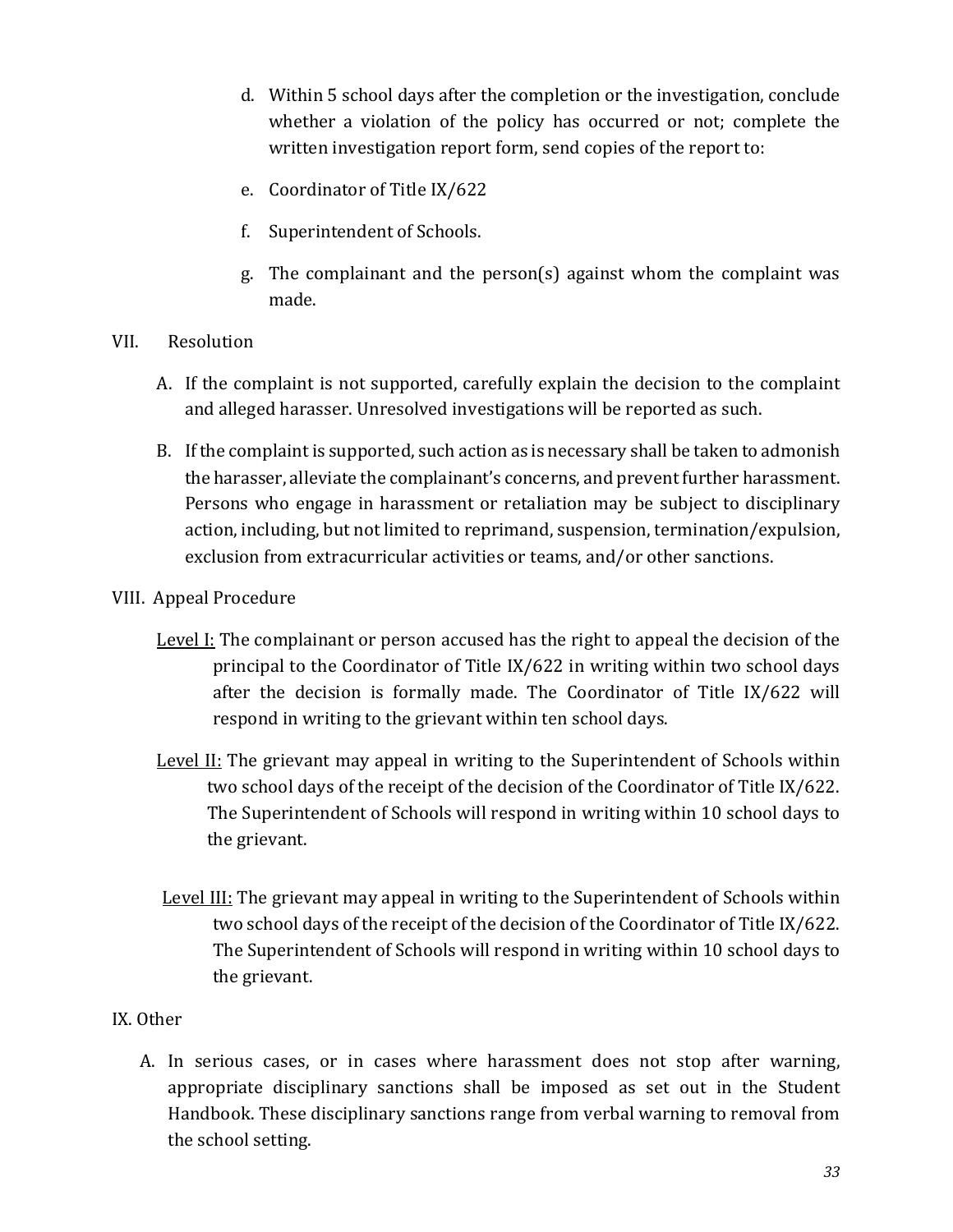d. Within 5 school days after the completion or the investigation, conclude whether a violation of the policy has occurred or not; complete the written investigation report form, send copies of the report to:

e. Coordinator of Title IX/622

f. Superintendent of Schools.

g. The complainant and the person(s) against whom the complaint was made.

VII. Resolution

A. If the complaint is not supported, carefully explain the decision to the complaint and alleged harasser. Unresolved investigations will be reported as such.

B. If the complaint is supported, such action as is necessary shall be taken to admonish the harasser, alleviate the complainant's concerns, and prevent further harassment. Persons who engage in harassment or retaliation may be subject to disciplinary action, including, but not limited to reprimand, suspension, termination/expulsion, exclusion from extracurricular activities or teams, and/or other sanctions.

VIII. Appeal Procedure

Level I: The complainant or person accused has the right to appeal the decision of the principal to the Coordinator of Title IX/622 in writing within two school days after the decision is formally made. The Coordinator of Title IX/622 will respond in writing to the grievant within ten school days.

Level II: The grievant may appeal in writing to the Superintendent of Schools within two school days of the receipt of the decision of the Coordinator of Title IX/622. The Superintendent of Schools will respond in writing within 10 school days to the grievant.

Level III: The grievant may appeal in writing to the Superintendent of Schools within two school days of the receipt of the decision of the Coordinator of Title IX/622. The Superintendent of Schools will respond in writing within 10 school days to the grievant.

IX. Other

A. In serious cases, or in cases where harassment does not stop after warning, appropriate disciplinary sanctions shall be imposed as set out in the Student Handbook. These disciplinary sanctions range from verbal warning to removal from the school setting.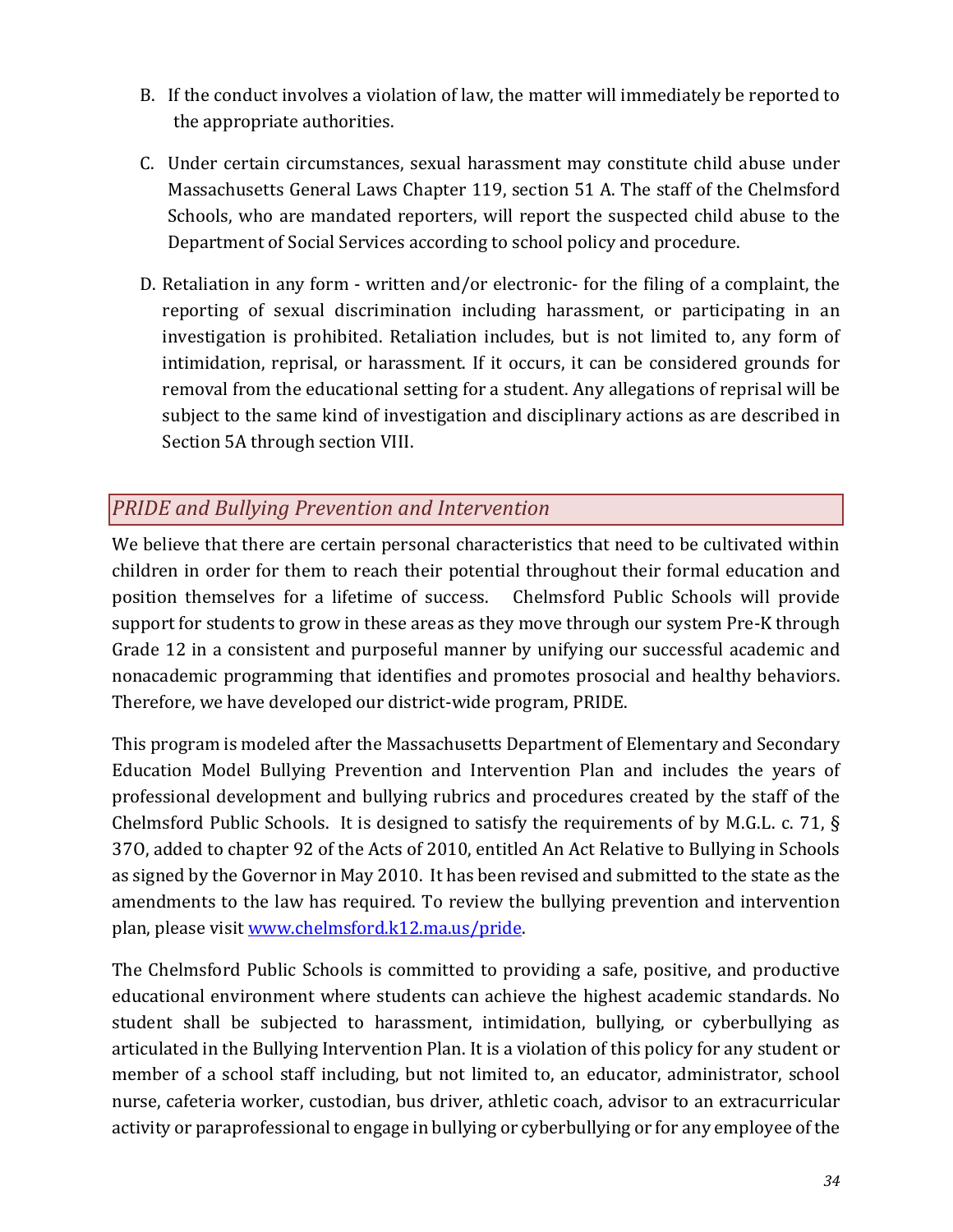B. If the conduct involves a violation of law, the matter will immediately be reported to the appropriate authorities.

C. Under certain circumstances, sexual harassment may constitute child abuse under Massachusetts General Laws Chapter 119, section 51 A. The staff of the Chelmsford Schools, who are mandated reporters, will report the suspected child abuse to the Department of Social Services according to school policy and procedure.

D. Retaliation in any form - written and/or electronic- for the filing of a complaint, the reporting of sexual discrimination including harassment, or participating in an investigation is prohibited. Retaliation includes, but is not limited to, any form of intimidation, reprisal, or harassment. If it occurs, it can be considered grounds for removal from the educational setting for a student. Any allegations of reprisal will be subject to the same kind of investigation and disciplinary actions as are described in Section 5A through section VIII.

## *PRIDE and Bullying Prevention and Intervention*

We believe that there are certain personal characteristics that need to be cultivated within children in order for them to reach their potential throughout their formal education and position themselves for a lifetime of success. Chelmsford Public Schools will provide support for students to grow in these areas as they move through our system Pre-K through Grade 12 in a consistent and purposeful manner by unifying our successful academic and nonacademic programming that identifies and promotes prosocial and healthy behaviors. Therefore, we have developed our district-wide program, PRIDE.

This program is modeled after the Massachusetts Department of Elementary and Secondary Education Model Bullying Prevention and Intervention Plan and includes the years of professional development and bullying rubrics and procedures created by the staff of the Chelmsford Public Schools. It is designed to satisfy the requirements of by M.G.L. c. 71, § 37O, added to chapter 92 of the Acts of 2010, entitled An Act Relative to Bullying in Schools as signed by the Governor in May 2010. It has been revised and submitted to the state as the amendments to the law has required. To review the bullying prevention and intervention plan, please visit [www.chelmsford.k12.ma.us/pride](www.chelmsford.k12.ma.us/pride).

The Chelmsford Public Schools is committed to providing a safe, positive, and productive educational environment where students can achieve the highest academic standards. No student shall be subjected to harassment, intimidation, bullying, or cyberbullying as articulated in the Bullying Intervention Plan. It is a violation of this policy for any student or member of a school staff including, but not limited to, an educator, administrator, school nurse, cafeteria worker, custodian, bus driver, athletic coach, advisor to an extracurricular activity or paraprofessional to engage in bullying or cyberbullying or for any employee of the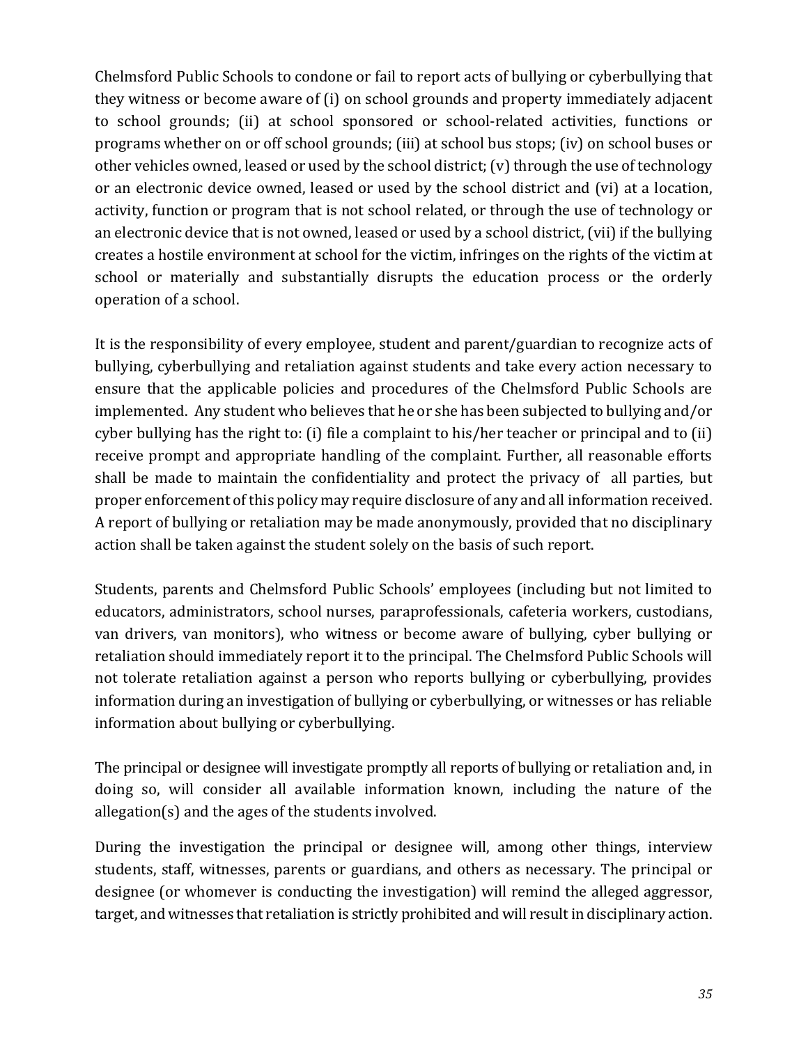Chelmsford Public Schools to condone or fail to report acts of bullying or cyberbullying that they witness or become aware of (i) on school grounds and property immediately adjacent to school grounds; (ii) at school sponsored or school-related activities, functions or programs whether on or off school grounds; (iii) at school bus stops; (iv) on school buses or other vehicles owned, leased or used by the school district; (v) through the use of technology or an electronic device owned, leased or used by the school district and (vi) at a location, activity, function or program that is not school related, or through the use of technology or an electronic device that is not owned, leased or used by a school district, (vii) if the bullying creates a hostile environment at school for the victim, infringes on the rights of the victim at school or materially and substantially disrupts the education process or the orderly operation of a school.

It is the responsibility of every employee, student and parent/guardian to recognize acts of bullying, cyberbullying and retaliation against students and take every action necessary to ensure that the applicable policies and procedures of the Chelmsford Public Schools are implemented. Any student who believes that he or she has been subjected to bullying and/or cyber bullying has the right to: (i) file a complaint to his/her teacher or principal and to (ii) receive prompt and appropriate handling of the complaint. Further, all reasonable efforts shall be made to maintain the confidentiality and protect the privacy of all parties, but proper enforcement of this policy may require disclosure of any and all information received. A report of bullying or retaliation may be made anonymously, provided that no disciplinary action shall be taken against the student solely on the basis of such report.

Students, parents and Chelmsford Public Schools' employees (including but not limited to educators, administrators, school nurses, paraprofessionals, cafeteria workers, custodians, van drivers, van monitors), who witness or become aware of bullying, cyber bullying or retaliation should immediately report it to the principal. The Chelmsford Public Schools will not tolerate retaliation against a person who reports bullying or cyberbullying, provides information during an investigation of bullying or cyberbullying, or witnesses or has reliable information about bullying or cyberbullying.

The principal or designee will investigate promptly all reports of bullying or retaliation and, in doing so, will consider all available information known, including the nature of the allegation(s) and the ages of the students involved.

During the investigation the principal or designee will, among other things, interview students, staff, witnesses, parents or guardians, and others as necessary. The principal or designee (or whomever is conducting the investigation) will remind the alleged aggressor, target, and witnesses that retaliation is strictly prohibited and will result in disciplinary action.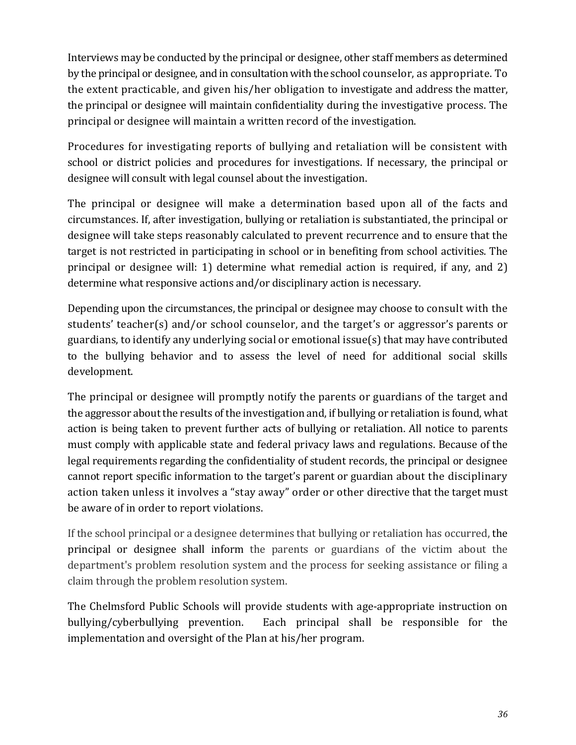Interviews may be conducted by the principal or designee, other staff members as determined by the principal or designee, and in consultation with the school counselor, as appropriate. To the extent practicable, and given his/her obligation to investigate and address the matter, the principal or designee will maintain confidentiality during the investigative process. The principal or designee will maintain a written record of the investigation.

Procedures for investigating reports of bullying and retaliation will be consistent with school or district policies and procedures for investigations. If necessary, the principal or designee will consult with legal counsel about the investigation.

The principal or designee will make a determination based upon all of the facts and circumstances. If, after investigation, bullying or retaliation is substantiated, the principal or designee will take steps reasonably calculated to prevent recurrence and to ensure that the target is not restricted in participating in school or in benefiting from school activities. The principal or designee will: 1) determine what remedial action is required, if any, and 2) determine what responsive actions and/or disciplinary action is necessary.

Depending upon the circumstances, the principal or designee may choose to consult with the students' teacher(s) and/or school counselor, and the target's or aggressor's parents or guardians, to identify any underlying social or emotional issue(s) that may have contributed to the bullying behavior and to assess the level of need for additional social skills development.

The principal or designee will promptly notify the parents or guardians of the target and the aggressor about the results of the investigation and, if bullying or retaliation is found, what action is being taken to prevent further acts of bullying or retaliation. All notice to parents must comply with applicable state and federal privacy laws and regulations. Because of the legal requirements regarding the confidentiality of student records, the principal or designee cannot report specific information to the target's parent or guardian about the disciplinary action taken unless it involves a "stay away" order or other directive that the target must be aware of in order to report violations.

If the school principal or a designee determines that bullying or retaliation has occurred, the principal or designee shall inform the parents or guardians of the victim about the department's problem resolution system and the process for seeking assistance or filing a claim through the problem resolution system.

The Chelmsford Public Schools will provide students with age-appropriate instruction on bullying/cyberbullying prevention. Each principal shall be responsible for the implementation and oversight of the Plan at his/her program.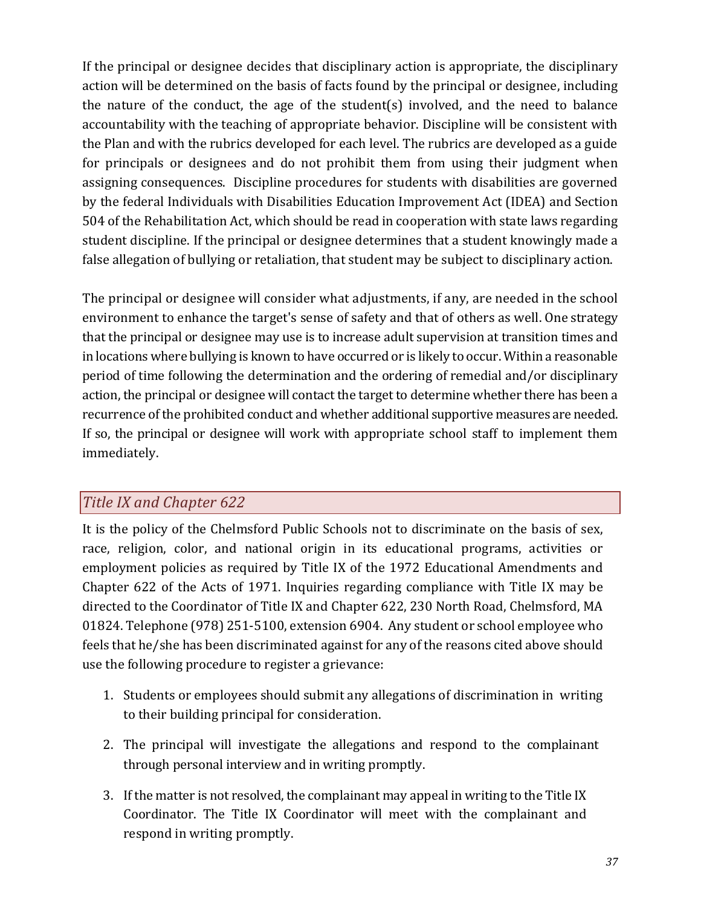If the principal or designee decides that disciplinary action is appropriate, the disciplinary action will be determined on the basis of facts found by the principal or designee, including the nature of the conduct, the age of the student(s) involved, and the need to balance accountability with the teaching of appropriate behavior. Discipline will be consistent with the Plan and with the rubrics developed for each level. The rubrics are developed as a guide for principals or designees and do not prohibit them from using their judgment when assigning consequences. Discipline procedures for students with disabilities are governed by the federal Individuals with Disabilities Education Improvement Act (IDEA) and Section 504 of the Rehabilitation Act, which should be read in cooperation with state laws regarding student discipline. If the principal or designee determines that a student knowingly made a false allegation of bullying or retaliation, that student may be subject to disciplinary action.

The principal or designee will consider what adjustments, if any, are needed in the school environment to enhance the target's sense of safety and that of others as well. One strategy that the principal or designee may use is to increase adult supervision at transition times and in locations where bullying is known to have occurred or is likely to occur. Within a reasonable period of time following the determination and the ordering of remedial and/or disciplinary action, the principal or designee will contact the target to determine whether there has been a recurrence of the prohibited conduct and whether additional supportive measures are needed. If so, the principal or designee will work with appropriate school staff to implement them immediately.

## *Title IX and Chapter 622*

It is the policy of the Chelmsford Public Schools not to discriminate on the basis of sex, race, religion, color, and national origin in its educational programs, activities or employment policies as required by Title IX of the 1972 Educational Amendments and Chapter 622 of the Acts of 1971. Inquiries regarding compliance with Title IX may be directed to the Coordinator of Title IX and Chapter 622, 230 North Road, Chelmsford, MA 01824. Telephone (978) 251-5100, extension 6904. Any student or school employee who feels that he/she has been discriminated against for any of the reasons cited above should use the following procedure to register a grievance:

1. Students or employees should submit any allegations of discrimination in writing to their building principal for consideration.

2. The principal will investigate the allegations and respond to the complainant through personal interview and in writing promptly.

3. If the matter is not resolved, the complainant may appeal in writing to the Title IX Coordinator. The Title IX Coordinator will meet with the complainant and respond in writing promptly.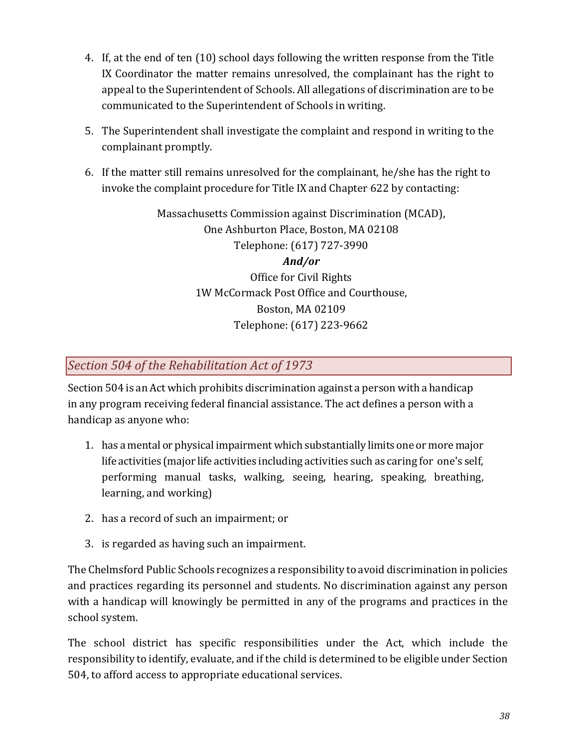4. If, at the end of ten (10) school days following the written response from the Title IX Coordinator the matter remains unresolved, the complainant has the right to appeal to the Superintendent of Schools. All allegations of discrimination are to be communicated to the Superintendent of Schools in writing.

5. The Superintendent shall investigate the complaint and respond in writing to the complainant promptly.

6. If the matter still remains unresolved for the complainant, he/she has the right to invoke the complaint procedure for Title IX and Chapter 622 by contacting:

Massachusetts Commission against Discrimination (MCAD),
One Ashburton Place, Boston, MA 02108
Telephone: (617) 727-3990

***And/or***

Office for Civil Rights
1W McCormack Post Office and Courthouse,
Boston, MA 02109
Telephone: (617) 223-9662

## *Section 504 of the Rehabilitation Act of 1973*

Section 504 is an Act which prohibits discrimination against a person with a handicap in any program receiving federal financial assistance. The act defines a person with a handicap as anyone who:

1. has a mental or physical impairment which substantially limits one or more major life activities (major life activities including activities such as caring for one's self, performing manual tasks, walking, seeing, hearing, speaking, breathing, learning, and working)

2. has a record of such an impairment; or

3. is regarded as having such an impairment.

The Chelmsford Public Schools recognizes a responsibility to avoid discrimination in policies and practices regarding its personnel and students. No discrimination against any person with a handicap will knowingly be permitted in any of the programs and practices in the school system.

The school district has specific responsibilities under the Act, which include the responsibility to identify, evaluate, and if the child is determined to be eligible under Section 504, to afford access to appropriate educational services.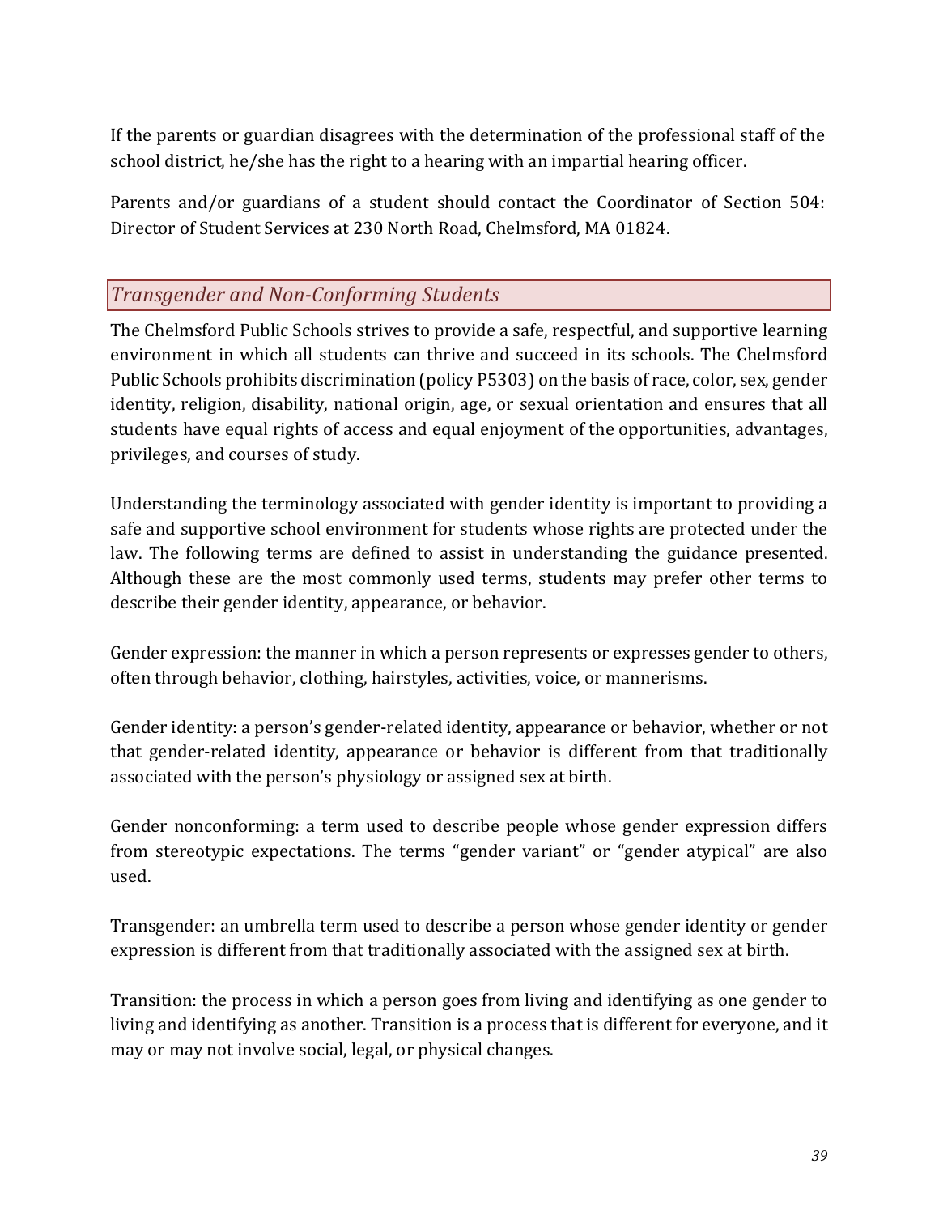If the parents or guardian disagrees with the determination of the professional staff of the school district, he/she has the right to a hearing with an impartial hearing officer.

Parents and/or guardians of a student should contact the Coordinator of Section 504: Director of Student Services at 230 North Road, Chelmsford, MA 01824.

## *Transgender and Non-Conforming Students*

The Chelmsford Public Schools strives to provide a safe, respectful, and supportive learning environment in which all students can thrive and succeed in its schools. The Chelmsford Public Schools prohibits discrimination (policy P5303) on the basis of race, color, sex, gender identity, religion, disability, national origin, age, or sexual orientation and ensures that all students have equal rights of access and equal enjoyment of the opportunities, advantages, privileges, and courses of study.

Understanding the terminology associated with gender identity is important to providing a safe and supportive school environment for students whose rights are protected under the law. The following terms are defined to assist in understanding the guidance presented. Although these are the most commonly used terms, students may prefer other terms to describe their gender identity, appearance, or behavior.

Gender expression: the manner in which a person represents or expresses gender to others, often through behavior, clothing, hairstyles, activities, voice, or mannerisms.

Gender identity: a person's gender-related identity, appearance or behavior, whether or not that gender-related identity, appearance or behavior is different from that traditionally associated with the person's physiology or assigned sex at birth.

Gender nonconforming: a term used to describe people whose gender expression differs from stereotypic expectations. The terms "gender variant" or "gender atypical" are also used.

Transgender: an umbrella term used to describe a person whose gender identity or gender expression is different from that traditionally associated with the assigned sex at birth.

Transition: the process in which a person goes from living and identifying as one gender to living and identifying as another. Transition is a process that is different for everyone, and it may or may not involve social, legal, or physical changes.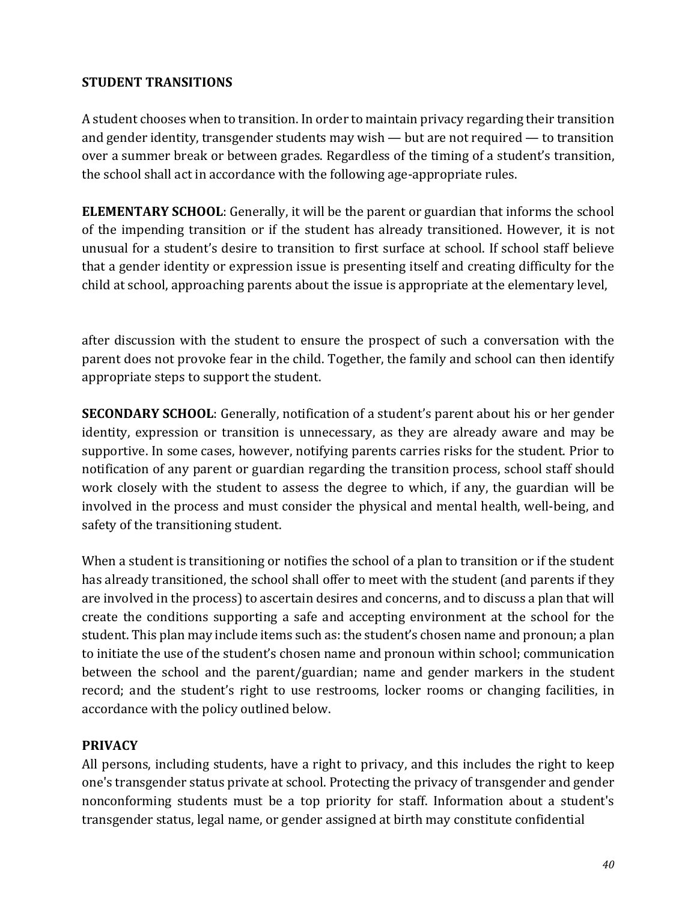**STUDENT TRANSITIONS**

A student chooses when to transition. In order to maintain privacy regarding their transition and gender identity, transgender students may wish — but are not required — to transition over a summer break or between grades. Regardless of the timing of a student's transition, the school shall act in accordance with the following age-appropriate rules.

**ELEMENTARY SCHOOL**: Generally, it will be the parent or guardian that informs the school of the impending transition or if the student has already transitioned. However, it is not unusual for a student's desire to transition to first surface at school. If school staff believe that a gender identity or expression issue is presenting itself and creating difficulty for the child at school, approaching parents about the issue is appropriate at the elementary level, after discussion with the student to ensure the prospect of such a conversation with the parent does not provoke fear in the child. Together, the family and school can then identify appropriate steps to support the student.

**SECONDARY SCHOOL**: Generally, notification of a student's parent about his or her gender identity, expression or transition is unnecessary, as they are already aware and may be supportive. In some cases, however, notifying parents carries risks for the student. Prior to notification of any parent or guardian regarding the transition process, school staff should work closely with the student to assess the degree to which, if any, the guardian will be involved in the process and must consider the physical and mental health, well-being, and safety of the transitioning student.

When a student is transitioning or notifies the school of a plan to transition or if the student has already transitioned, the school shall offer to meet with the student (and parents if they are involved in the process) to ascertain desires and concerns, and to discuss a plan that will create the conditions supporting a safe and accepting environment at the school for the student. This plan may include items such as: the student's chosen name and pronoun; a plan to initiate the use of the student's chosen name and pronoun within school; communication between the school and the parent/guardian; name and gender markers in the student record; and the student's right to use restrooms, locker rooms or changing facilities, in accordance with the policy outlined below.

**PRIVACY**

All persons, including students, have a right to privacy, and this includes the right to keep one's transgender status private at school. Protecting the privacy of transgender and gender nonconforming students must be a top priority for staff. Information about a student's transgender status, legal name, or gender assigned at birth may constitute confidential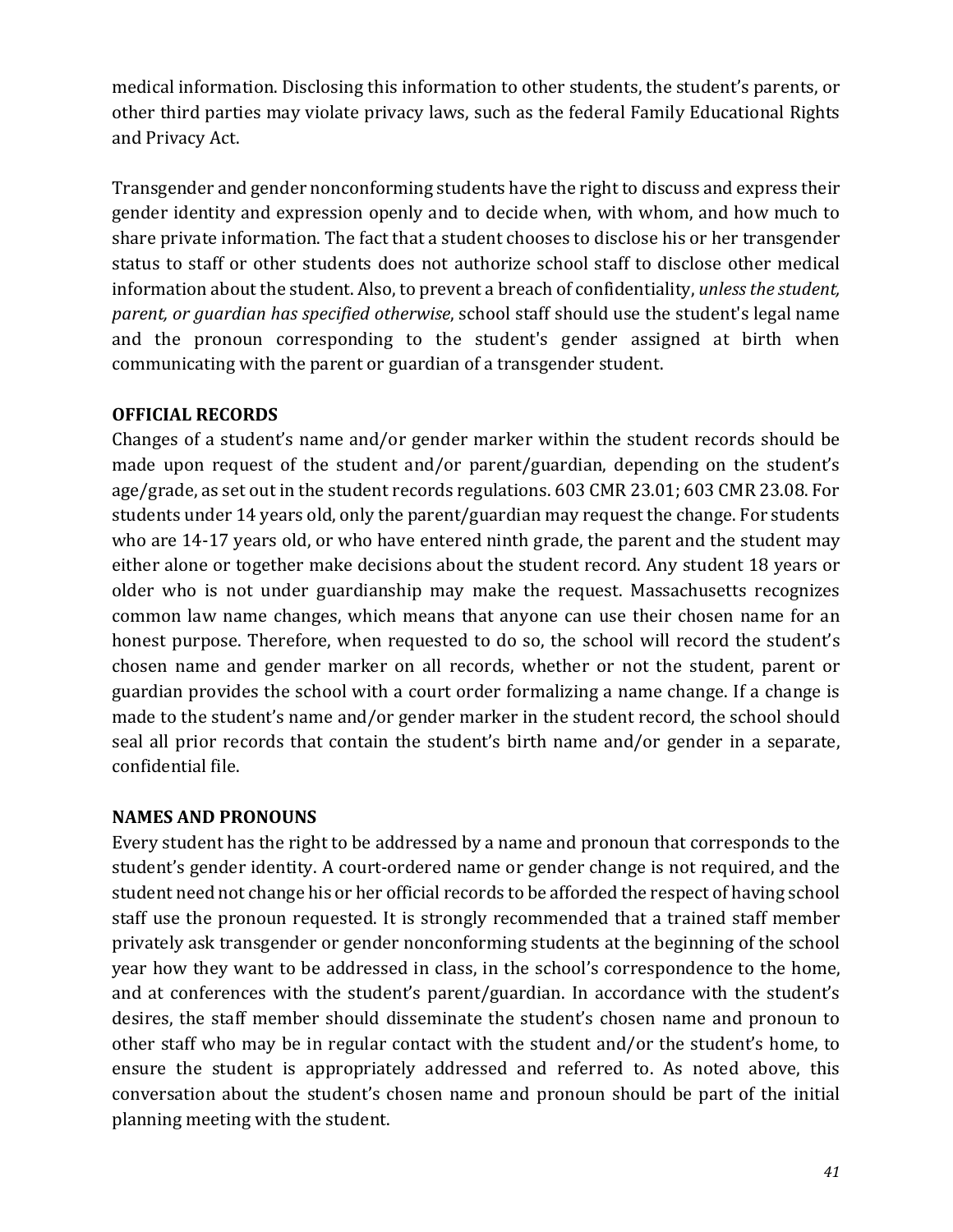medical information. Disclosing this information to other students, the student's parents, or other third parties may violate privacy laws, such as the federal Family Educational Rights and Privacy Act.

Transgender and gender nonconforming students have the right to discuss and express their gender identity and expression openly and to decide when, with whom, and how much to share private information. The fact that a student chooses to disclose his or her transgender status to staff or other students does not authorize school staff to disclose other medical information about the student. Also, to prevent a breach of confidentiality, *unless the student, parent, or guardian has specified otherwise*, school staff should use the student's legal name and the pronoun corresponding to the student's gender assigned at birth when communicating with the parent or guardian of a transgender student.

**OFFICIAL RECORDS**

Changes of a student's name and/or gender marker within the student records should be made upon request of the student and/or parent/guardian, depending on the student's age/grade, as set out in the student records regulations. 603 CMR 23.01; 603 CMR 23.08. For students under 14 years old, only the parent/guardian may request the change. For students who are 14-17 years old, or who have entered ninth grade, the parent and the student may either alone or together make decisions about the student record. Any student 18 years or older who is not under guardianship may make the request. Massachusetts recognizes common law name changes, which means that anyone can use their chosen name for an honest purpose. Therefore, when requested to do so, the school will record the student's chosen name and gender marker on all records, whether or not the student, parent or guardian provides the school with a court order formalizing a name change. If a change is made to the student's name and/or gender marker in the student record, the school should seal all prior records that contain the student's birth name and/or gender in a separate, confidential file.

**NAMES AND PRONOUNS**

Every student has the right to be addressed by a name and pronoun that corresponds to the student's gender identity. A court-ordered name or gender change is not required, and the student need not change his or her official records to be afforded the respect of having school staff use the pronoun requested. It is strongly recommended that a trained staff member privately ask transgender or gender nonconforming students at the beginning of the school year how they want to be addressed in class, in the school's correspondence to the home, and at conferences with the student's parent/guardian. In accordance with the student's desires, the staff member should disseminate the student's chosen name and pronoun to other staff who may be in regular contact with the student and/or the student's home, to ensure the student is appropriately addressed and referred to. As noted above, this conversation about the student's chosen name and pronoun should be part of the initial planning meeting with the student.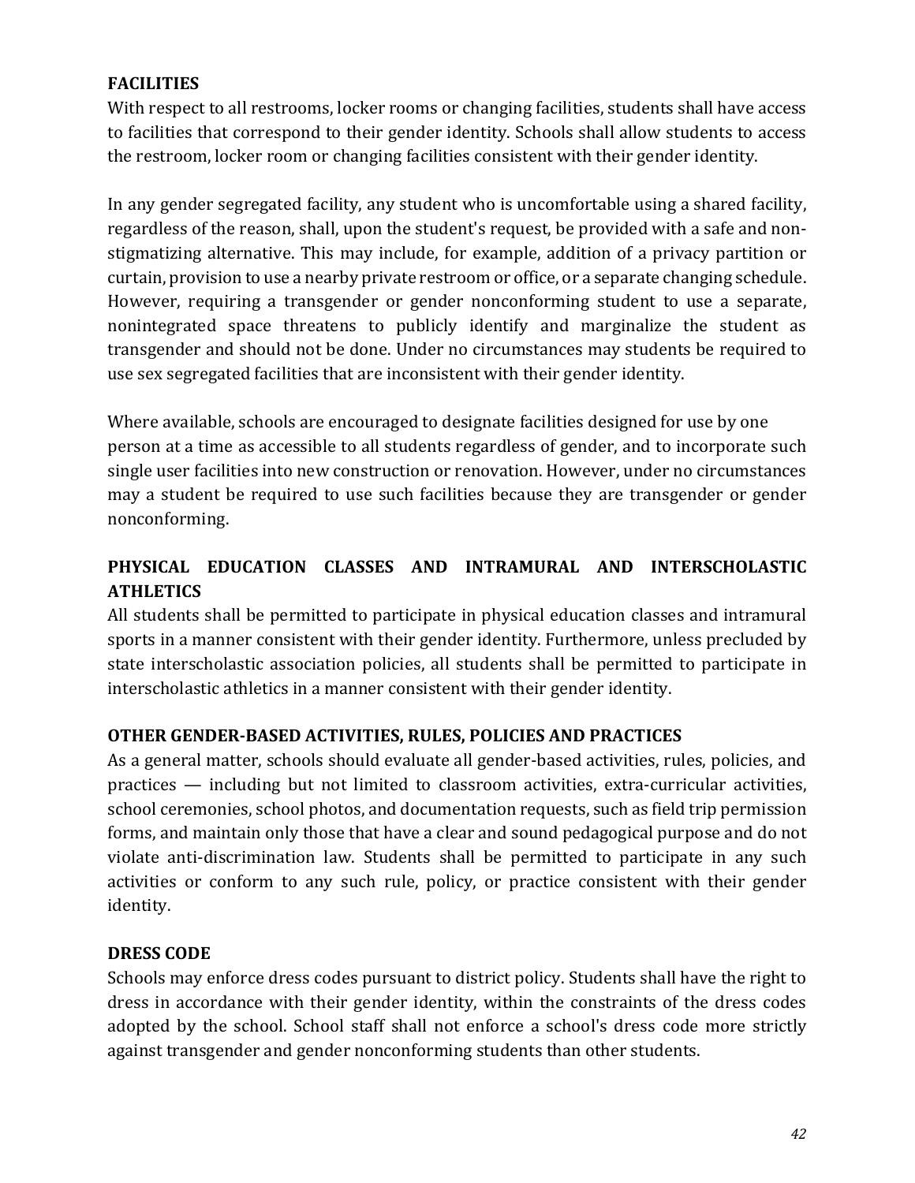## FACILITIES

With respect to all restrooms, locker rooms or changing facilities, students shall have access to facilities that correspond to their gender identity. Schools shall allow students to access the restroom, locker room or changing facilities consistent with their gender identity.

In any gender segregated facility, any student who is uncomfortable using a shared facility, regardless of the reason, shall, upon the student's request, be provided with a safe and non-stigmatizing alternative. This may include, for example, addition of a privacy partition or curtain, provision to use a nearby private restroom or office, or a separate changing schedule. However, requiring a transgender or gender nonconforming student to use a separate, nonintegrated space threatens to publicly identify and marginalize the student as transgender and should not be done. Under no circumstances may students be required to use sex segregated facilities that are inconsistent with their gender identity.

Where available, schools are encouraged to designate facilities designed for use by one person at a time as accessible to all students regardless of gender, and to incorporate such single user facilities into new construction or renovation. However, under no circumstances may a student be required to use such facilities because they are transgender or gender nonconforming.

## PHYSICAL EDUCATION CLASSES AND INTRAMURAL AND INTERSCHOLASTIC ATHLETICS

All students shall be permitted to participate in physical education classes and intramural sports in a manner consistent with their gender identity. Furthermore, unless precluded by state interscholastic association policies, all students shall be permitted to participate in interscholastic athletics in a manner consistent with their gender identity.

## OTHER GENDER-BASED ACTIVITIES, RULES, POLICIES AND PRACTICES

As a general matter, schools should evaluate all gender-based activities, rules, policies, and practices — including but not limited to classroom activities, extra-curricular activities, school ceremonies, school photos, and documentation requests, such as field trip permission forms, and maintain only those that have a clear and sound pedagogical purpose and do not violate anti-discrimination law. Students shall be permitted to participate in any such activities or conform to any such rule, policy, or practice consistent with their gender identity.

## DRESS CODE

Schools may enforce dress codes pursuant to district policy. Students shall have the right to dress in accordance with their gender identity, within the constraints of the dress codes adopted by the school. School staff shall not enforce a school's dress code more strictly against transgender and gender nonconforming students than other students.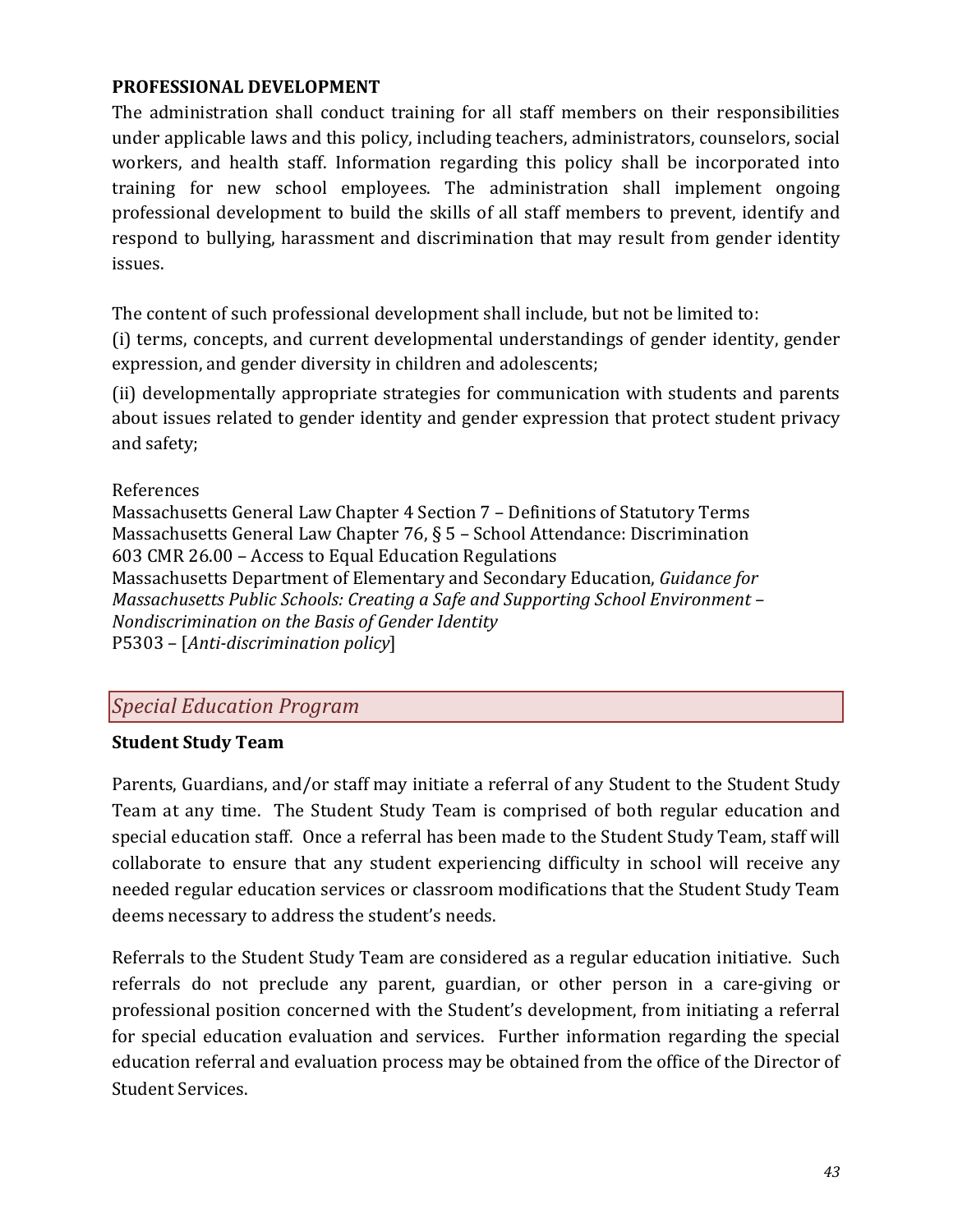**PROFESSIONAL DEVELOPMENT**

The administration shall conduct training for all staff members on their responsibilities under applicable laws and this policy, including teachers, administrators, counselors, social workers, and health staff. Information regarding this policy shall be incorporated into training for new school employees. The administration shall implement ongoing professional development to build the skills of all staff members to prevent, identify and respond to bullying, harassment and discrimination that may result from gender identity issues.

The content of such professional development shall include, but not be limited to:

(i) terms, concepts, and current developmental understandings of gender identity, gender expression, and gender diversity in children and adolescents;

(ii) developmentally appropriate strategies for communication with students and parents about issues related to gender identity and gender expression that protect student privacy and safety;

References

Massachusetts General Law Chapter 4 Section 7 – Definitions of Statutory Terms
Massachusetts General Law Chapter 76, § 5 – School Attendance: Discrimination
603 CMR 26.00 – Access to Equal Education Regulations
Massachusetts Department of Elementary and Secondary Education, *Guidance for Massachusetts Public Schools: Creating a Safe and Supporting School Environment – Nondiscrimination on the Basis of Gender Identity*
P5303 – [*Anti-discrimination policy*]

## *Special Education Program*

**Student Study Team**

Parents, Guardians, and/or staff may initiate a referral of any Student to the Student Study Team at any time. The Student Study Team is comprised of both regular education and special education staff. Once a referral has been made to the Student Study Team, staff will collaborate to ensure that any student experiencing difficulty in school will receive any needed regular education services or classroom modifications that the Student Study Team deems necessary to address the student's needs.

Referrals to the Student Study Team are considered as a regular education initiative. Such referrals do not preclude any parent, guardian, or other person in a care-giving or professional position concerned with the Student's development, from initiating a referral for special education evaluation and services. Further information regarding the special education referral and evaluation process may be obtained from the office of the Director of Student Services.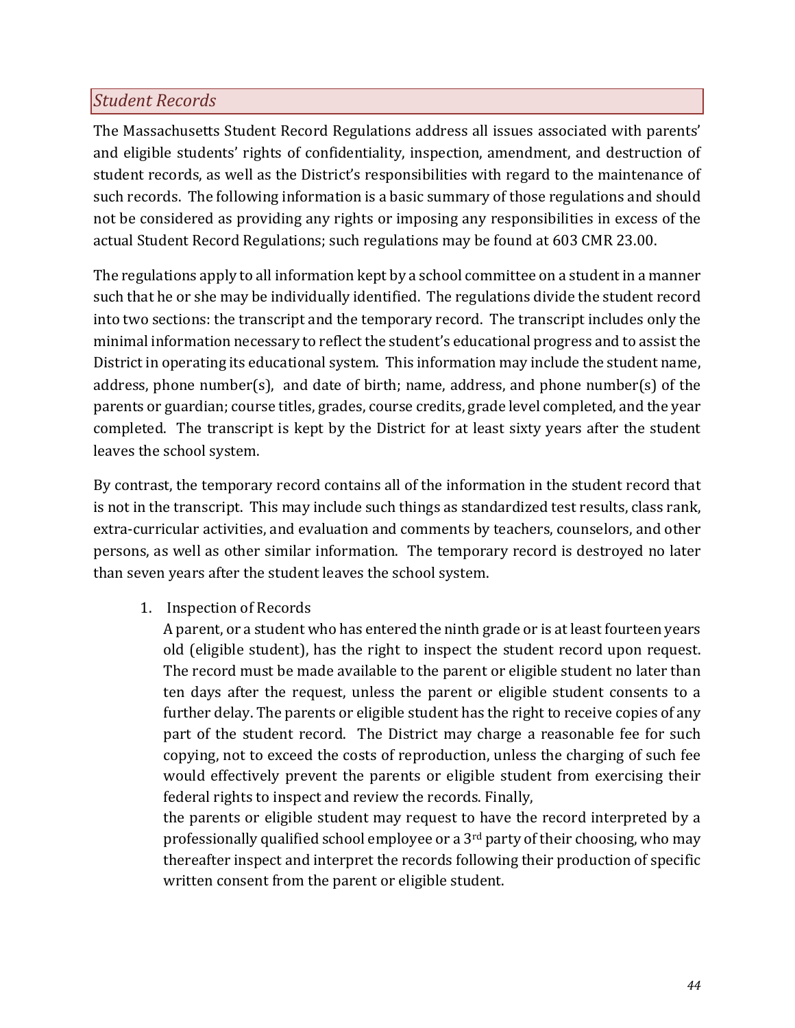## *Student Records*

The Massachusetts Student Record Regulations address all issues associated with parents' and eligible students' rights of confidentiality, inspection, amendment, and destruction of student records, as well as the District's responsibilities with regard to the maintenance of such records. The following information is a basic summary of those regulations and should not be considered as providing any rights or imposing any responsibilities in excess of the actual Student Record Regulations; such regulations may be found at 603 CMR 23.00.

The regulations apply to all information kept by a school committee on a student in a manner such that he or she may be individually identified. The regulations divide the student record into two sections: the transcript and the temporary record. The transcript includes only the minimal information necessary to reflect the student's educational progress and to assist the District in operating its educational system. This information may include the student name, address, phone number(s), and date of birth; name, address, and phone number(s) of the parents or guardian; course titles, grades, course credits, grade level completed, and the year completed. The transcript is kept by the District for at least sixty years after the student leaves the school system.

By contrast, the temporary record contains all of the information in the student record that is not in the transcript. This may include such things as standardized test results, class rank, extra-curricular activities, and evaluation and comments by teachers, counselors, and other persons, as well as other similar information. The temporary record is destroyed no later than seven years after the student leaves the school system.

1. Inspection of Records
   A parent, or a student who has entered the ninth grade or is at least fourteen years old (eligible student), has the right to inspect the student record upon request. The record must be made available to the parent or eligible student no later than ten days after the request, unless the parent or eligible student consents to a further delay. The parents or eligible student has the right to receive copies of any part of the student record. The District may charge a reasonable fee for such copying, not to exceed the costs of reproduction, unless the charging of such fee would effectively prevent the parents or eligible student from exercising their federal rights to inspect and review the records. Finally,
   the parents or eligible student may request to have the record interpreted by a professionally qualified school employee or a 3rd party of their choosing, who may thereafter inspect and interpret the records following their production of specific written consent from the parent or eligible student.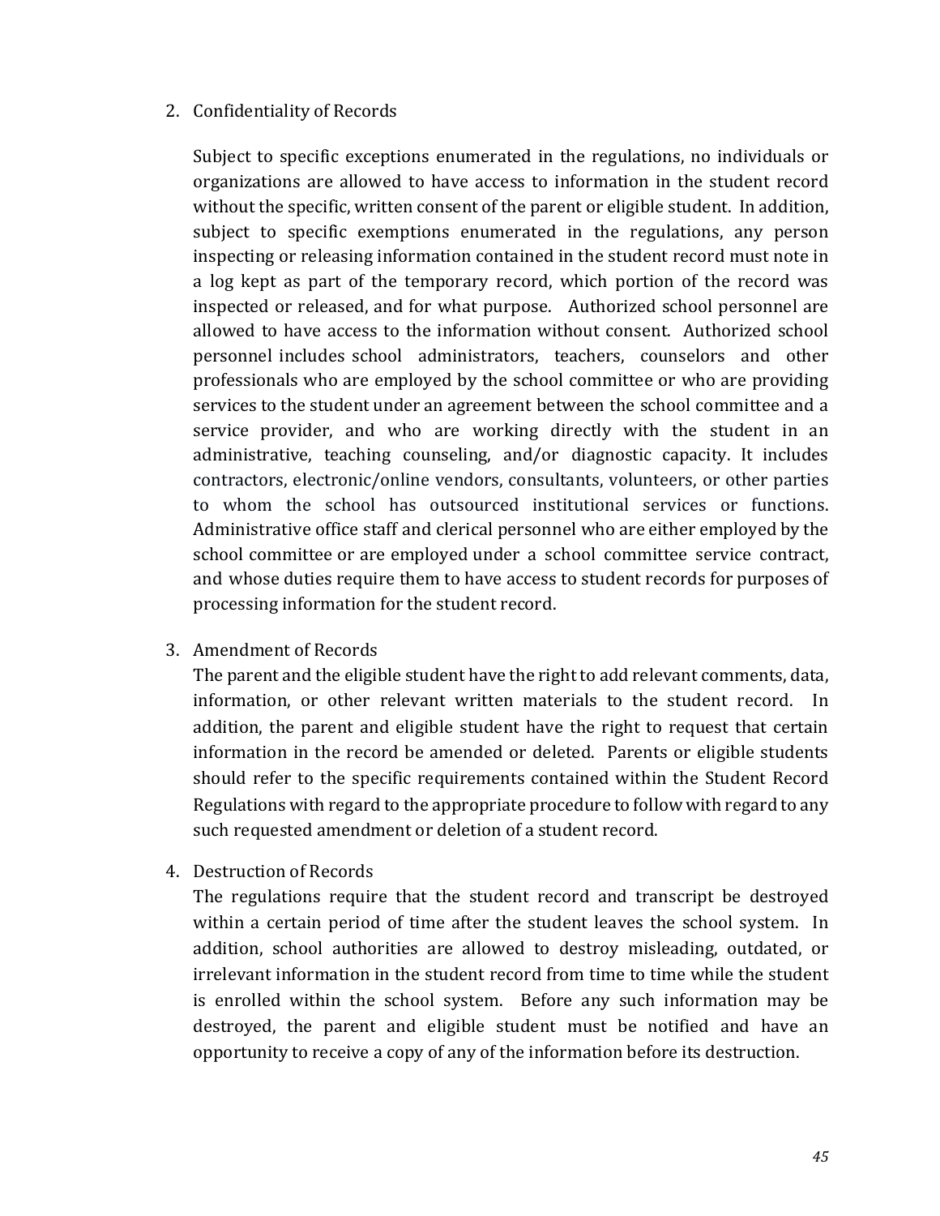2. Confidentiality of Records

   Subject to specific exceptions enumerated in the regulations, no individuals or organizations are allowed to have access to information in the student record without the specific, written consent of the parent or eligible student. In addition, subject to specific exemptions enumerated in the regulations, any person inspecting or releasing information contained in the student record must note in a log kept as part of the temporary record, which portion of the record was inspected or released, and for what purpose. Authorized school personnel are allowed to have access to the information without consent. Authorized school personnel includes school administrators, teachers, counselors and other professionals who are employed by the school committee or who are providing services to the student under an agreement between the school committee and a service provider, and who are working directly with the student in an administrative, teaching counseling, and/or diagnostic capacity. It includes contractors, electronic/online vendors, consultants, volunteers, or other parties to whom the school has outsourced institutional services or functions. Administrative office staff and clerical personnel who are either employed by the school committee or are employed under a school committee service contract, and whose duties require them to have access to student records for purposes of processing information for the student record.

3. Amendment of Records

   The parent and the eligible student have the right to add relevant comments, data, information, or other relevant written materials to the student record. In addition, the parent and eligible student have the right to request that certain information in the record be amended or deleted. Parents or eligible students should refer to the specific requirements contained within the Student Record Regulations with regard to the appropriate procedure to follow with regard to any such requested amendment or deletion of a student record.

4. Destruction of Records

   The regulations require that the student record and transcript be destroyed within a certain period of time after the student leaves the school system. In addition, school authorities are allowed to destroy misleading, outdated, or irrelevant information in the student record from time to time while the student is enrolled within the school system. Before any such information may be destroyed, the parent and eligible student must be notified and have an opportunity to receive a copy of any of the information before its destruction.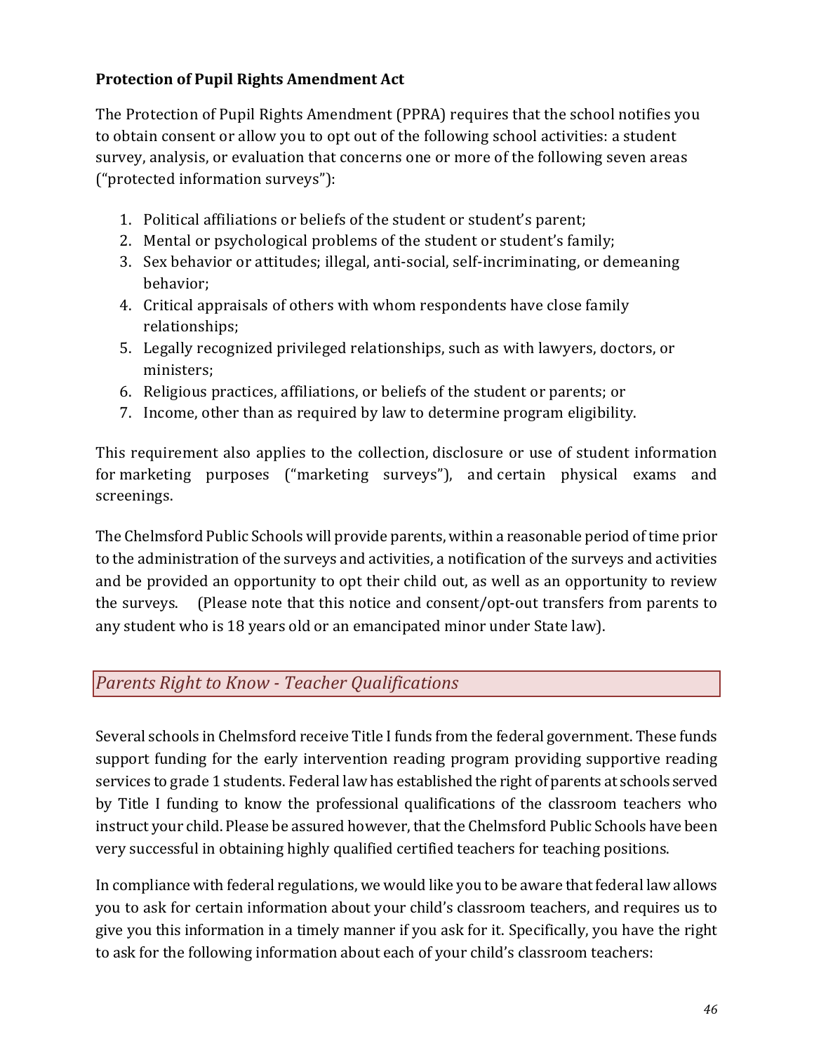**Protection of Pupil Rights Amendment Act**

The Protection of Pupil Rights Amendment (PPRA) requires that the school notifies you to obtain consent or allow you to opt out of the following school activities: a student survey, analysis, or evaluation that concerns one or more of the following seven areas ("protected information surveys"):

1. Political affiliations or beliefs of the student or student's parent;
2. Mental or psychological problems of the student or student's family;
3. Sex behavior or attitudes; illegal, anti-social, self-incriminating, or demeaning behavior;
4. Critical appraisals of others with whom respondents have close family relationships;
5. Legally recognized privileged relationships, such as with lawyers, doctors, or ministers;
6. Religious practices, affiliations, or beliefs of the student or parents; or
7. Income, other than as required by law to determine program eligibility.

This requirement also applies to the collection, disclosure or use of student information for marketing purposes ("marketing surveys"), and certain physical exams and screenings.

The Chelmsford Public Schools will provide parents, within a reasonable period of time prior to the administration of the surveys and activities, a notification of the surveys and activities and be provided an opportunity to opt their child out, as well as an opportunity to review the surveys. (Please note that this notice and consent/opt-out transfers from parents to any student who is 18 years old or an emancipated minor under State law).

## *Parents Right to Know - Teacher Qualifications*

Several schools in Chelmsford receive Title I funds from the federal government. These funds support funding for the early intervention reading program providing supportive reading services to grade 1 students. Federal law has established the right of parents at schools served by Title I funding to know the professional qualifications of the classroom teachers who instruct your child. Please be assured however, that the Chelmsford Public Schools have been very successful in obtaining highly qualified certified teachers for teaching positions.

In compliance with federal regulations, we would like you to be aware that federal law allows you to ask for certain information about your child's classroom teachers, and requires us to give you this information in a timely manner if you ask for it. Specifically, you have the right to ask for the following information about each of your child's classroom teachers: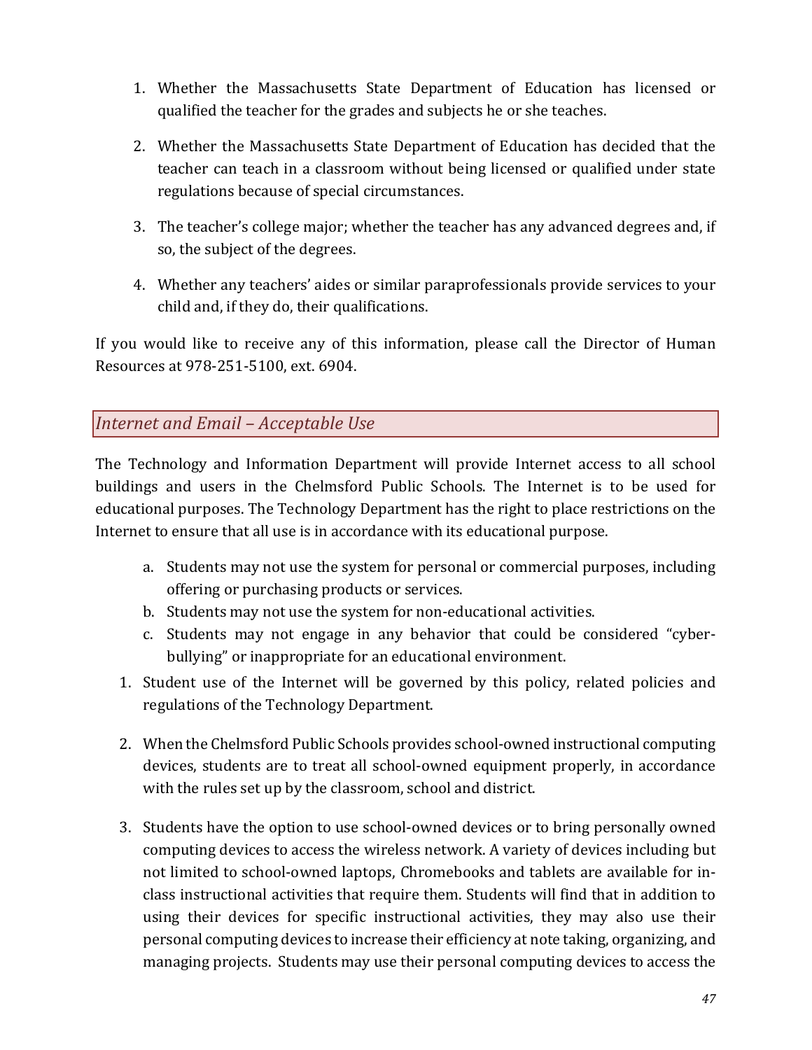1. Whether the Massachusetts State Department of Education has licensed or qualified the teacher for the grades and subjects he or she teaches.

2. Whether the Massachusetts State Department of Education has decided that the teacher can teach in a classroom without being licensed or qualified under state regulations because of special circumstances.

3. The teacher's college major; whether the teacher has any advanced degrees and, if so, the subject of the degrees.

4. Whether any teachers' aides or similar paraprofessionals provide services to your child and, if they do, their qualifications.

If you would like to receive any of this information, please call the Director of Human Resources at 978-251-5100, ext. 6904.

## *Internet and Email – Acceptable Use*

The Technology and Information Department will provide Internet access to all school buildings and users in the Chelmsford Public Schools. The Internet is to be used for educational purposes. The Technology Department has the right to place restrictions on the Internet to ensure that all use is in accordance with its educational purpose.

a. Students may not use the system for personal or commercial purposes, including offering or purchasing products or services.
b. Students may not use the system for non-educational activities.
c. Students may not engage in any behavior that could be considered "cyber-bullying" or inappropriate for an educational environment.

1. Student use of the Internet will be governed by this policy, related policies and regulations of the Technology Department.

2. When the Chelmsford Public Schools provides school-owned instructional computing devices, students are to treat all school-owned equipment properly, in accordance with the rules set up by the classroom, school and district.

3. Students have the option to use school-owned devices or to bring personally owned computing devices to access the wireless network. A variety of devices including but not limited to school-owned laptops, Chromebooks and tablets are available for in-class instructional activities that require them. Students will find that in addition to using their devices for specific instructional activities, they may also use their personal computing devices to increase their efficiency at note taking, organizing, and managing projects. Students may use their personal computing devices to access the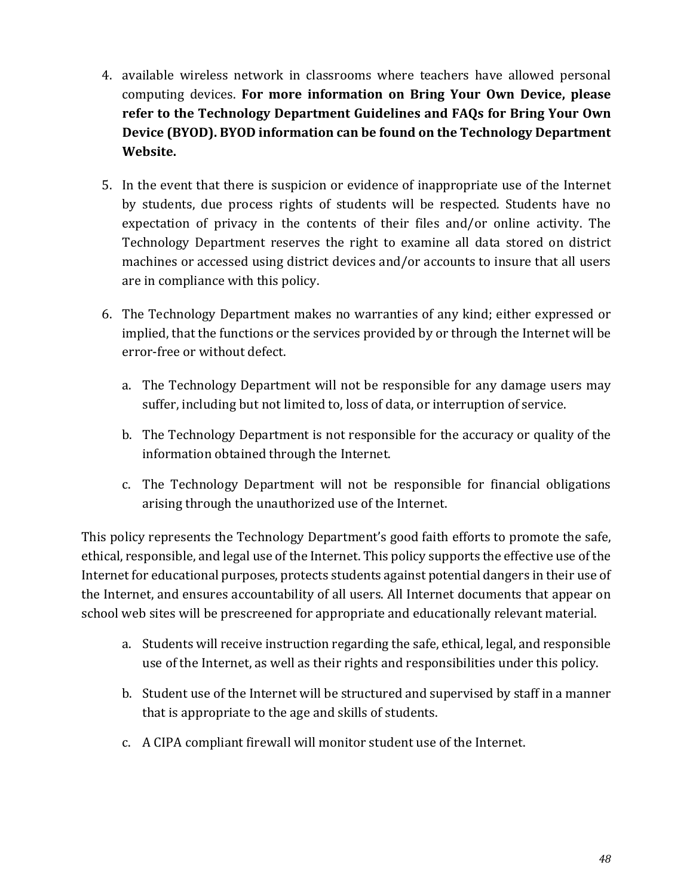4. available wireless network in classrooms where teachers have allowed personal computing devices. **For more information on Bring Your Own Device, please refer to the Technology Department Guidelines and FAQs for Bring Your Own Device (BYOD). BYOD information can be found on the Technology Department Website.**

5. In the event that there is suspicion or evidence of inappropriate use of the Internet by students, due process rights of students will be respected. Students have no expectation of privacy in the contents of their files and/or online activity. The Technology Department reserves the right to examine all data stored on district machines or accessed using district devices and/or accounts to insure that all users are in compliance with this policy.

6. The Technology Department makes no warranties of any kind; either expressed or implied, that the functions or the services provided by or through the Internet will be error-free or without defect.

    a. The Technology Department will not be responsible for any damage users may suffer, including but not limited to, loss of data, or interruption of service.

    b. The Technology Department is not responsible for the accuracy or quality of the information obtained through the Internet.

    c. The Technology Department will not be responsible for financial obligations arising through the unauthorized use of the Internet.

This policy represents the Technology Department's good faith efforts to promote the safe, ethical, responsible, and legal use of the Internet. This policy supports the effective use of the Internet for educational purposes, protects students against potential dangers in their use of the Internet, and ensures accountability of all users. All Internet documents that appear on school web sites will be prescreened for appropriate and educationally relevant material.

a. Students will receive instruction regarding the safe, ethical, legal, and responsible use of the Internet, as well as their rights and responsibilities under this policy.

b. Student use of the Internet will be structured and supervised by staff in a manner that is appropriate to the age and skills of students.

c. A CIPA compliant firewall will monitor student use of the Internet.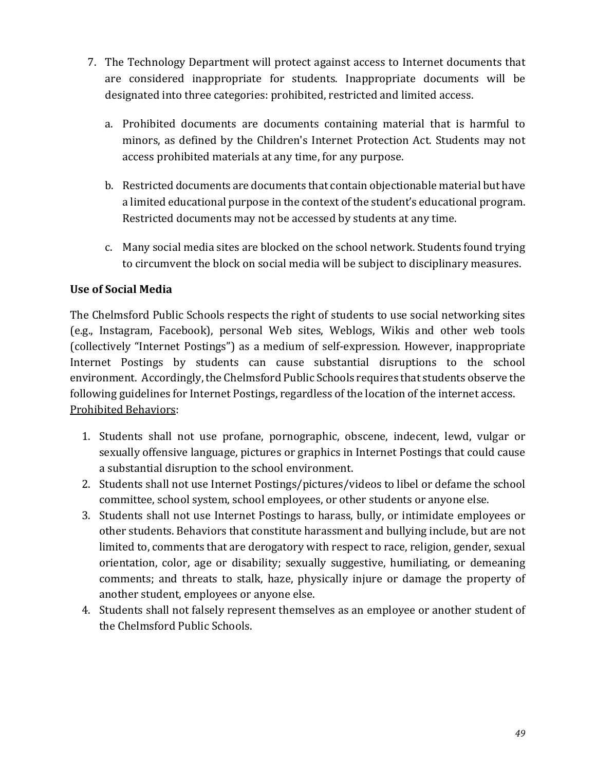7. The Technology Department will protect against access to Internet documents that are considered inappropriate for students. Inappropriate documents will be designated into three categories: prohibited, restricted and limited access.

   a. Prohibited documents are documents containing material that is harmful to minors, as defined by the Children's Internet Protection Act. Students may not access prohibited materials at any time, for any purpose.

   b. Restricted documents are documents that contain objectionable material but have a limited educational purpose in the context of the student's educational program. Restricted documents may not be accessed by students at any time.

   c. Many social media sites are blocked on the school network. Students found trying to circumvent the block on social media will be subject to disciplinary measures.

**Use of Social Media**

The Chelmsford Public Schools respects the right of students to use social networking sites (e.g., Instagram, Facebook), personal Web sites, Weblogs, Wikis and other web tools (collectively "Internet Postings") as a medium of self-expression. However, inappropriate Internet Postings by students can cause substantial disruptions to the school environment. Accordingly, the Chelmsford Public Schools requires that students observe the following guidelines for Internet Postings, regardless of the location of the internet access.
<u>Prohibited Behaviors</u>:

1. Students shall not use profane, pornographic, obscene, indecent, lewd, vulgar or sexually offensive language, pictures or graphics in Internet Postings that could cause a substantial disruption to the school environment.
2. Students shall not use Internet Postings/pictures/videos to libel or defame the school committee, school system, school employees, or other students or anyone else.
3. Students shall not use Internet Postings to harass, bully, or intimidate employees or other students. Behaviors that constitute harassment and bullying include, but are not limited to, comments that are derogatory with respect to race, religion, gender, sexual orientation, color, age or disability; sexually suggestive, humiliating, or demeaning comments; and threats to stalk, haze, physically injure or damage the property of another student, employees or anyone else.
4. Students shall not falsely represent themselves as an employee or another student of the Chelmsford Public Schools.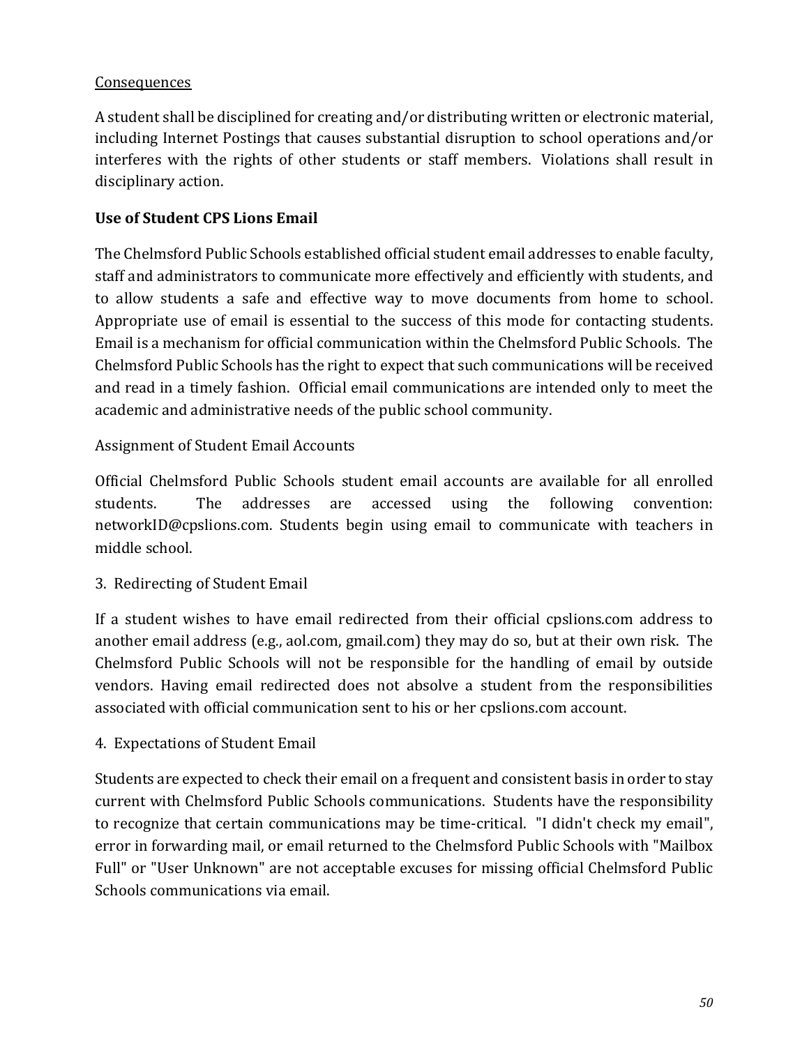Consequences

A student shall be disciplined for creating and/or distributing written or electronic material, including Internet Postings that causes substantial disruption to school operations and/or interferes with the rights of other students or staff members. Violations shall result in disciplinary action.

**Use of Student CPS Lions Email**

The Chelmsford Public Schools established official student email addresses to enable faculty, staff and administrators to communicate more effectively and efficiently with students, and to allow students a safe and effective way to move documents from home to school. Appropriate use of email is essential to the success of this mode for contacting students. Email is a mechanism for official communication within the Chelmsford Public Schools. The Chelmsford Public Schools has the right to expect that such communications will be received and read in a timely fashion. Official email communications are intended only to meet the academic and administrative needs of the public school community.

Assignment of Student Email Accounts

Official Chelmsford Public Schools student email accounts are available for all enrolled students. The addresses are accessed using the following convention: networkID@cpslions.com. Students begin using email to communicate with teachers in middle school.

3. Redirecting of Student Email

If a student wishes to have email redirected from their official cpslions.com address to another email address (e.g., aol.com, gmail.com) they may do so, but at their own risk. The Chelmsford Public Schools will not be responsible for the handling of email by outside vendors. Having email redirected does not absolve a student from the responsibilities associated with official communication sent to his or her cpslions.com account.

4. Expectations of Student Email

Students are expected to check their email on a frequent and consistent basis in order to stay current with Chelmsford Public Schools communications. Students have the responsibility to recognize that certain communications may be time-critical. "I didn't check my email", error in forwarding mail, or email returned to the Chelmsford Public Schools with "Mailbox Full" or "User Unknown" are not acceptable excuses for missing official Chelmsford Public Schools communications via email.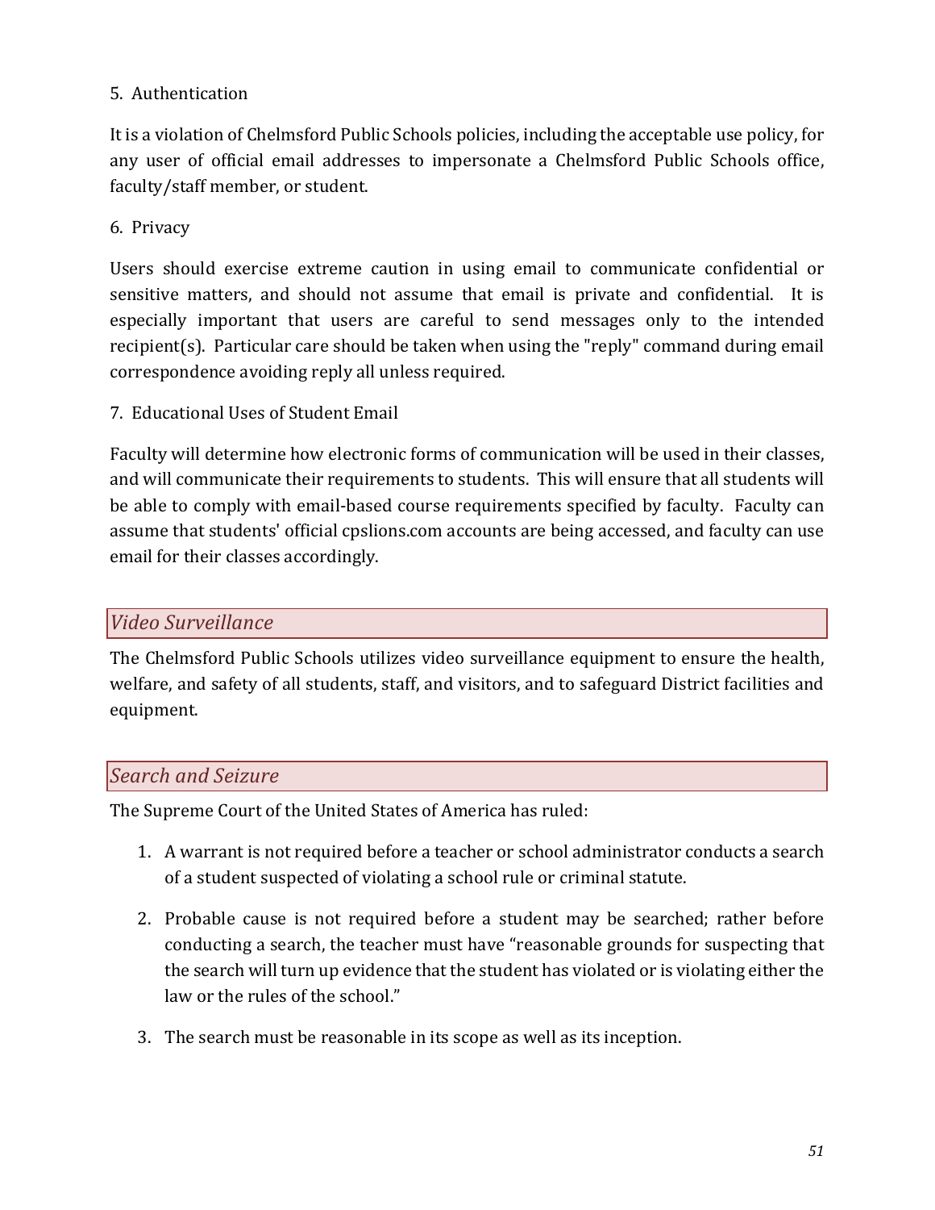5. Authentication

It is a violation of Chelmsford Public Schools policies, including the acceptable use policy, for any user of official email addresses to impersonate a Chelmsford Public Schools office, faculty/staff member, or student.

6. Privacy

Users should exercise extreme caution in using email to communicate confidential or sensitive matters, and should not assume that email is private and confidential. It is especially important that users are careful to send messages only to the intended recipient(s). Particular care should be taken when using the "reply" command during email correspondence avoiding reply all unless required.

7. Educational Uses of Student Email

Faculty will determine how electronic forms of communication will be used in their classes, and will communicate their requirements to students. This will ensure that all students will be able to comply with email-based course requirements specified by faculty. Faculty can assume that students' official cpslions.com accounts are being accessed, and faculty can use email for their classes accordingly.

## *Video Surveillance*

The Chelmsford Public Schools utilizes video surveillance equipment to ensure the health, welfare, and safety of all students, staff, and visitors, and to safeguard District facilities and equipment.

## *Search and Seizure*

The Supreme Court of the United States of America has ruled:

1. A warrant is not required before a teacher or school administrator conducts a search of a student suspected of violating a school rule or criminal statute.

2. Probable cause is not required before a student may be searched; rather before conducting a search, the teacher must have "reasonable grounds for suspecting that the search will turn up evidence that the student has violated or is violating either the law or the rules of the school."

3. The search must be reasonable in its scope as well as its inception.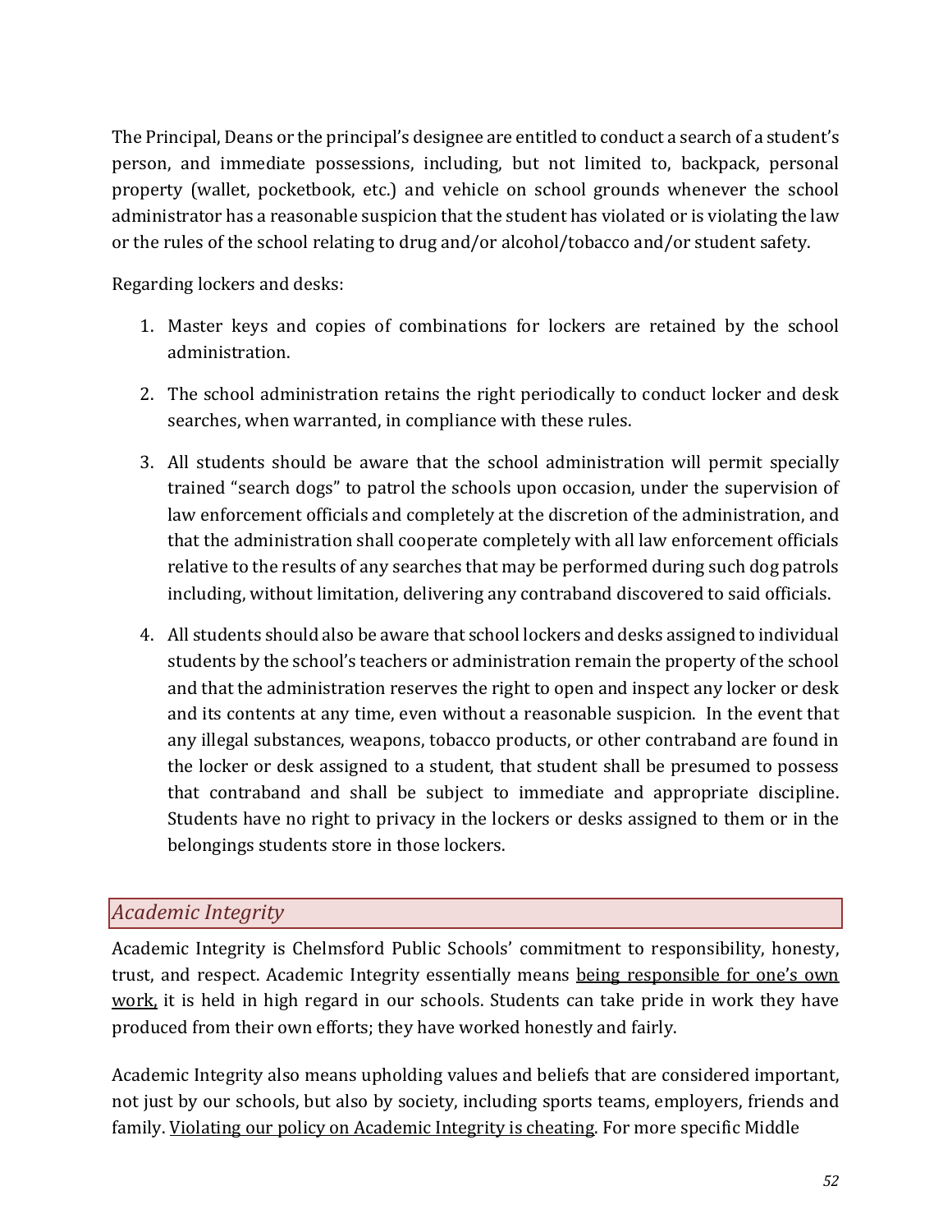The Principal, Deans or the principal's designee are entitled to conduct a search of a student's person, and immediate possessions, including, but not limited to, backpack, personal property (wallet, pocketbook, etc.) and vehicle on school grounds whenever the school administrator has a reasonable suspicion that the student has violated or is violating the law or the rules of the school relating to drug and/or alcohol/tobacco and/or student safety.

Regarding lockers and desks:

1. Master keys and copies of combinations for lockers are retained by the school administration.

2. The school administration retains the right periodically to conduct locker and desk searches, when warranted, in compliance with these rules.

3. All students should be aware that the school administration will permit specially trained "search dogs" to patrol the schools upon occasion, under the supervision of law enforcement officials and completely at the discretion of the administration, and that the administration shall cooperate completely with all law enforcement officials relative to the results of any searches that may be performed during such dog patrols including, without limitation, delivering any contraband discovered to said officials.

4. All students should also be aware that school lockers and desks assigned to individual students by the school's teachers or administration remain the property of the school and that the administration reserves the right to open and inspect any locker or desk and its contents at any time, even without a reasonable suspicion. In the event that any illegal substances, weapons, tobacco products, or other contraband are found in the locker or desk assigned to a student, that student shall be presumed to possess that contraband and shall be subject to immediate and appropriate discipline. Students have no right to privacy in the lockers or desks assigned to them or in the belongings students store in those lockers.

## *Academic Integrity*

Academic Integrity is Chelmsford Public Schools' commitment to responsibility, honesty, trust, and respect. Academic Integrity essentially means <u>being responsible for one's own work,</u> it is held in high regard in our schools. Students can take pride in work they have produced from their own efforts; they have worked honestly and fairly.

Academic Integrity also means upholding values and beliefs that are considered important, not just by our schools, but also by society, including sports teams, employers, friends and family. <u>Violating our policy on Academic Integrity is cheating</u>. For more specific Middle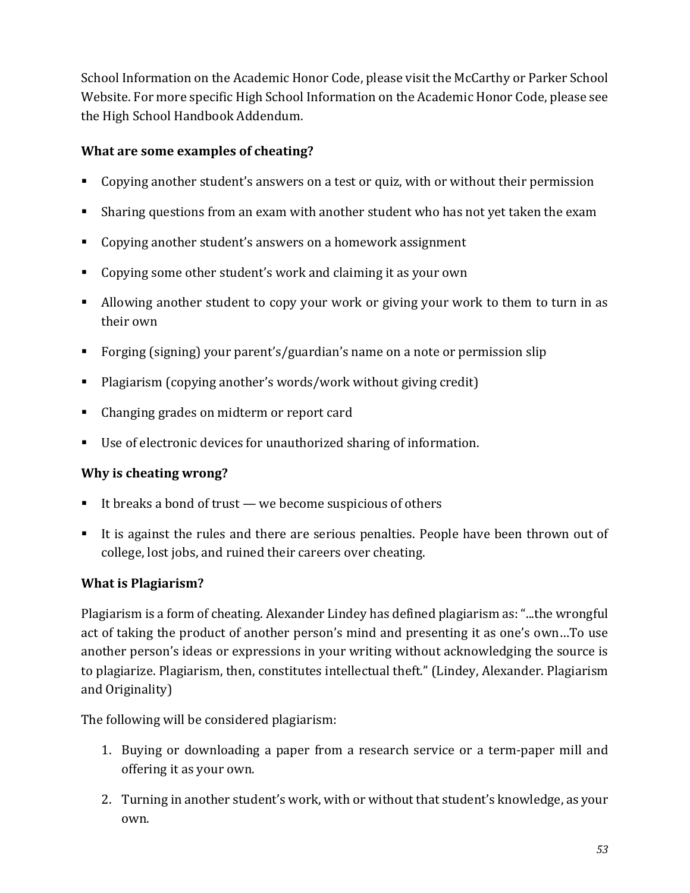School Information on the Academic Honor Code, please visit the McCarthy or Parker School Website. For more specific High School Information on the Academic Honor Code, please see the High School Handbook Addendum.

**What are some examples of cheating?**

- Copying another student's answers on a test or quiz, with or without their permission
- Sharing questions from an exam with another student who has not yet taken the exam
- Copying another student's answers on a homework assignment
- Copying some other student's work and claiming it as your own
- Allowing another student to copy your work or giving your work to them to turn in as their own
- Forging (signing) your parent's/guardian's name on a note or permission slip
- Plagiarism (copying another's words/work without giving credit)
- Changing grades on midterm or report card
- Use of electronic devices for unauthorized sharing of information.

**Why is cheating wrong?**

- It breaks a bond of trust — we become suspicious of others
- It is against the rules and there are serious penalties. People have been thrown out of college, lost jobs, and ruined their careers over cheating.

**What is Plagiarism?**

Plagiarism is a form of cheating. Alexander Lindey has defined plagiarism as: "...the wrongful act of taking the product of another person's mind and presenting it as one's own…To use another person's ideas or expressions in your writing without acknowledging the source is to plagiarize. Plagiarism, then, constitutes intellectual theft." (Lindey, Alexander. Plagiarism and Originality)

The following will be considered plagiarism:

1. Buying or downloading a paper from a research service or a term-paper mill and offering it as your own.
2. Turning in another student's work, with or without that student's knowledge, as your own.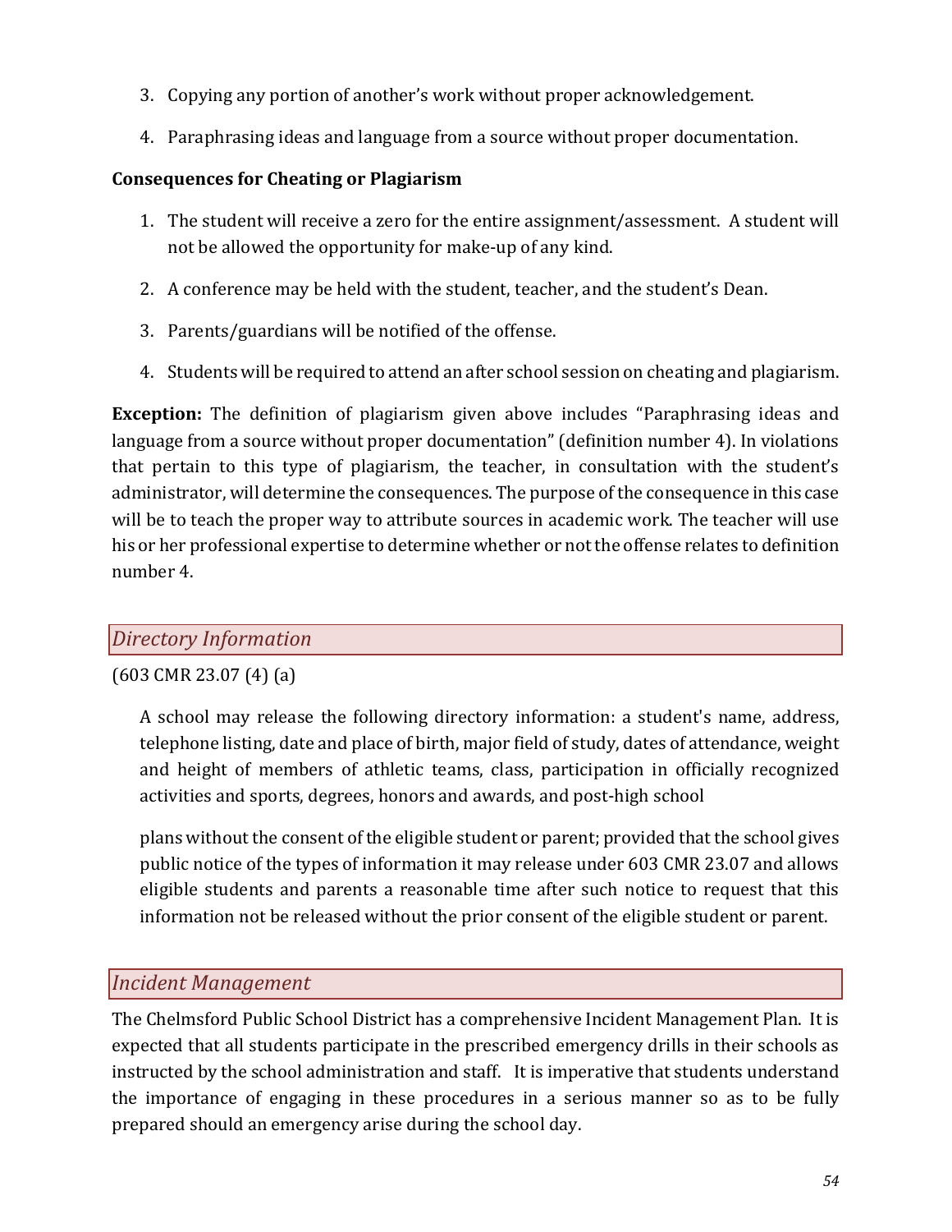3. Copying any portion of another's work without proper acknowledgement.
4. Paraphrasing ideas and language from a source without proper documentation.

**Consequences for Cheating or Plagiarism**

1. The student will receive a zero for the entire assignment/assessment. A student will not be allowed the opportunity for make-up of any kind.
2. A conference may be held with the student, teacher, and the student's Dean.
3. Parents/guardians will be notified of the offense.
4. Students will be required to attend an after school session on cheating and plagiarism.

**Exception:** The definition of plagiarism given above includes "Paraphrasing ideas and language from a source without proper documentation" (definition number 4). In violations that pertain to this type of plagiarism, the teacher, in consultation with the student's administrator, will determine the consequences. The purpose of the consequence in this case will be to teach the proper way to attribute sources in academic work. The teacher will use his or her professional expertise to determine whether or not the offense relates to definition number 4.

## *Directory Information*

(603 CMR 23.07 (4) (a)

> A school may release the following directory information: a student's name, address, telephone listing, date and place of birth, major field of study, dates of attendance, weight and height of members of athletic teams, class, participation in officially recognized activities and sports, degrees, honors and awards, and post-high school
>
> plans without the consent of the eligible student or parent; provided that the school gives public notice of the types of information it may release under 603 CMR 23.07 and allows eligible students and parents a reasonable time after such notice to request that this information not be released without the prior consent of the eligible student or parent.

## *Incident Management*

The Chelmsford Public School District has a comprehensive Incident Management Plan. It is expected that all students participate in the prescribed emergency drills in their schools as instructed by the school administration and staff. It is imperative that students understand the importance of engaging in these procedures in a serious manner so as to be fully prepared should an emergency arise during the school day.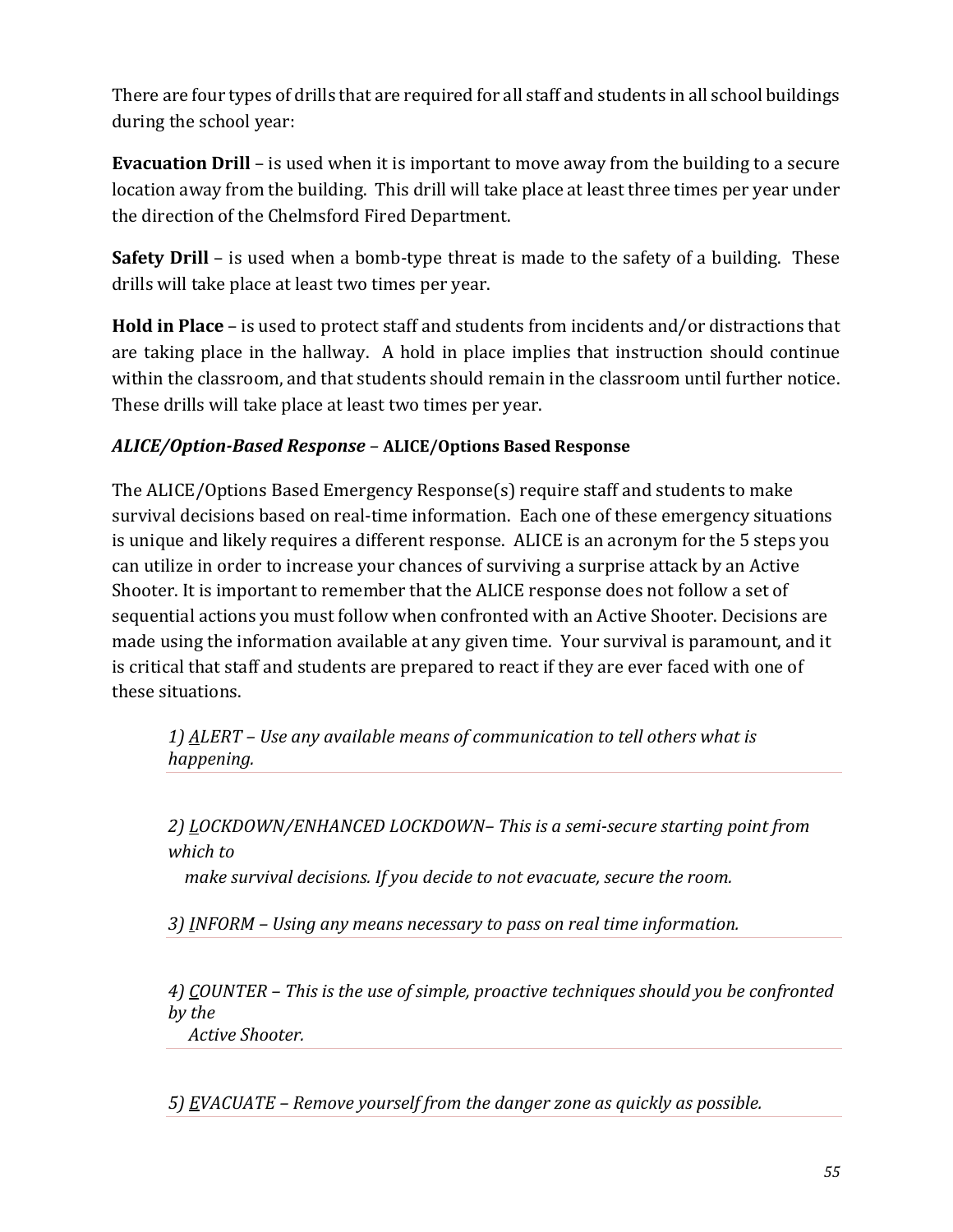There are four types of drills that are required for all staff and students in all school buildings during the school year:

**Evacuation Drill** – is used when it is important to move away from the building to a secure location away from the building. This drill will take place at least three times per year under the direction of the Chelmsford Fired Department.

**Safety Drill** – is used when a bomb-type threat is made to the safety of a building. These drills will take place at least two times per year.

**Hold in Place** – is used to protect staff and students from incidents and/or distractions that are taking place in the hallway. A hold in place implies that instruction should continue within the classroom, and that students should remain in the classroom until further notice. These drills will take place at least two times per year.

***ALICE/Option-Based Response*** – **ALICE/Options Based Response**

The ALICE/Options Based Emergency Response(s) require staff and students to make survival decisions based on real-time information. Each one of these emergency situations is unique and likely requires a different response. ALICE is an acronym for the 5 steps you can utilize in order to increase your chances of surviving a surprise attack by an Active Shooter. It is important to remember that the ALICE response does not follow a set of sequential actions you must follow when confronted with an Active Shooter. Decisions are made using the information available at any given time. Your survival is paramount, and it is critical that staff and students are prepared to react if they are ever faced with one of these situations.

*1) <u>A</u>LERT – Use any available means of communication to tell others what is happening.*

*2) <u>L</u>OCKDOWN/ENHANCED LOCKDOWN– This is a semi-secure starting point from which to make survival decisions. If you decide to not evacuate, secure the room.*

*3) <u>I</u>NFORM – Using any means necessary to pass on real time information.*

*4) <u>C</u>OUNTER – This is the use of simple, proactive techniques should you be confronted by the Active Shooter.*

*5) <u>E</u>VACUATE – Remove yourself from the danger zone as quickly as possible.*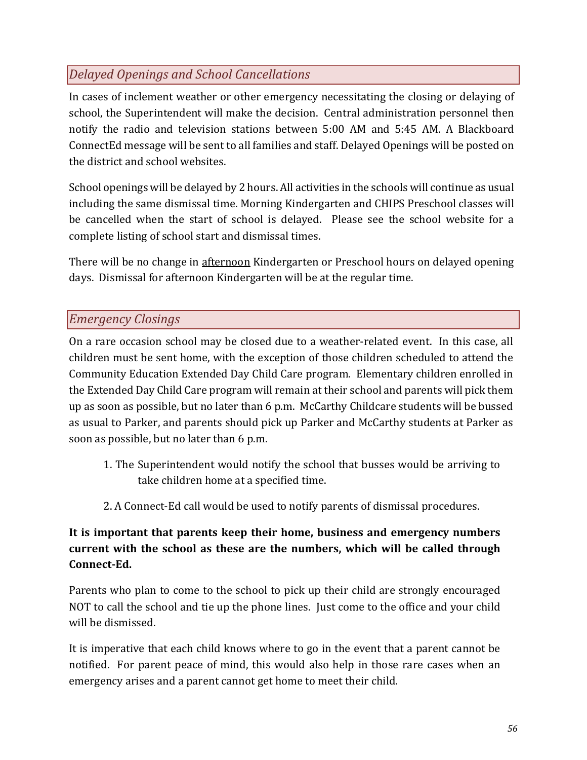## *Delayed Openings and School Cancellations*

In cases of inclement weather or other emergency necessitating the closing or delaying of school, the Superintendent will make the decision. Central administration personnel then notify the radio and television stations between 5:00 AM and 5:45 AM. A Blackboard ConnectEd message will be sent to all families and staff. Delayed Openings will be posted on the district and school websites.

School openings will be delayed by 2 hours. All activities in the schools will continue as usual including the same dismissal time. Morning Kindergarten and CHIPS Preschool classes will be cancelled when the start of school is delayed. Please see the school website for a complete listing of school start and dismissal times.

There will be no change in <u>afternoon</u> Kindergarten or Preschool hours on delayed opening days. Dismissal for afternoon Kindergarten will be at the regular time.

## *Emergency Closings*

On a rare occasion school may be closed due to a weather-related event. In this case, all children must be sent home, with the exception of those children scheduled to attend the Community Education Extended Day Child Care program. Elementary children enrolled in the Extended Day Child Care program will remain at their school and parents will pick them up as soon as possible, but no later than 6 p.m. McCarthy Childcare students will be bussed as usual to Parker, and parents should pick up Parker and McCarthy students at Parker as soon as possible, but no later than 6 p.m.

1. The Superintendent would notify the school that busses would be arriving to take children home at a specified time.
2. A Connect-Ed call would be used to notify parents of dismissal procedures.

**It is important that parents keep their home, business and emergency numbers current with the school as these are the numbers, which will be called through Connect-Ed.**

Parents who plan to come to the school to pick up their child are strongly encouraged NOT to call the school and tie up the phone lines. Just come to the office and your child will be dismissed.

It is imperative that each child knows where to go in the event that a parent cannot be notified. For parent peace of mind, this would also help in those rare cases when an emergency arises and a parent cannot get home to meet their child.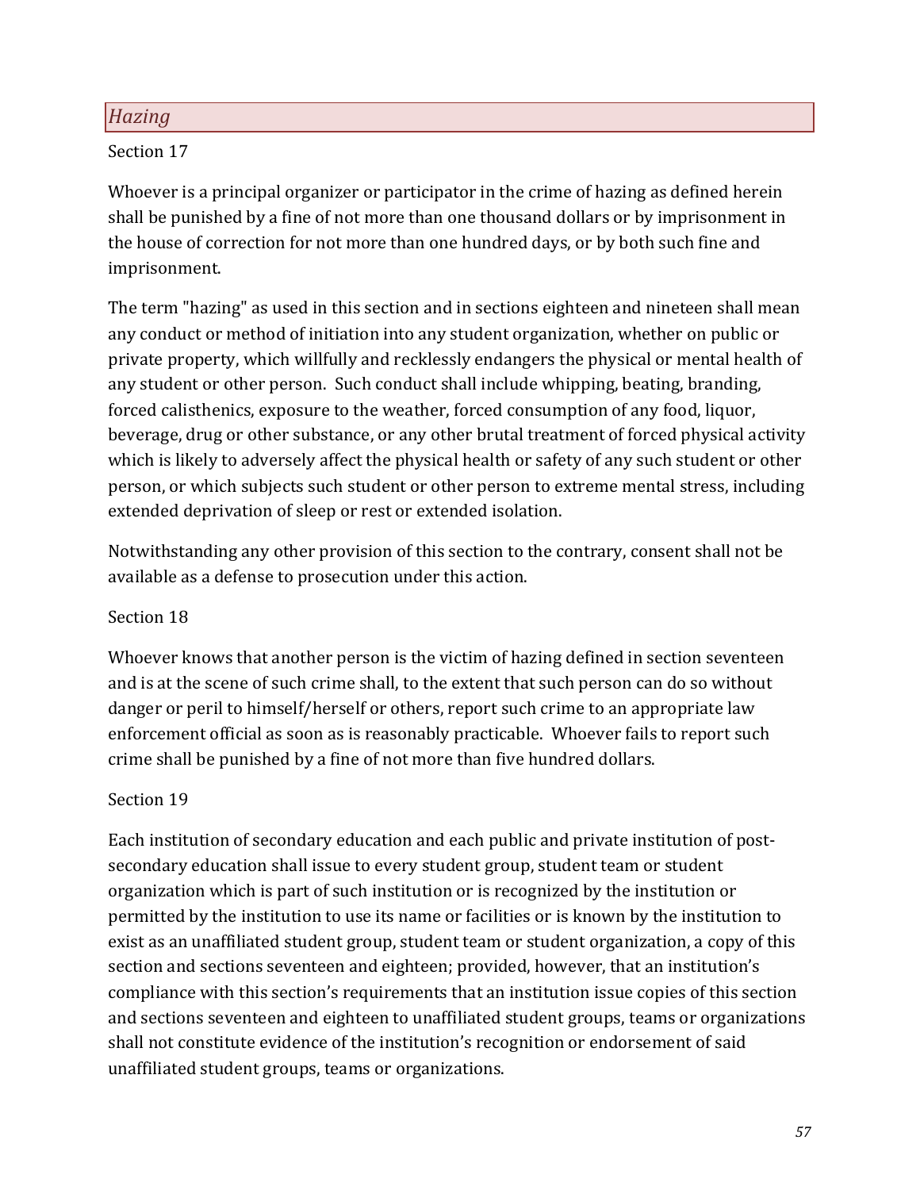## *Hazing*

Section 17

Whoever is a principal organizer or participator in the crime of hazing as defined herein shall be punished by a fine of not more than one thousand dollars or by imprisonment in the house of correction for not more than one hundred days, or by both such fine and imprisonment.

The term "hazing" as used in this section and in sections eighteen and nineteen shall mean any conduct or method of initiation into any student organization, whether on public or private property, which willfully and recklessly endangers the physical or mental health of any student or other person. Such conduct shall include whipping, beating, branding, forced calisthenics, exposure to the weather, forced consumption of any food, liquor, beverage, drug or other substance, or any other brutal treatment of forced physical activity which is likely to adversely affect the physical health or safety of any such student or other person, or which subjects such student or other person to extreme mental stress, including extended deprivation of sleep or rest or extended isolation.

Notwithstanding any other provision of this section to the contrary, consent shall not be available as a defense to prosecution under this action.

Section 18

Whoever knows that another person is the victim of hazing defined in section seventeen and is at the scene of such crime shall, to the extent that such person can do so without danger or peril to himself/herself or others, report such crime to an appropriate law enforcement official as soon as is reasonably practicable. Whoever fails to report such crime shall be punished by a fine of not more than five hundred dollars.

Section 19

Each institution of secondary education and each public and private institution of post-secondary education shall issue to every student group, student team or student organization which is part of such institution or is recognized by the institution or permitted by the institution to use its name or facilities or is known by the institution to exist as an unaffiliated student group, student team or student organization, a copy of this section and sections seventeen and eighteen; provided, however, that an institution's compliance with this section's requirements that an institution issue copies of this section and sections seventeen and eighteen to unaffiliated student groups, teams or organizations shall not constitute evidence of the institution's recognition or endorsement of said unaffiliated student groups, teams or organizations.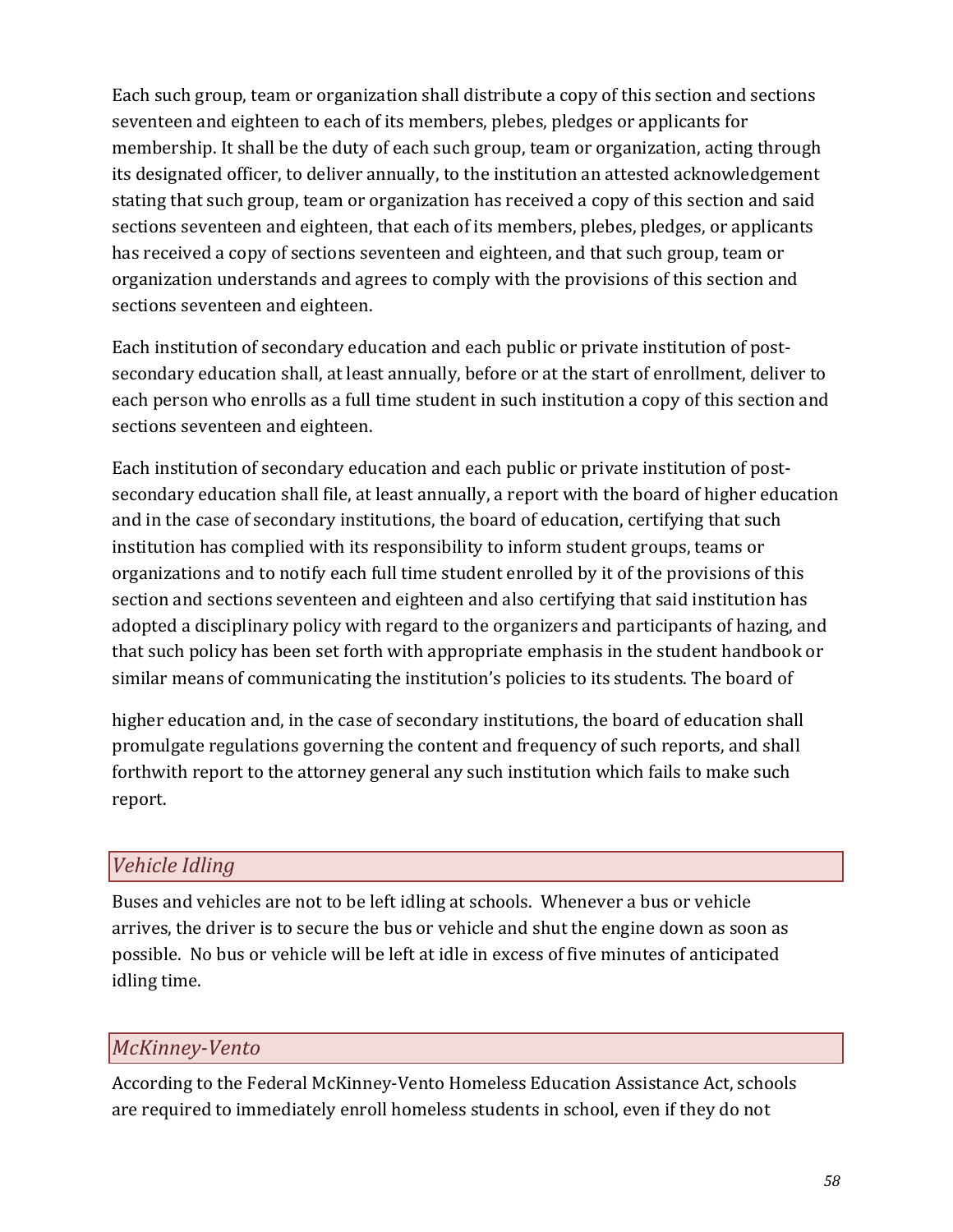Each such group, team or organization shall distribute a copy of this section and sections seventeen and eighteen to each of its members, plebes, pledges or applicants for membership. It shall be the duty of each such group, team or organization, acting through its designated officer, to deliver annually, to the institution an attested acknowledgement stating that such group, team or organization has received a copy of this section and said sections seventeen and eighteen, that each of its members, plebes, pledges, or applicants has received a copy of sections seventeen and eighteen, and that such group, team or organization understands and agrees to comply with the provisions of this section and sections seventeen and eighteen.

Each institution of secondary education and each public or private institution of post-secondary education shall, at least annually, before or at the start of enrollment, deliver to each person who enrolls as a full time student in such institution a copy of this section and sections seventeen and eighteen.

Each institution of secondary education and each public or private institution of post-secondary education shall file, at least annually, a report with the board of higher education and in the case of secondary institutions, the board of education, certifying that such institution has complied with its responsibility to inform student groups, teams or organizations and to notify each full time student enrolled by it of the provisions of this section and sections seventeen and eighteen and also certifying that said institution has adopted a disciplinary policy with regard to the organizers and participants of hazing, and that such policy has been set forth with appropriate emphasis in the student handbook or similar means of communicating the institution's policies to its students. The board of higher education and, in the case of secondary institutions, the board of education shall promulgate regulations governing the content and frequency of such reports, and shall forthwith report to the attorney general any such institution which fails to make such report.

## *Vehicle Idling*

Buses and vehicles are not to be left idling at schools. Whenever a bus or vehicle arrives, the driver is to secure the bus or vehicle and shut the engine down as soon as possible. No bus or vehicle will be left at idle in excess of five minutes of anticipated idling time.

## *McKinney-Vento*

According to the Federal McKinney-Vento Homeless Education Assistance Act, schools are required to immediately enroll homeless students in school, even if they do not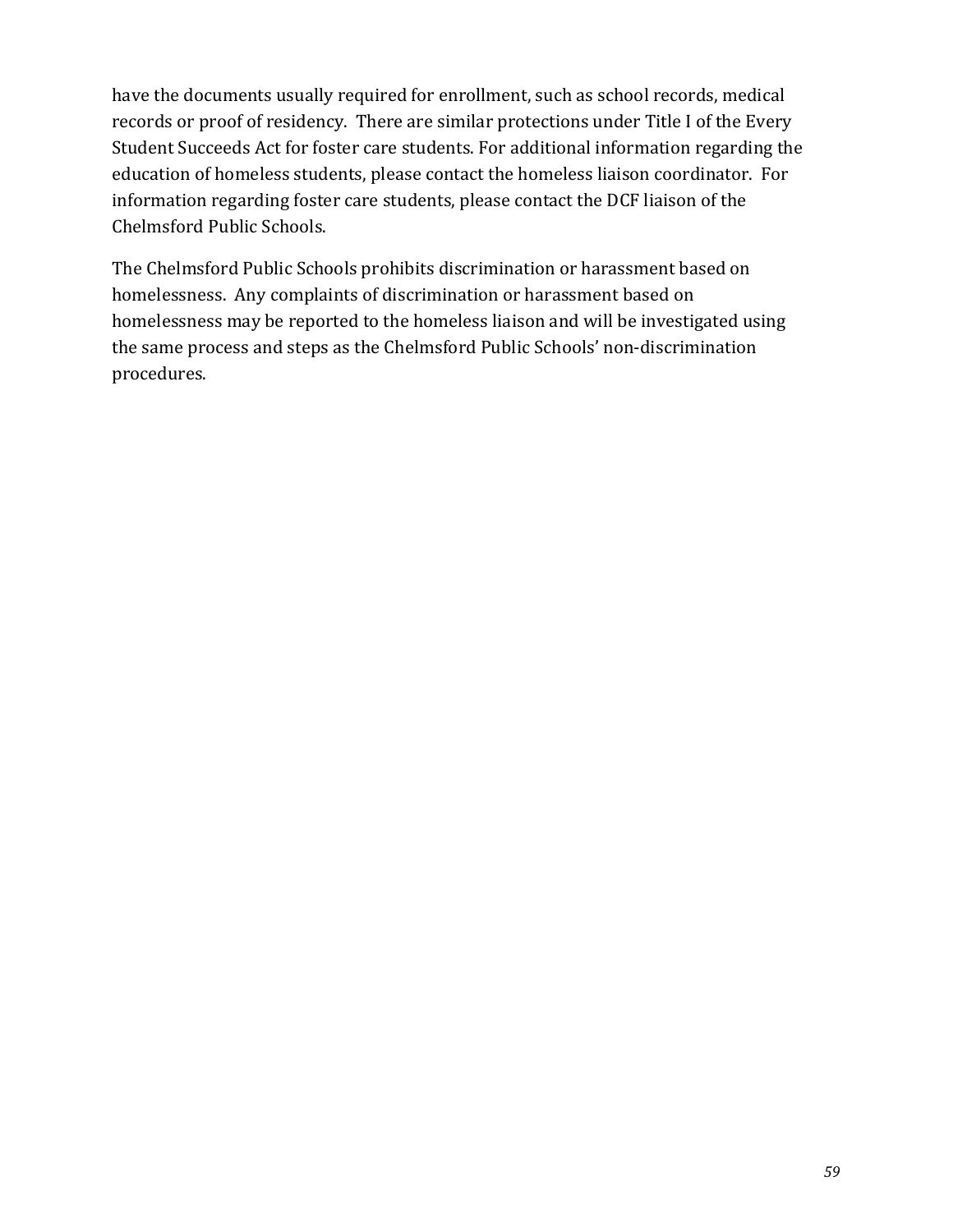have the documents usually required for enrollment, such as school records, medical records or proof of residency. There are similar protections under Title I of the Every Student Succeeds Act for foster care students. For additional information regarding the education of homeless students, please contact the homeless liaison coordinator. For information regarding foster care students, please contact the DCF liaison of the Chelmsford Public Schools.

The Chelmsford Public Schools prohibits discrimination or harassment based on homelessness. Any complaints of discrimination or harassment based on homelessness may be reported to the homeless liaison and will be investigated using the same process and steps as the Chelmsford Public Schools' non-discrimination procedures.